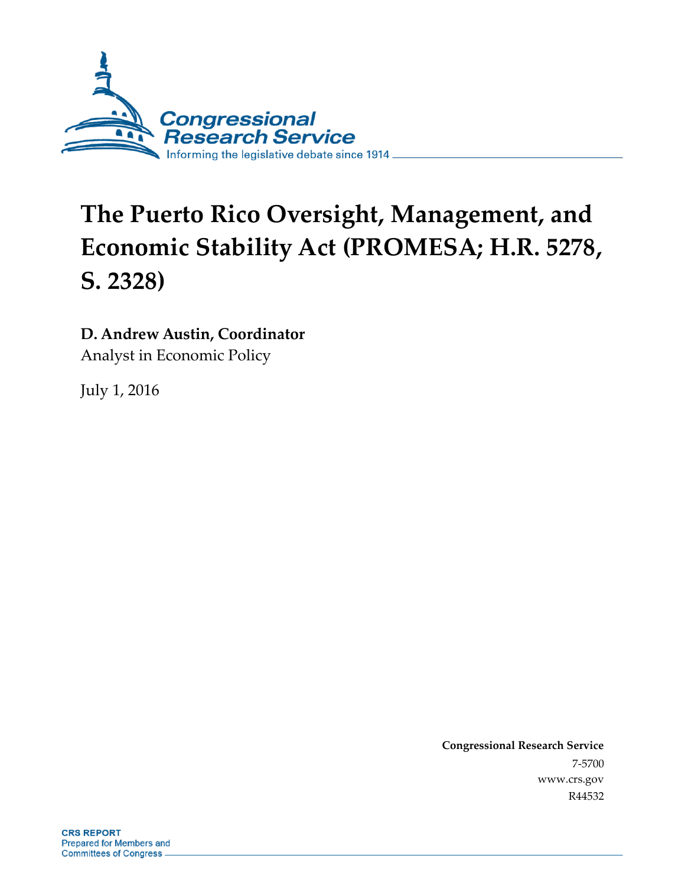Congressional Research Service

Informing the legislative debate since 1914

# The Puerto Rico Oversight, Management, and Economic Stability Act (PROMESA; H.R. 5278, S. 2328)

**D. Andrew Austin, Coordinator**
Analyst in Economic Policy

July 1, 2016

**Congressional Research Service**
7-5700
www.crs.gov
R44532

**CRS REPORT**
Prepared for Members and Committees of Congress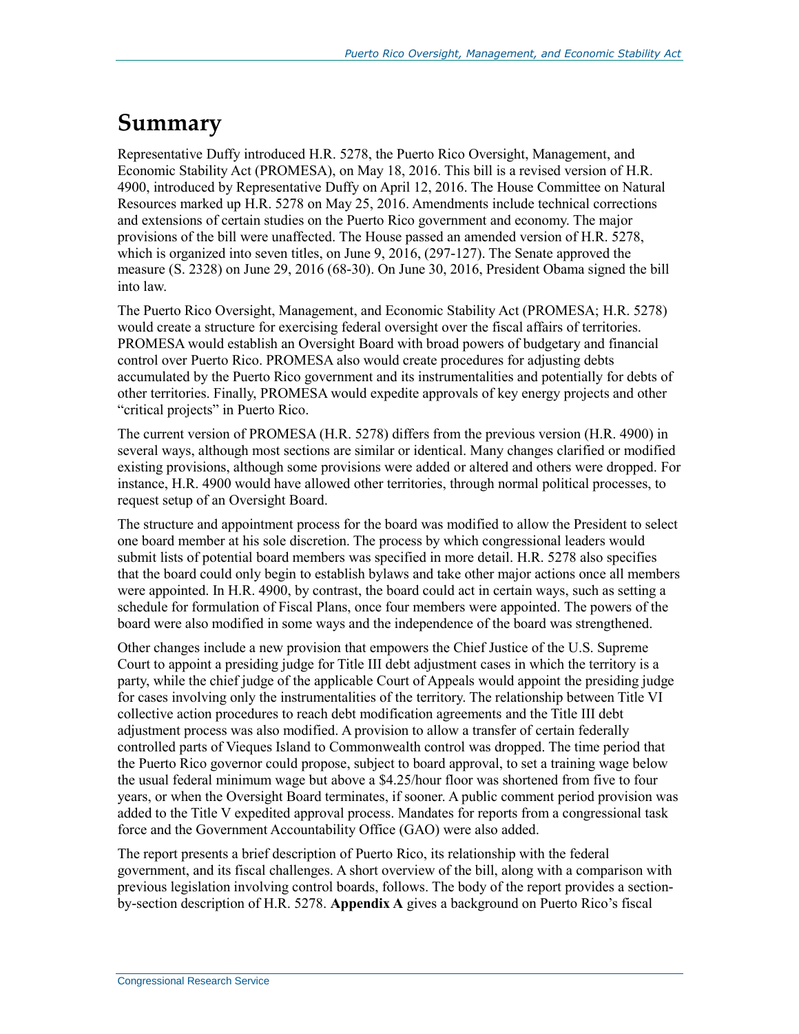# Summary

Representative Duffy introduced H.R. 5278, the Puerto Rico Oversight, Management, and Economic Stability Act (PROMESA), on May 18, 2016. This bill is a revised version of H.R. 4900, introduced by Representative Duffy on April 12, 2016. The House Committee on Natural Resources marked up H.R. 5278 on May 25, 2016. Amendments include technical corrections and extensions of certain studies on the Puerto Rico government and economy. The major provisions of the bill were unaffected. The House passed an amended version of H.R. 5278, which is organized into seven titles, on June 9, 2016, (297-127). The Senate approved the measure (S. 2328) on June 29, 2016 (68-30). On June 30, 2016, President Obama signed the bill into law.

The Puerto Rico Oversight, Management, and Economic Stability Act (PROMESA; H.R. 5278) would create a structure for exercising federal oversight over the fiscal affairs of territories. PROMESA would establish an Oversight Board with broad powers of budgetary and financial control over Puerto Rico. PROMESA also would create procedures for adjusting debts accumulated by the Puerto Rico government and its instrumentalities and potentially for debts of other territories. Finally, PROMESA would expedite approvals of key energy projects and other "critical projects" in Puerto Rico.

The current version of PROMESA (H.R. 5278) differs from the previous version (H.R. 4900) in several ways, although most sections are similar or identical. Many changes clarified or modified existing provisions, although some provisions were added or altered and others were dropped. For instance, H.R. 4900 would have allowed other territories, through normal political processes, to request setup of an Oversight Board.

The structure and appointment process for the board was modified to allow the President to select one board member at his sole discretion. The process by which congressional leaders would submit lists of potential board members was specified in more detail. H.R. 5278 also specifies that the board could only begin to establish bylaws and take other major actions once all members were appointed. In H.R. 4900, by contrast, the board could act in certain ways, such as setting a schedule for formulation of Fiscal Plans, once four members were appointed. The powers of the board were also modified in some ways and the independence of the board was strengthened.

Other changes include a new provision that empowers the Chief Justice of the U.S. Supreme Court to appoint a presiding judge for Title III debt adjustment cases in which the territory is a party, while the chief judge of the applicable Court of Appeals would appoint the presiding judge for cases involving only the instrumentalities of the territory. The relationship between Title VI collective action procedures to reach debt modification agreements and the Title III debt adjustment process was also modified. A provision to allow a transfer of certain federally controlled parts of Vieques Island to Commonwealth control was dropped. The time period that the Puerto Rico governor could propose, subject to board approval, to set a training wage below the usual federal minimum wage but above a $4.25/hour floor was shortened from five to four years, or when the Oversight Board terminates, if sooner. A public comment period provision was added to the Title V expedited approval process. Mandates for reports from a congressional task force and the Government Accountability Office (GAO) were also added.

The report presents a brief description of Puerto Rico, its relationship with the federal government, and its fiscal challenges. A short overview of the bill, along with a comparison with previous legislation involving control boards, follows. The body of the report provides a section-by-section description of H.R. 5278. **Appendix A** gives a background on Puerto Rico's fiscal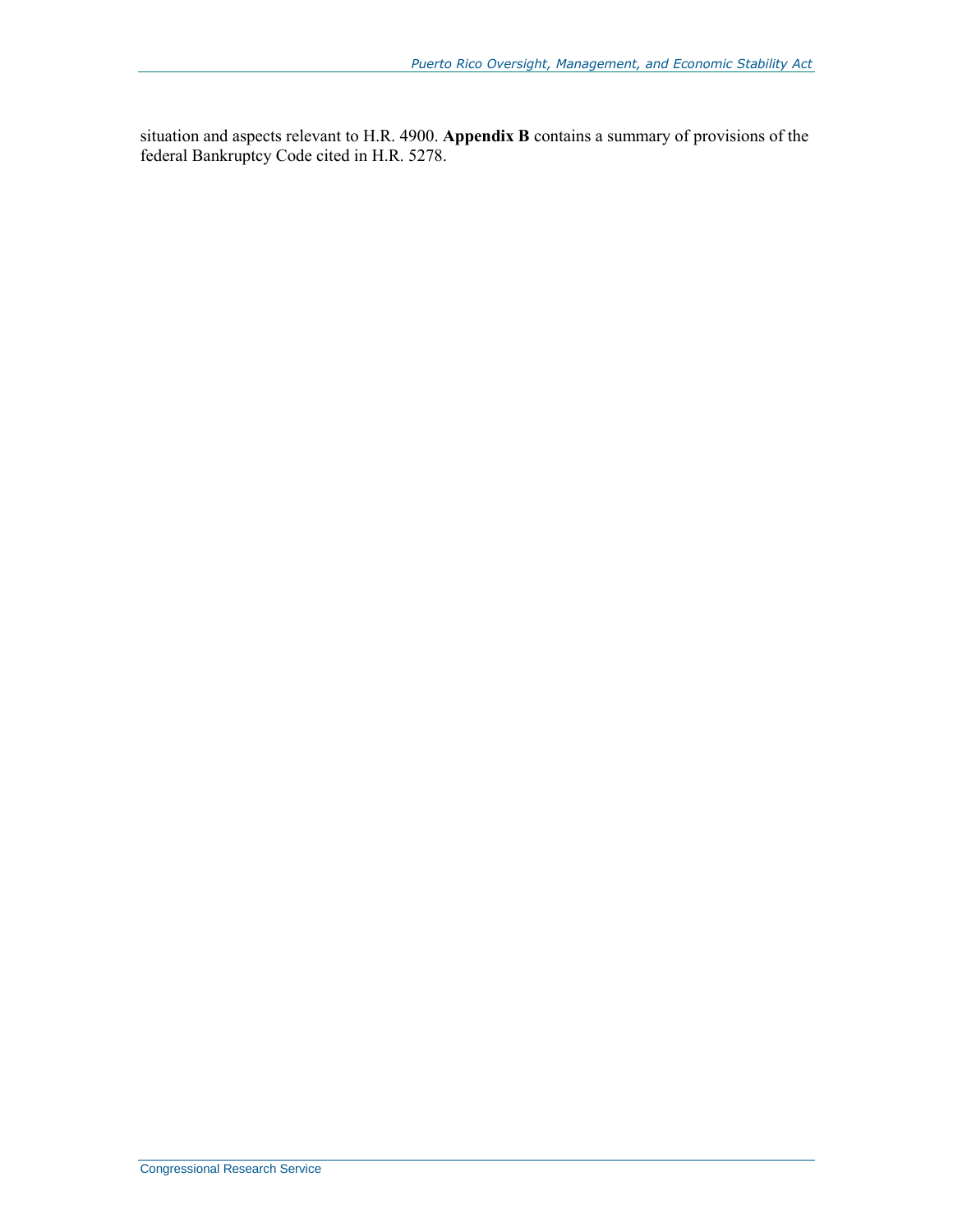situation and aspects relevant to H.R. 4900. **Appendix B** contains a summary of provisions of the federal Bankruptcy Code cited in H.R. 5278.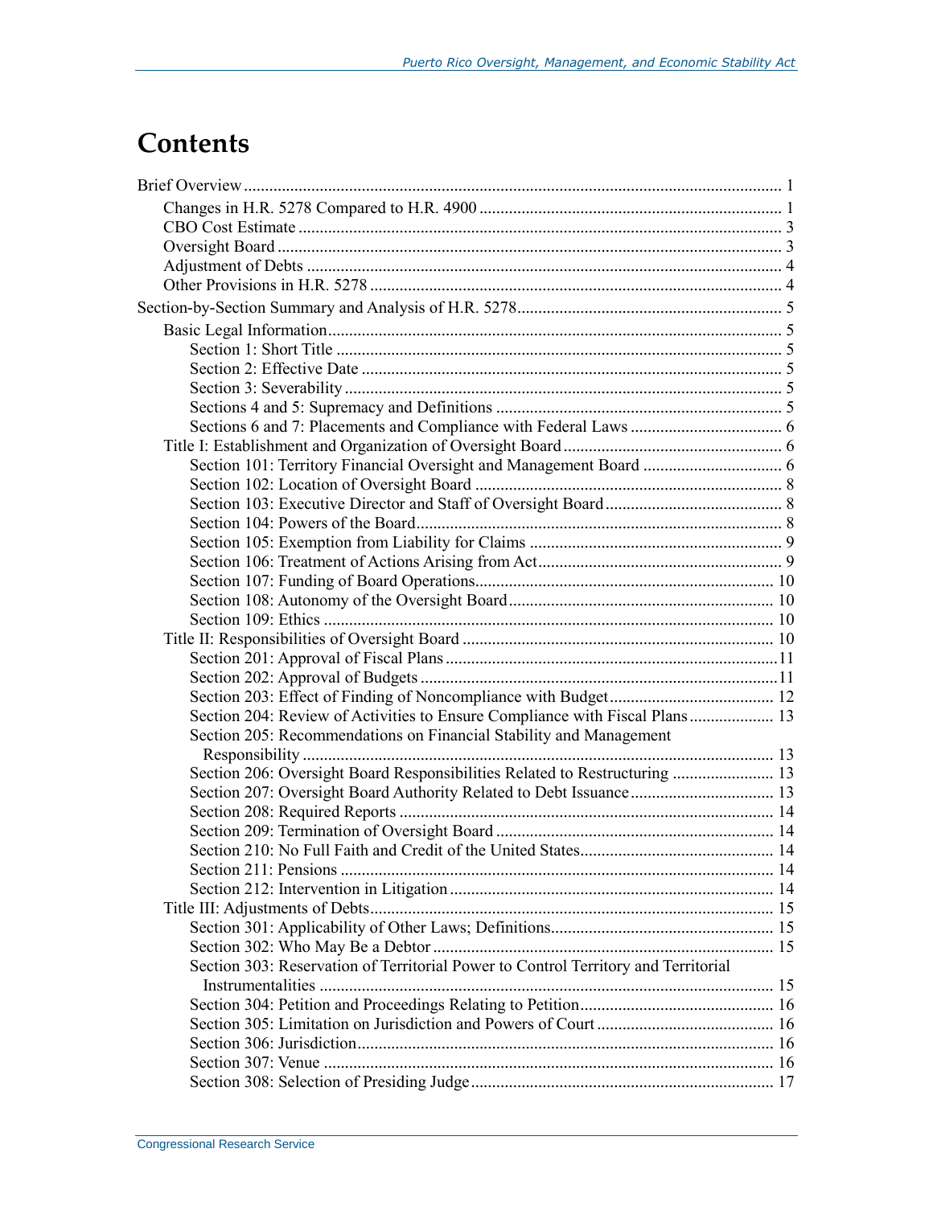# Contents

Brief Overview ... 1

- Changes in H.R. 5278 Compared to H.R. 4900 ... 1
- CBO Cost Estimate ... 3
- Oversight Board ... 3
- Adjustment of Debts ... 4
- Other Provisions in H.R. 5278 ... 4

Section-by-Section Summary and Analysis of H.R. 5278 ... 5

- Basic Legal Information ... 5
  - Section 1: Short Title ... 5
  - Section 2: Effective Date ... 5
  - Section 3: Severability ... 5
  - Sections 4 and 5: Supremacy and Definitions ... 5
  - Sections 6 and 7: Placements and Compliance with Federal Laws ... 6
- Title I: Establishment and Organization of Oversight Board ... 6
  - Section 101: Territory Financial Oversight and Management Board ... 6
  - Section 102: Location of Oversight Board ... 8
  - Section 103: Executive Director and Staff of Oversight Board ... 8
  - Section 104: Powers of the Board ... 8
  - Section 105: Exemption from Liability for Claims ... 9
  - Section 106: Treatment of Actions Arising from Act ... 9
  - Section 107: Funding of Board Operations ... 10
  - Section 108: Autonomy of the Oversight Board ... 10
  - Section 109: Ethics ... 10
- Title II: Responsibilities of Oversight Board ... 10
  - Section 201: Approval of Fiscal Plans ... 11
  - Section 202: Approval of Budgets ... 11
  - Section 203: Effect of Finding of Noncompliance with Budget ... 12
  - Section 204: Review of Activities to Ensure Compliance with Fiscal Plans ... 13
  - Section 205: Recommendations on Financial Stability and Management Responsibility ... 13
  - Section 206: Oversight Board Responsibilities Related to Restructuring ... 13
  - Section 207: Oversight Board Authority Related to Debt Issuance ... 13
  - Section 208: Required Reports ... 14
  - Section 209: Termination of Oversight Board ... 14
  - Section 210: No Full Faith and Credit of the United States ... 14
  - Section 211: Pensions ... 14
  - Section 212: Intervention in Litigation ... 14
- Title III: Adjustments of Debts ... 15
  - Section 301: Applicability of Other Laws; Definitions ... 15
  - Section 302: Who May Be a Debtor ... 15
  - Section 303: Reservation of Territorial Power to Control Territory and Territorial Instrumentalities ... 15
  - Section 304: Petition and Proceedings Relating to Petition ... 16
  - Section 305: Limitation on Jurisdiction and Powers of Court ... 16
  - Section 306: Jurisdiction ... 16
  - Section 307: Venue ... 16
  - Section 308: Selection of Presiding Judge ... 17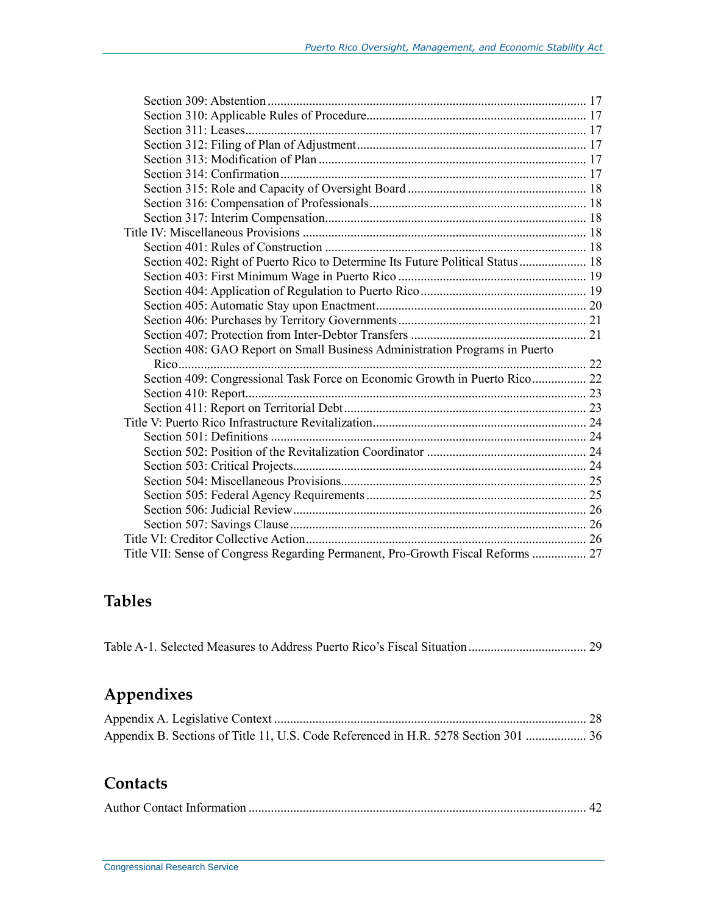Section 309: Abstention .................................................................................................. 17
Section 310: Applicable Rules of Procedure.................................................................... 17
Section 311: Leases.......................................................................................................... 17
Section 312: Filing of Plan of Adjustment....................................................................... 17
Section 313: Modification of Plan ................................................................................... 17
Section 314: Confirmation ............................................................................................... 17
Section 315: Role and Capacity of Oversight Board ........................................................ 18
Section 316: Compensation of Professionals.................................................................... 18
Section 317: Interim Compensation.................................................................................. 18

Title IV: Miscellaneous Provisions ......................................................................................... 18

Section 401: Rules of Construction .................................................................................. 18
Section 402: Right of Puerto Rico to Determine Its Future Political Status..................... 18
Section 403: First Minimum Wage in Puerto Rico ........................................................... 19
Section 404: Application of Regulation to Puerto Rico.................................................... 19
Section 405: Automatic Stay upon Enactment.................................................................. 20
Section 406: Purchases by Territory Governments........................................................... 21
Section 407: Protection from Inter-Debtor Transfers ....................................................... 21
Section 408: GAO Report on Small Business Administration Programs in Puerto Rico................................................................................................................................ 22
Section 409: Congressional Task Force on Economic Growth in Puerto Rico................. 22
Section 410: Report........................................................................................................... 23
Section 411: Report on Territorial Debt............................................................................ 23

Title V: Puerto Rico Infrastructure Revitalization................................................................... 24

Section 501: Definitions ................................................................................................... 24
Section 502: Position of the Revitalization Coordinator .................................................. 24
Section 503: Critical Projects............................................................................................ 24
Section 504: Miscellaneous Provisions............................................................................. 25
Section 505: Federal Agency Requirements ..................................................................... 25
Section 506: Judicial Review............................................................................................ 26
Section 507: Savings Clause............................................................................................. 26

Title VI: Creditor Collective Action........................................................................................ 26

Title VII: Sense of Congress Regarding Permanent, Pro-Growth Fiscal Reforms ................. 27

## Tables

Table A-1. Selected Measures to Address Puerto Rico's Fiscal Situation..................................... 29

## Appendixes

Appendix A. Legislative Context .................................................................................................. 28
Appendix B. Sections of Title 11, U.S. Code Referenced in H.R. 5278 Section 301 ................... 36

## Contacts

Author Contact Information .......................................................................................................... 42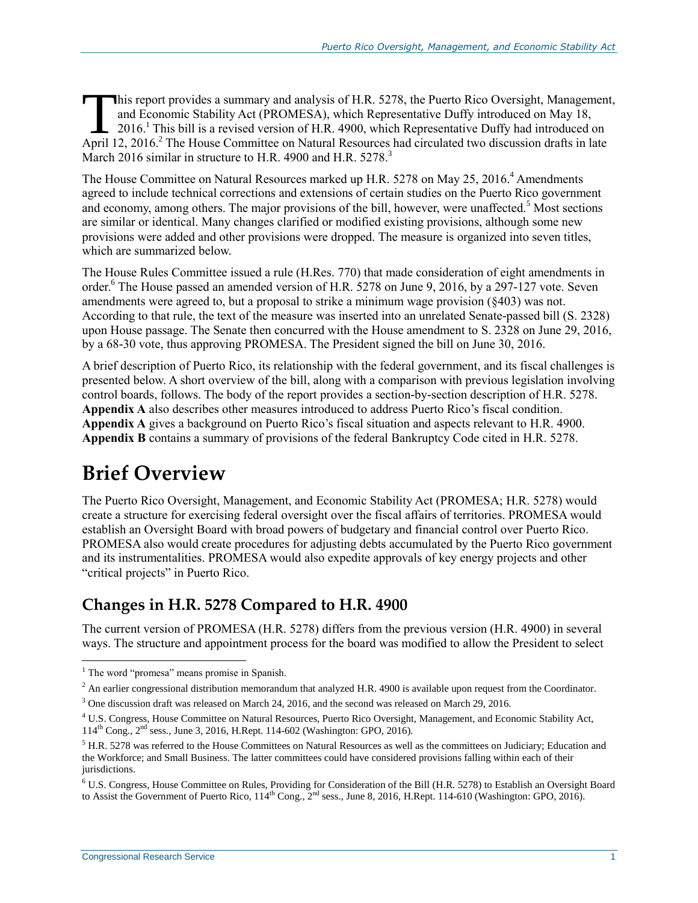This report provides a summary and analysis of H.R. 5278, the Puerto Rico Oversight, Management, and Economic Stability Act (PROMESA), which Representative Duffy introduced on May 18, 2016.[1] This bill is a revised version of H.R. 4900, which Representative Duffy had introduced on April 12, 2016.[2] The House Committee on Natural Resources had circulated two discussion drafts in late March 2016 similar in structure to H.R. 4900 and H.R. 5278.[3]

The House Committee on Natural Resources marked up H.R. 5278 on May 25, 2016.[4] Amendments agreed to include technical corrections and extensions of certain studies on the Puerto Rico government and economy, among others. The major provisions of the bill, however, were unaffected.[5] Most sections are similar or identical. Many changes clarified or modified existing provisions, although some new provisions were added and other provisions were dropped. The measure is organized into seven titles, which are summarized below.

The House Rules Committee issued a rule (H.Res. 770) that made consideration of eight amendments in order.[6] The House passed an amended version of H.R. 5278 on June 9, 2016, by a 297-127 vote. Seven amendments were agreed to, but a proposal to strike a minimum wage provision (§403) was not. According to that rule, the text of the measure was inserted into an unrelated Senate-passed bill (S. 2328) upon House passage. The Senate then concurred with the House amendment to S. 2328 on June 29, 2016, by a 68-30 vote, thus approving PROMESA. The President signed the bill on June 30, 2016.

A brief description of Puerto Rico, its relationship with the federal government, and its fiscal challenges is presented below. A short overview of the bill, along with a comparison with previous legislation involving control boards, follows. The body of the report provides a section-by-section description of H.R. 5278. **Appendix A** also describes other measures introduced to address Puerto Rico's fiscal condition. **Appendix A** gives a background on Puerto Rico's fiscal situation and aspects relevant to H.R. 4900. **Appendix B** contains a summary of provisions of the federal Bankruptcy Code cited in H.R. 5278.

# Brief Overview

The Puerto Rico Oversight, Management, and Economic Stability Act (PROMESA; H.R. 5278) would create a structure for exercising federal oversight over the fiscal affairs of territories. PROMESA would establish an Oversight Board with broad powers of budgetary and financial control over Puerto Rico. PROMESA also would create procedures for adjusting debts accumulated by the Puerto Rico government and its instrumentalities. PROMESA would also expedite approvals of key energy projects and other "critical projects" in Puerto Rico.

## Changes in H.R. 5278 Compared to H.R. 4900

The current version of PROMESA (H.R. 5278) differs from the previous version (H.R. 4900) in several ways. The structure and appointment process for the board was modified to allow the President to select

---

[1] The word "promesa" means promise in Spanish.

[2] An earlier congressional distribution memorandum that analyzed H.R. 4900 is available upon request from the Coordinator.

[3] One discussion draft was released on March 24, 2016, and the second was released on March 29, 2016.

[4] U.S. Congress, House Committee on Natural Resources, Puerto Rico Oversight, Management, and Economic Stability Act, 114th Cong., 2nd sess., June 3, 2016, H.Rept. 114-602 (Washington: GPO, 2016).

[5] H.R. 5278 was referred to the House Committees on Natural Resources as well as the committees on Judiciary; Education and the Workforce; and Small Business. The latter committees could have considered provisions falling within each of their jurisdictions.

[6] U.S. Congress, House Committee on Rules, Providing for Consideration of the Bill (H.R. 5278) to Establish an Oversight Board to Assist the Government of Puerto Rico, 114th Cong., 2nd sess., June 8, 2016, H.Rept. 114-610 (Washington: GPO, 2016).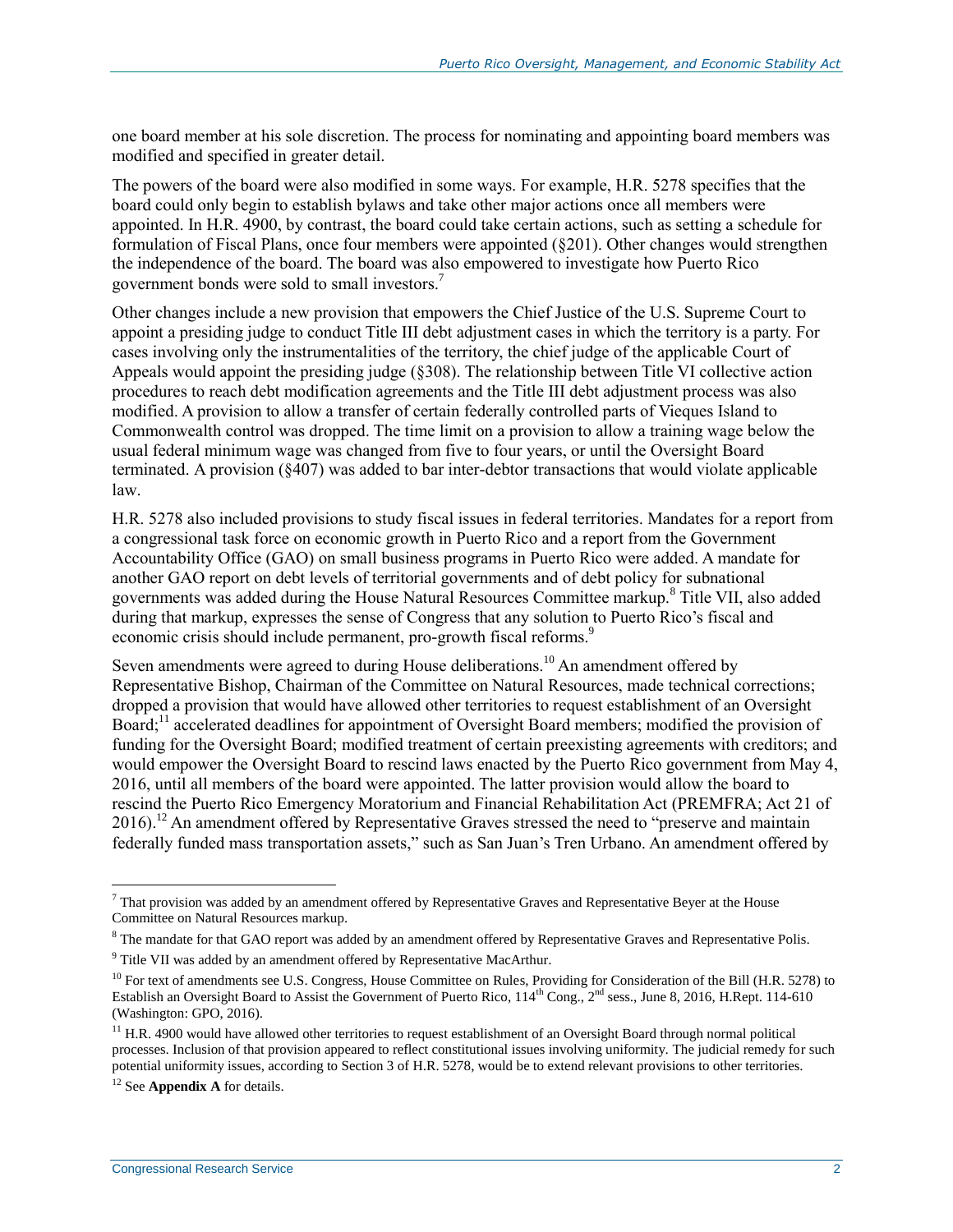one board member at his sole discretion. The process for nominating and appointing board members was modified and specified in greater detail.

The powers of the board were also modified in some ways. For example, H.R. 5278 specifies that the board could only begin to establish bylaws and take other major actions once all members were appointed. In H.R. 4900, by contrast, the board could take certain actions, such as setting a schedule for formulation of Fiscal Plans, once four members were appointed (§201). Other changes would strengthen the independence of the board. The board was also empowered to investigate how Puerto Rico government bonds were sold to small investors.[7]

Other changes include a new provision that empowers the Chief Justice of the U.S. Supreme Court to appoint a presiding judge to conduct Title III debt adjustment cases in which the territory is a party. For cases involving only the instrumentalities of the territory, the chief judge of the applicable Court of Appeals would appoint the presiding judge (§308). The relationship between Title VI collective action procedures to reach debt modification agreements and the Title III debt adjustment process was also modified. A provision to allow a transfer of certain federally controlled parts of Vieques Island to Commonwealth control was dropped. The time limit on a provision to allow a training wage below the usual federal minimum wage was changed from five to four years, or until the Oversight Board terminated. A provision (§407) was added to bar inter-debtor transactions that would violate applicable law.

H.R. 5278 also included provisions to study fiscal issues in federal territories. Mandates for a report from a congressional task force on economic growth in Puerto Rico and a report from the Government Accountability Office (GAO) on small business programs in Puerto Rico were added. A mandate for another GAO report on debt levels of territorial governments and of debt policy for subnational governments was added during the House Natural Resources Committee markup.[8] Title VII, also added during that markup, expresses the sense of Congress that any solution to Puerto Rico's fiscal and economic crisis should include permanent, pro-growth fiscal reforms.[9]

Seven amendments were agreed to during House deliberations.[10] An amendment offered by Representative Bishop, Chairman of the Committee on Natural Resources, made technical corrections; dropped a provision that would have allowed other territories to request establishment of an Oversight Board;[11] accelerated deadlines for appointment of Oversight Board members; modified the provision of funding for the Oversight Board; modified treatment of certain preexisting agreements with creditors; and would empower the Oversight Board to rescind laws enacted by the Puerto Rico government from May 4, 2016, until all members of the board were appointed. The latter provision would allow the board to rescind the Puerto Rico Emergency Moratorium and Financial Rehabilitation Act (PREMFRA; Act 21 of 2016).[12] An amendment offered by Representative Graves stressed the need to "preserve and maintain federally funded mass transportation assets," such as San Juan's Tren Urbano. An amendment offered by

---

[7] That provision was added by an amendment offered by Representative Graves and Representative Beyer at the House Committee on Natural Resources markup.

[8] The mandate for that GAO report was added by an amendment offered by Representative Graves and Representative Polis.

[9] Title VII was added by an amendment offered by Representative MacArthur.

[10] For text of amendments see U.S. Congress, House Committee on Rules, Providing for Consideration of the Bill (H.R. 5278) to Establish an Oversight Board to Assist the Government of Puerto Rico, 114th Cong., 2nd sess., June 8, 2016, H.Rept. 114-610 (Washington: GPO, 2016).

[11] H.R. 4900 would have allowed other territories to request establishment of an Oversight Board through normal political processes. Inclusion of that provision appeared to reflect constitutional issues involving uniformity. The judicial remedy for such potential uniformity issues, according to Section 3 of H.R. 5278, would be to extend relevant provisions to other territories.

[12] See **Appendix A** for details.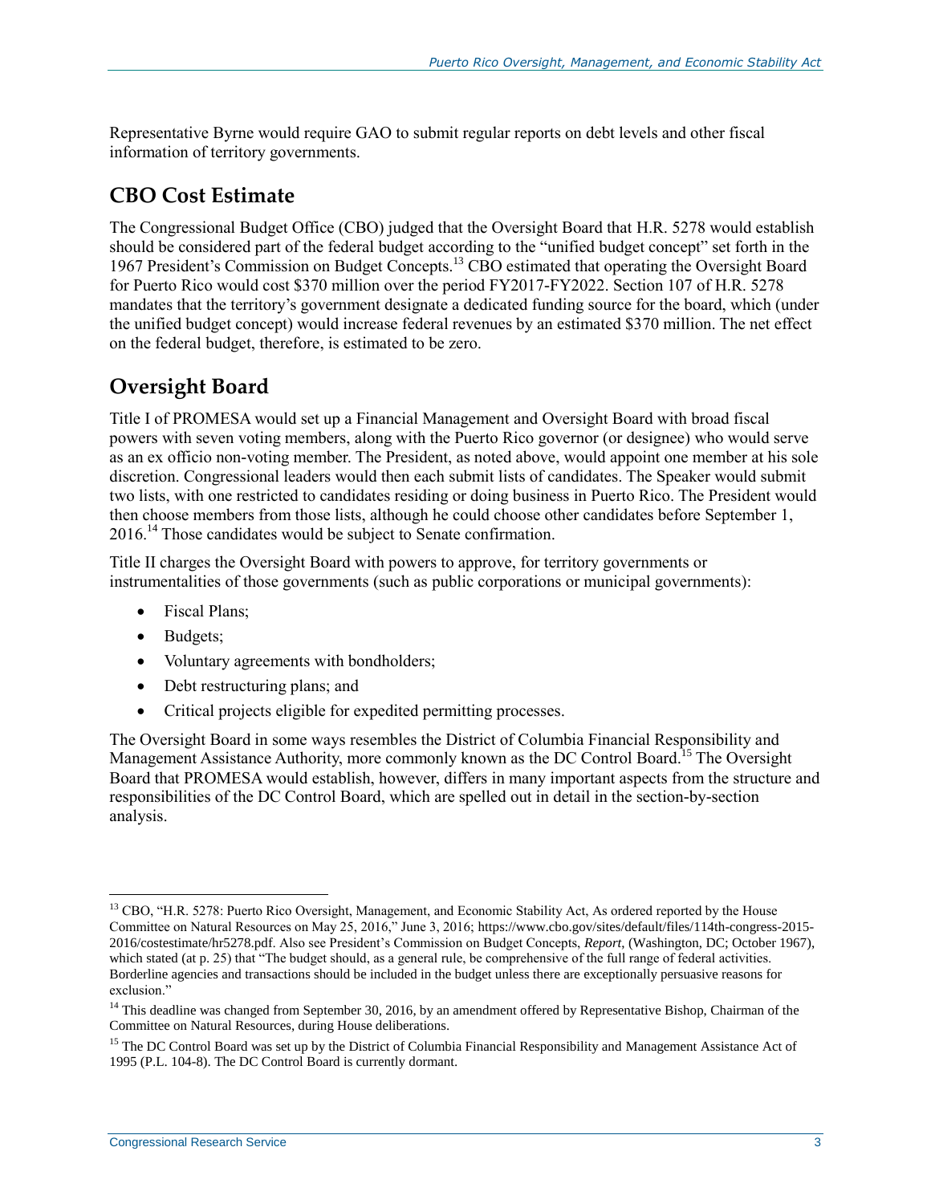Representative Byrne would require GAO to submit regular reports on debt levels and other fiscal information of territory governments.

## CBO Cost Estimate

The Congressional Budget Office (CBO) judged that the Oversight Board that H.R. 5278 would establish should be considered part of the federal budget according to the "unified budget concept" set forth in the 1967 President's Commission on Budget Concepts.[13] CBO estimated that operating the Oversight Board for Puerto Rico would cost $370 million over the period FY2017-FY2022. Section 107 of H.R. 5278 mandates that the territory's government designate a dedicated funding source for the board, which (under the unified budget concept) would increase federal revenues by an estimated $370 million. The net effect on the federal budget, therefore, is estimated to be zero.

## Oversight Board

Title I of PROMESA would set up a Financial Management and Oversight Board with broad fiscal powers with seven voting members, along with the Puerto Rico governor (or designee) who would serve as an ex officio non-voting member. The President, as noted above, would appoint one member at his sole discretion. Congressional leaders would then each submit lists of candidates. The Speaker would submit two lists, with one restricted to candidates residing or doing business in Puerto Rico. The President would then choose members from those lists, although he could choose other candidates before September 1, 2016.[14] Those candidates would be subject to Senate confirmation.

Title II charges the Oversight Board with powers to approve, for territory governments or instrumentalities of those governments (such as public corporations or municipal governments):

- Fiscal Plans;
- Budgets;
- Voluntary agreements with bondholders;
- Debt restructuring plans; and
- Critical projects eligible for expedited permitting processes.

The Oversight Board in some ways resembles the District of Columbia Financial Responsibility and Management Assistance Authority, more commonly known as the DC Control Board.[15] The Oversight Board that PROMESA would establish, however, differs in many important aspects from the structure and responsibilities of the DC Control Board, which are spelled out in detail in the section-by-section analysis.

---

[13] CBO, "H.R. 5278: Puerto Rico Oversight, Management, and Economic Stability Act, As ordered reported by the House Committee on Natural Resources on May 25, 2016," June 3, 2016; https://www.cbo.gov/sites/default/files/114th-congress-2015-2016/costestimate/hr5278.pdf. Also see President's Commission on Budget Concepts, *Report*, (Washington, DC; October 1967), which stated (at p. 25) that "The budget should, as a general rule, be comprehensive of the full range of federal activities. Borderline agencies and transactions should be included in the budget unless there are exceptionally persuasive reasons for exclusion."

[14] This deadline was changed from September 30, 2016, by an amendment offered by Representative Bishop, Chairman of the Committee on Natural Resources, during House deliberations.

[15] The DC Control Board was set up by the District of Columbia Financial Responsibility and Management Assistance Act of 1995 (P.L. 104-8). The DC Control Board is currently dormant.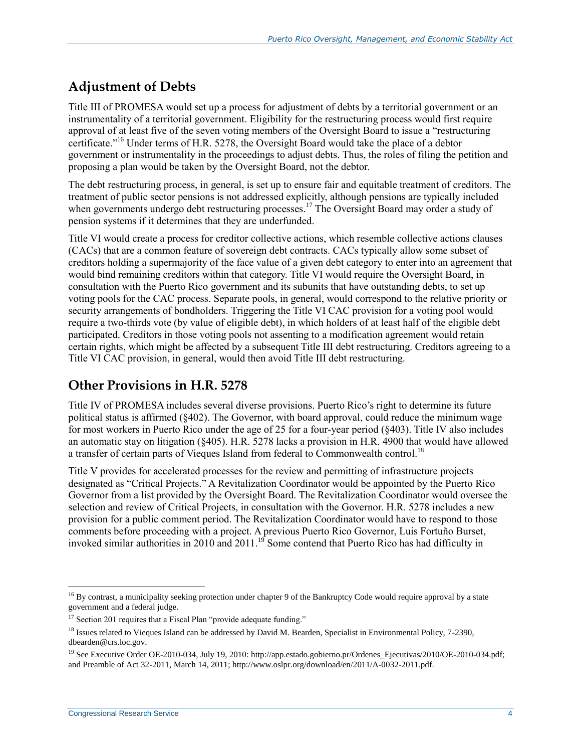## Adjustment of Debts

Title III of PROMESA would set up a process for adjustment of debts by a territorial government or an instrumentality of a territorial government. Eligibility for the restructuring process would first require approval of at least five of the seven voting members of the Oversight Board to issue a "restructuring certificate."[16] Under terms of H.R. 5278, the Oversight Board would take the place of a debtor government or instrumentality in the proceedings to adjust debts. Thus, the roles of filing the petition and proposing a plan would be taken by the Oversight Board, not the debtor.

The debt restructuring process, in general, is set up to ensure fair and equitable treatment of creditors. The treatment of public sector pensions is not addressed explicitly, although pensions are typically included when governments undergo debt restructuring processes.[17] The Oversight Board may order a study of pension systems if it determines that they are underfunded.

Title VI would create a process for creditor collective actions, which resemble collective actions clauses (CACs) that are a common feature of sovereign debt contracts. CACs typically allow some subset of creditors holding a supermajority of the face value of a given debt category to enter into an agreement that would bind remaining creditors within that category. Title VI would require the Oversight Board, in consultation with the Puerto Rico government and its subunits that have outstanding debts, to set up voting pools for the CAC process. Separate pools, in general, would correspond to the relative priority or security arrangements of bondholders. Triggering the Title VI CAC provision for a voting pool would require a two-thirds vote (by value of eligible debt), in which holders of at least half of the eligible debt participated. Creditors in those voting pools not assenting to a modification agreement would retain certain rights, which might be affected by a subsequent Title III debt restructuring. Creditors agreeing to a Title VI CAC provision, in general, would then avoid Title III debt restructuring.

## Other Provisions in H.R. 5278

Title IV of PROMESA includes several diverse provisions. Puerto Rico's right to determine its future political status is affirmed (§402). The Governor, with board approval, could reduce the minimum wage for most workers in Puerto Rico under the age of 25 for a four-year period (§403). Title IV also includes an automatic stay on litigation (§405). H.R. 5278 lacks a provision in H.R. 4900 that would have allowed a transfer of certain parts of Vieques Island from federal to Commonwealth control.[18]

Title V provides for accelerated processes for the review and permitting of infrastructure projects designated as "Critical Projects." A Revitalization Coordinator would be appointed by the Puerto Rico Governor from a list provided by the Oversight Board. The Revitalization Coordinator would oversee the selection and review of Critical Projects, in consultation with the Governor. H.R. 5278 includes a new provision for a public comment period. The Revitalization Coordinator would have to respond to those comments before proceeding with a project. A previous Puerto Rico Governor, Luis Fortuño Burset, invoked similar authorities in 2010 and 2011.[19] Some contend that Puerto Rico has had difficulty in

---

[16] By contrast, a municipality seeking protection under chapter 9 of the Bankruptcy Code would require approval by a state government and a federal judge.

[17] Section 201 requires that a Fiscal Plan "provide adequate funding."

[18] Issues related to Vieques Island can be addressed by David M. Bearden, Specialist in Environmental Policy, 7-2390, dbearden@crs.loc.gov.

[19] See Executive Order OE-2010-034, July 19, 2010: http://app.estado.gobierno.pr/Ordenes_Ejecutivas/2010/OE-2010-034.pdf; and Preamble of Act 32-2011, March 14, 2011; http://www.oslpr.org/download/en/2011/A-0032-2011.pdf.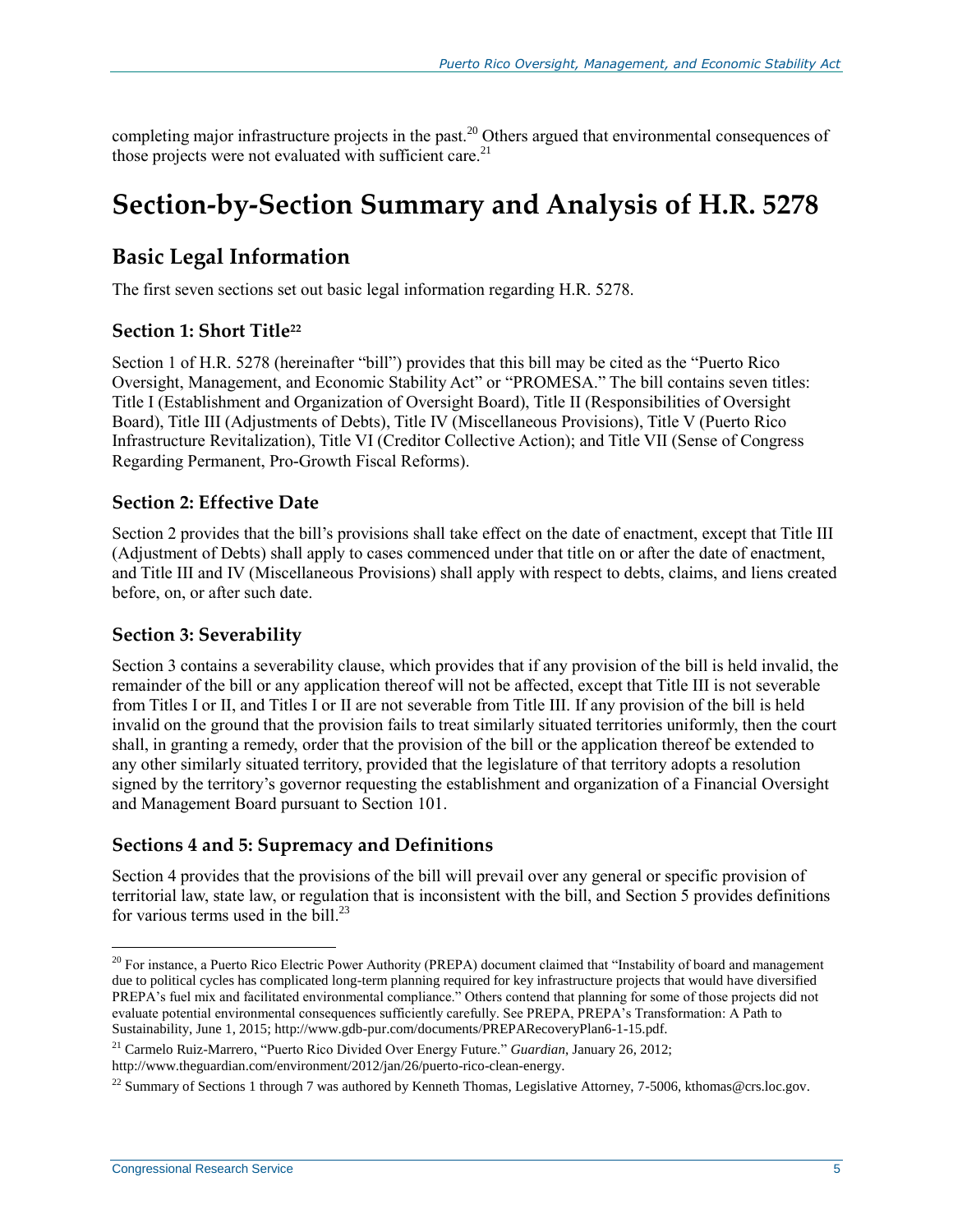completing major infrastructure projects in the past.[20] Others argued that environmental consequences of those projects were not evaluated with sufficient care.[21]

# Section-by-Section Summary and Analysis of H.R. 5278

## Basic Legal Information

The first seven sections set out basic legal information regarding H.R. 5278.

### Section 1: Short Title[22]

Section 1 of H.R. 5278 (hereinafter "bill") provides that this bill may be cited as the "Puerto Rico Oversight, Management, and Economic Stability Act" or "PROMESA." The bill contains seven titles: Title I (Establishment and Organization of Oversight Board), Title II (Responsibilities of Oversight Board), Title III (Adjustments of Debts), Title IV (Miscellaneous Provisions), Title V (Puerto Rico Infrastructure Revitalization), Title VI (Creditor Collective Action); and Title VII (Sense of Congress Regarding Permanent, Pro-Growth Fiscal Reforms).

### Section 2: Effective Date

Section 2 provides that the bill's provisions shall take effect on the date of enactment, except that Title III (Adjustment of Debts) shall apply to cases commenced under that title on or after the date of enactment, and Title III and IV (Miscellaneous Provisions) shall apply with respect to debts, claims, and liens created before, on, or after such date.

### Section 3: Severability

Section 3 contains a severability clause, which provides that if any provision of the bill is held invalid, the remainder of the bill or any application thereof will not be affected, except that Title III is not severable from Titles I or II, and Titles I or II are not severable from Title III. If any provision of the bill is held invalid on the ground that the provision fails to treat similarly situated territories uniformly, then the court shall, in granting a remedy, order that the provision of the bill or the application thereof be extended to any other similarly situated territory, provided that the legislature of that territory adopts a resolution signed by the territory's governor requesting the establishment and organization of a Financial Oversight and Management Board pursuant to Section 101.

### Sections 4 and 5: Supremacy and Definitions

Section 4 provides that the provisions of the bill will prevail over any general or specific provision of territorial law, state law, or regulation that is inconsistent with the bill, and Section 5 provides definitions for various terms used in the bill.[23]

---

[20] For instance, a Puerto Rico Electric Power Authority (PREPA) document claimed that "Instability of board and management due to political cycles has complicated long-term planning required for key infrastructure projects that would have diversified PREPA's fuel mix and facilitated environmental compliance." Others contend that planning for some of those projects did not evaluate potential environmental consequences sufficiently carefully. See PREPA, PREPA's Transformation: A Path to Sustainability, June 1, 2015; http://www.gdb-pur.com/documents/PREPARecoveryPlan6-1-15.pdf.

[21] Carmelo Ruiz-Marrero, "Puerto Rico Divided Over Energy Future." *Guardian*, January 26, 2012; http://www.theguardian.com/environment/2012/jan/26/puerto-rico-clean-energy.

[22] Summary of Sections 1 through 7 was authored by Kenneth Thomas, Legislative Attorney, 7-5006, kthomas@crs.loc.gov.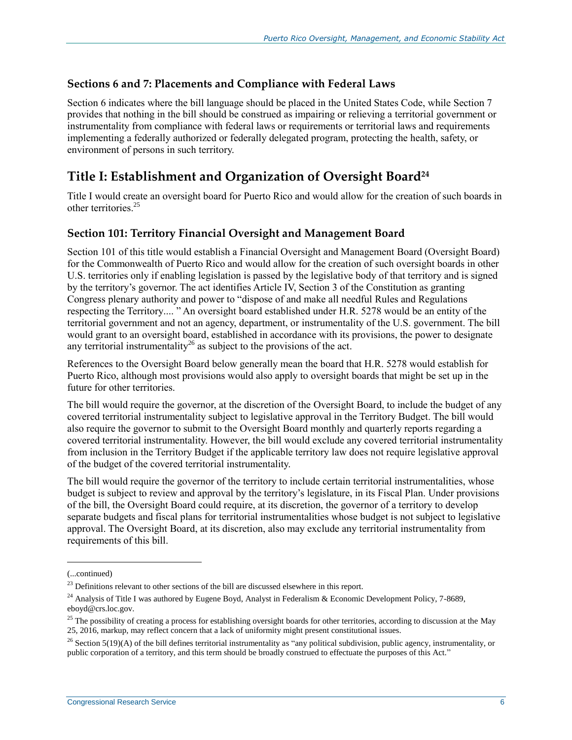### Sections 6 and 7: Placements and Compliance with Federal Laws

Section 6 indicates where the bill language should be placed in the United States Code, while Section 7 provides that nothing in the bill should be construed as impairing or relieving a territorial government or instrumentality from compliance with federal laws or requirements or territorial laws and requirements implementing a federally authorized or federally delegated program, protecting the health, safety, or environment of persons in such territory.

## Title I: Establishment and Organization of Oversight Board[24]

Title I would create an oversight board for Puerto Rico and would allow for the creation of such boards in other territories.[25]

### Section 101: Territory Financial Oversight and Management Board

Section 101 of this title would establish a Financial Oversight and Management Board (Oversight Board) for the Commonwealth of Puerto Rico and would allow for the creation of such oversight boards in other U.S. territories only if enabling legislation is passed by the legislative body of that territory and is signed by the territory's governor. The act identifies Article IV, Section 3 of the Constitution as granting Congress plenary authority and power to "dispose of and make all needful Rules and Regulations respecting the Territory.... " An oversight board established under H.R. 5278 would be an entity of the territorial government and not an agency, department, or instrumentality of the U.S. government. The bill would grant to an oversight board, established in accordance with its provisions, the power to designate any territorial instrumentality[26] as subject to the provisions of the act.

References to the Oversight Board below generally mean the board that H.R. 5278 would establish for Puerto Rico, although most provisions would also apply to oversight boards that might be set up in the future for other territories.

The bill would require the governor, at the discretion of the Oversight Board, to include the budget of any covered territorial instrumentality subject to legislative approval in the Territory Budget. The bill would also require the governor to submit to the Oversight Board monthly and quarterly reports regarding a covered territorial instrumentality. However, the bill would exclude any covered territorial instrumentality from inclusion in the Territory Budget if the applicable territory law does not require legislative approval of the budget of the covered territorial instrumentality.

The bill would require the governor of the territory to include certain territorial instrumentalities, whose budget is subject to review and approval by the territory's legislature, in its Fiscal Plan. Under provisions of the bill, the Oversight Board could require, at its discretion, the governor of a territory to develop separate budgets and fiscal plans for territorial instrumentalities whose budget is not subject to legislative approval. The Oversight Board, at its discretion, also may exclude any territorial instrumentality from requirements of this bill.

---

(...continued)

[23] Definitions relevant to other sections of the bill are discussed elsewhere in this report.

[24] Analysis of Title I was authored by Eugene Boyd, Analyst in Federalism & Economic Development Policy, 7-8689, eboyd@crs.loc.gov.

[25] The possibility of creating a process for establishing oversight boards for other territories, according to discussion at the May 25, 2016, markup, may reflect concern that a lack of uniformity might present constitutional issues.

[26] Section 5(19)(A) of the bill defines territorial instrumentality as "any political subdivision, public agency, instrumentality, or public corporation of a territory, and this term should be broadly construed to effectuate the purposes of this Act."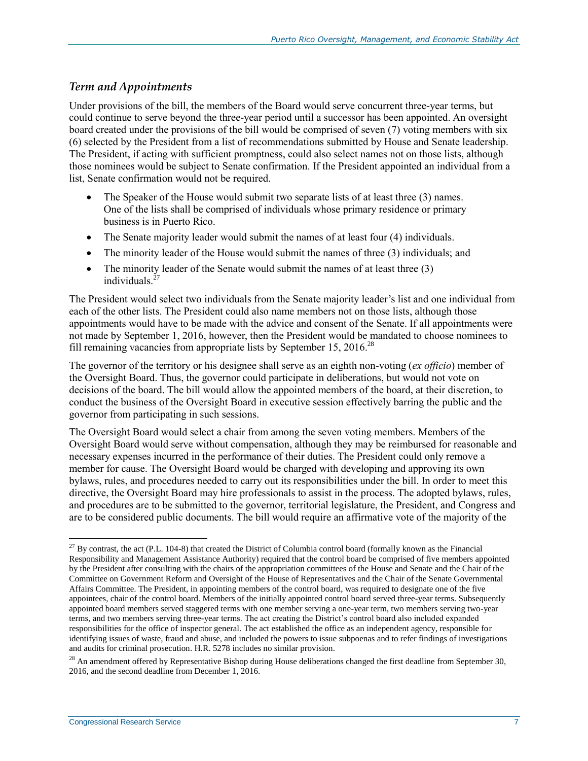### *Term and Appointments*

Under provisions of the bill, the members of the Board would serve concurrent three-year terms, but could continue to serve beyond the three-year period until a successor has been appointed. An oversight board created under the provisions of the bill would be comprised of seven (7) voting members with six (6) selected by the President from a list of recommendations submitted by House and Senate leadership. The President, if acting with sufficient promptness, could also select names not on those lists, although those nominees would be subject to Senate confirmation. If the President appointed an individual from a list, Senate confirmation would not be required.

- The Speaker of the House would submit two separate lists of at least three (3) names. One of the lists shall be comprised of individuals whose primary residence or primary business is in Puerto Rico.
- The Senate majority leader would submit the names of at least four (4) individuals.
- The minority leader of the House would submit the names of three (3) individuals; and
- The minority leader of the Senate would submit the names of at least three (3) individuals.[27]

The President would select two individuals from the Senate majority leader's list and one individual from each of the other lists. The President could also name members not on those lists, although those appointments would have to be made with the advice and consent of the Senate. If all appointments were not made by September 1, 2016, however, then the President would be mandated to choose nominees to fill remaining vacancies from appropriate lists by September 15, 2016.[28]

The governor of the territory or his designee shall serve as an eighth non-voting (*ex officio*) member of the Oversight Board. Thus, the governor could participate in deliberations, but would not vote on decisions of the board. The bill would allow the appointed members of the board, at their discretion, to conduct the business of the Oversight Board in executive session effectively barring the public and the governor from participating in such sessions.

The Oversight Board would select a chair from among the seven voting members. Members of the Oversight Board would serve without compensation, although they may be reimbursed for reasonable and necessary expenses incurred in the performance of their duties. The President could only remove a member for cause. The Oversight Board would be charged with developing and approving its own bylaws, rules, and procedures needed to carry out its responsibilities under the bill. In order to meet this directive, the Oversight Board may hire professionals to assist in the process. The adopted bylaws, rules, and procedures are to be submitted to the governor, territorial legislature, the President, and Congress and are to be considered public documents. The bill would require an affirmative vote of the majority of the

---

[27] By contrast, the act (P.L. 104-8) that created the District of Columbia control board (formally known as the Financial Responsibility and Management Assistance Authority) required that the control board be comprised of five members appointed by the President after consulting with the chairs of the appropriation committees of the House and Senate and the Chair of the Committee on Government Reform and Oversight of the House of Representatives and the Chair of the Senate Governmental Affairs Committee. The President, in appointing members of the control board, was required to designate one of the five appointees, chair of the control board. Members of the initially appointed control board served three-year terms. Subsequently appointed board members served staggered terms with one member serving a one-year term, two members serving two-year terms, and two members serving three-year terms. The act creating the District's control board also included expanded responsibilities for the office of inspector general. The act established the office as an independent agency, responsible for identifying issues of waste, fraud and abuse, and included the powers to issue subpoenas and to refer findings of investigations and audits for criminal prosecution. H.R. 5278 includes no similar provision.

[28] An amendment offered by Representative Bishop during House deliberations changed the first deadline from September 30, 2016, and the second deadline from December 1, 2016.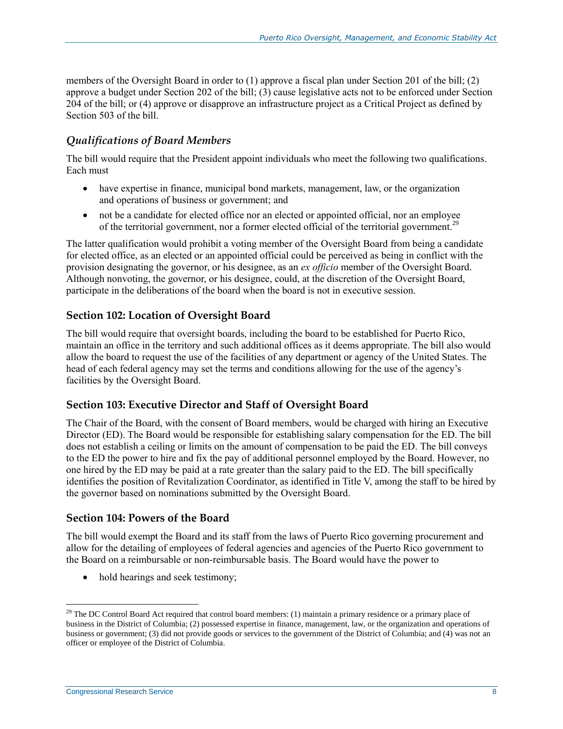members of the Oversight Board in order to (1) approve a fiscal plan under Section 201 of the bill; (2) approve a budget under Section 202 of the bill; (3) cause legislative acts not to be enforced under Section 204 of the bill; or (4) approve or disapprove an infrastructure project as a Critical Project as defined by Section 503 of the bill.

### *Qualifications of Board Members*

The bill would require that the President appoint individuals who meet the following two qualifications. Each must

- have expertise in finance, municipal bond markets, management, law, or the organization and operations of business or government; and
- not be a candidate for elected office nor an elected or appointed official, nor an employee of the territorial government, nor a former elected official of the territorial government.[29]

The latter qualification would prohibit a voting member of the Oversight Board from being a candidate for elected office, as an elected or an appointed official could be perceived as being in conflict with the provision designating the governor, or his designee, as an *ex officio* member of the Oversight Board. Although nonvoting, the governor, or his designee, could, at the discretion of the Oversight Board, participate in the deliberations of the board when the board is not in executive session.

## Section 102: Location of Oversight Board

The bill would require that oversight boards, including the board to be established for Puerto Rico, maintain an office in the territory and such additional offices as it deems appropriate. The bill also would allow the board to request the use of the facilities of any department or agency of the United States. The head of each federal agency may set the terms and conditions allowing for the use of the agency's facilities by the Oversight Board.

## Section 103: Executive Director and Staff of Oversight Board

The Chair of the Board, with the consent of Board members, would be charged with hiring an Executive Director (ED). The Board would be responsible for establishing salary compensation for the ED. The bill does not establish a ceiling or limits on the amount of compensation to be paid the ED. The bill conveys to the ED the power to hire and fix the pay of additional personnel employed by the Board. However, no one hired by the ED may be paid at a rate greater than the salary paid to the ED. The bill specifically identifies the position of Revitalization Coordinator, as identified in Title V, among the staff to be hired by the governor based on nominations submitted by the Oversight Board.

## Section 104: Powers of the Board

The bill would exempt the Board and its staff from the laws of Puerto Rico governing procurement and allow for the detailing of employees of federal agencies and agencies of the Puerto Rico government to the Board on a reimbursable or non-reimbursable basis. The Board would have the power to

- hold hearings and seek testimony;

[29] The DC Control Board Act required that control board members: (1) maintain a primary residence or a primary place of business in the District of Columbia; (2) possessed expertise in finance, management, law, or the organization and operations of business or government; (3) did not provide goods or services to the government of the District of Columbia; and (4) was not an officer or employee of the District of Columbia.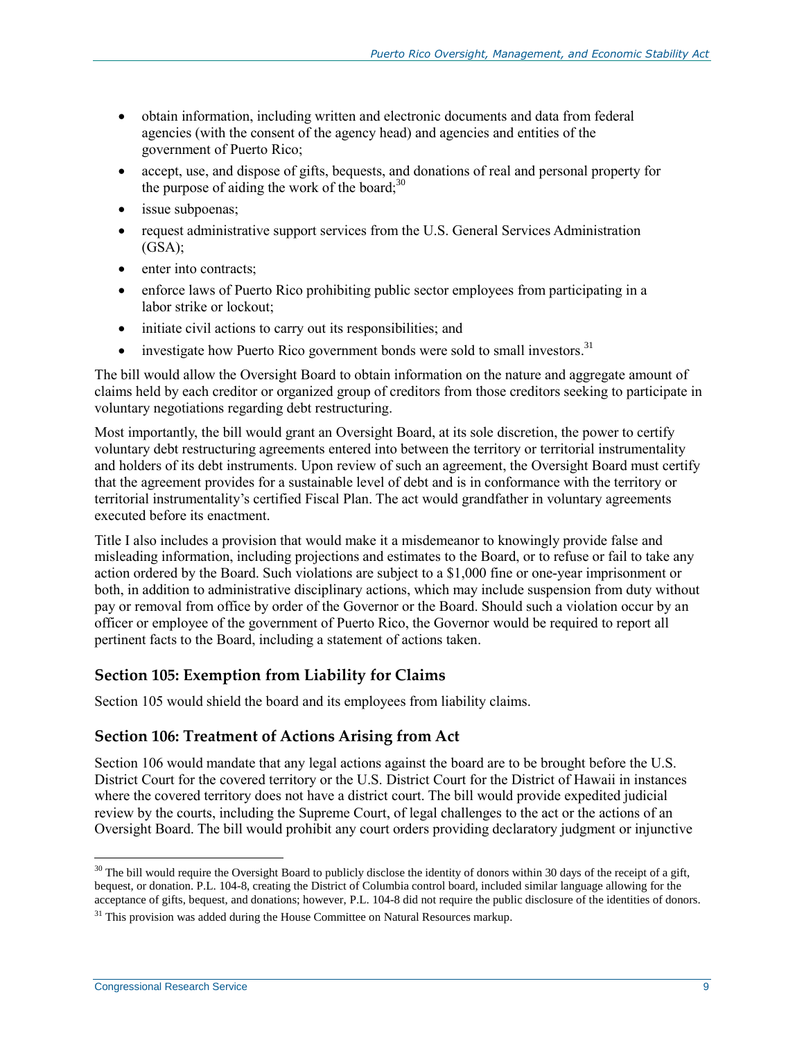- obtain information, including written and electronic documents and data from federal agencies (with the consent of the agency head) and agencies and entities of the government of Puerto Rico;
- accept, use, and dispose of gifts, bequests, and donations of real and personal property for the purpose of aiding the work of the board;[30]
- issue subpoenas;
- request administrative support services from the U.S. General Services Administration (GSA);
- enter into contracts;
- enforce laws of Puerto Rico prohibiting public sector employees from participating in a labor strike or lockout;
- initiate civil actions to carry out its responsibilities; and
- investigate how Puerto Rico government bonds were sold to small investors.[31]

The bill would allow the Oversight Board to obtain information on the nature and aggregate amount of claims held by each creditor or organized group of creditors from those creditors seeking to participate in voluntary negotiations regarding debt restructuring.

Most importantly, the bill would grant an Oversight Board, at its sole discretion, the power to certify voluntary debt restructuring agreements entered into between the territory or territorial instrumentality and holders of its debt instruments. Upon review of such an agreement, the Oversight Board must certify that the agreement provides for a sustainable level of debt and is in conformance with the territory or territorial instrumentality's certified Fiscal Plan. The act would grandfather in voluntary agreements executed before its enactment.

Title I also includes a provision that would make it a misdemeanor to knowingly provide false and misleading information, including projections and estimates to the Board, or to refuse or fail to take any action ordered by the Board. Such violations are subject to a $1,000 fine or one-year imprisonment or both, in addition to administrative disciplinary actions, which may include suspension from duty without pay or removal from office by order of the Governor or the Board. Should such a violation occur by an officer or employee of the government of Puerto Rico, the Governor would be required to report all pertinent facts to the Board, including a statement of actions taken.

### Section 105: Exemption from Liability for Claims

Section 105 would shield the board and its employees from liability claims.

### Section 106: Treatment of Actions Arising from Act

Section 106 would mandate that any legal actions against the board are to be brought before the U.S. District Court for the covered territory or the U.S. District Court for the District of Hawaii in instances where the covered territory does not have a district court. The bill would provide expedited judicial review by the courts, including the Supreme Court, of legal challenges to the act or the actions of an Oversight Board. The bill would prohibit any court orders providing declaratory judgment or injunctive

---

[30] The bill would require the Oversight Board to publicly disclose the identity of donors within 30 days of the receipt of a gift, bequest, or donation. P.L. 104-8, creating the District of Columbia control board, included similar language allowing for the acceptance of gifts, bequest, and donations; however, P.L. 104-8 did not require the public disclosure of the identities of donors.

[31] This provision was added during the House Committee on Natural Resources markup.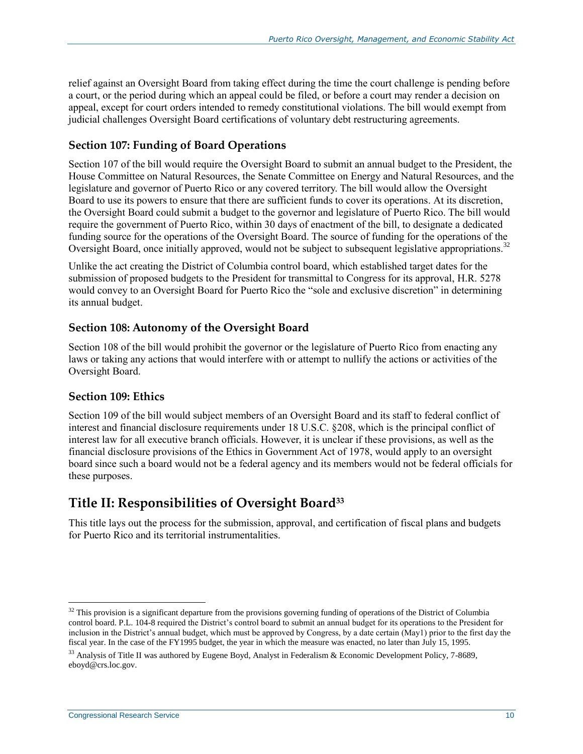relief against an Oversight Board from taking effect during the time the court challenge is pending before a court, or the period during which an appeal could be filed, or before a court may render a decision on appeal, except for court orders intended to remedy constitutional violations. The bill would exempt from judicial challenges Oversight Board certifications of voluntary debt restructuring agreements.

### Section 107: Funding of Board Operations

Section 107 of the bill would require the Oversight Board to submit an annual budget to the President, the House Committee on Natural Resources, the Senate Committee on Energy and Natural Resources, and the legislature and governor of Puerto Rico or any covered territory. The bill would allow the Oversight Board to use its powers to ensure that there are sufficient funds to cover its operations. At its discretion, the Oversight Board could submit a budget to the governor and legislature of Puerto Rico. The bill would require the government of Puerto Rico, within 30 days of enactment of the bill, to designate a dedicated funding source for the operations of the Oversight Board. The source of funding for the operations of the Oversight Board, once initially approved, would not be subject to subsequent legislative appropriations.[32]

Unlike the act creating the District of Columbia control board, which established target dates for the submission of proposed budgets to the President for transmittal to Congress for its approval, H.R. 5278 would convey to an Oversight Board for Puerto Rico the "sole and exclusive discretion" in determining its annual budget.

### Section 108: Autonomy of the Oversight Board

Section 108 of the bill would prohibit the governor or the legislature of Puerto Rico from enacting any laws or taking any actions that would interfere with or attempt to nullify the actions or activities of the Oversight Board.

### Section 109: Ethics

Section 109 of the bill would subject members of an Oversight Board and its staff to federal conflict of interest and financial disclosure requirements under 18 U.S.C. §208, which is the principal conflict of interest law for all executive branch officials. However, it is unclear if these provisions, as well as the financial disclosure provisions of the Ethics in Government Act of 1978, would apply to an oversight board since such a board would not be a federal agency and its members would not be federal officials for these purposes.

## Title II: Responsibilities of Oversight Board[33]

This title lays out the process for the submission, approval, and certification of fiscal plans and budgets for Puerto Rico and its territorial instrumentalities.

---

[32] This provision is a significant departure from the provisions governing funding of operations of the District of Columbia control board. P.L. 104-8 required the District's control board to submit an annual budget for its operations to the President for inclusion in the District's annual budget, which must be approved by Congress, by a date certain (May1) prior to the first day the fiscal year. In the case of the FY1995 budget, the year in which the measure was enacted, no later than July 15, 1995.

[33] Analysis of Title II was authored by Eugene Boyd, Analyst in Federalism & Economic Development Policy, 7-8689, eboyd@crs.loc.gov.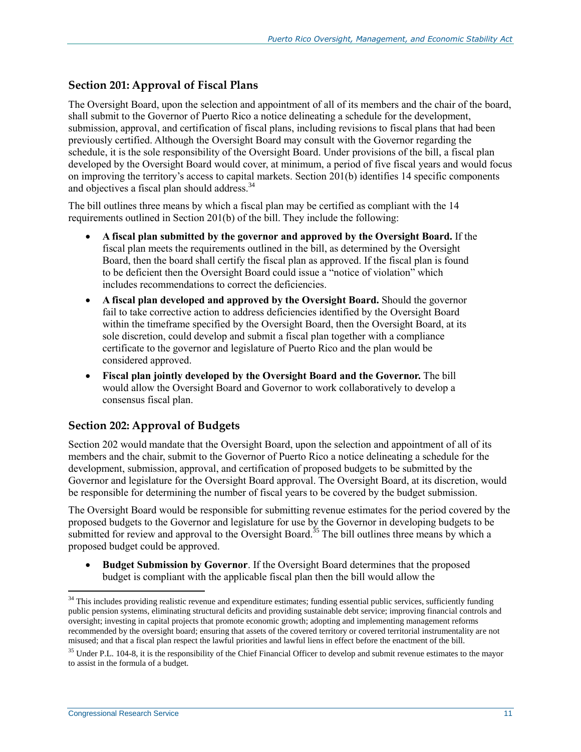## Section 201: Approval of Fiscal Plans

The Oversight Board, upon the selection and appointment of all of its members and the chair of the board, shall submit to the Governor of Puerto Rico a notice delineating a schedule for the development, submission, approval, and certification of fiscal plans, including revisions to fiscal plans that had been previously certified. Although the Oversight Board may consult with the Governor regarding the schedule, it is the sole responsibility of the Oversight Board. Under provisions of the bill, a fiscal plan developed by the Oversight Board would cover, at minimum, a period of five fiscal years and would focus on improving the territory's access to capital markets. Section 201(b) identifies 14 specific components and objectives a fiscal plan should address.[34]

The bill outlines three means by which a fiscal plan may be certified as compliant with the 14 requirements outlined in Section 201(b) of the bill. They include the following:

- **A fiscal plan submitted by the governor and approved by the Oversight Board.** If the fiscal plan meets the requirements outlined in the bill, as determined by the Oversight Board, then the board shall certify the fiscal plan as approved. If the fiscal plan is found to be deficient then the Oversight Board could issue a "notice of violation" which includes recommendations to correct the deficiencies.
- **A fiscal plan developed and approved by the Oversight Board.** Should the governor fail to take corrective action to address deficiencies identified by the Oversight Board within the timeframe specified by the Oversight Board, then the Oversight Board, at its sole discretion, could develop and submit a fiscal plan together with a compliance certificate to the governor and legislature of Puerto Rico and the plan would be considered approved.
- **Fiscal plan jointly developed by the Oversight Board and the Governor.** The bill would allow the Oversight Board and Governor to work collaboratively to develop a consensus fiscal plan.

## Section 202: Approval of Budgets

Section 202 would mandate that the Oversight Board, upon the selection and appointment of all of its members and the chair, submit to the Governor of Puerto Rico a notice delineating a schedule for the development, submission, approval, and certification of proposed budgets to be submitted by the Governor and legislature for the Oversight Board approval. The Oversight Board, at its discretion, would be responsible for determining the number of fiscal years to be covered by the budget submission.

The Oversight Board would be responsible for submitting revenue estimates for the period covered by the proposed budgets to the Governor and legislature for use by the Governor in developing budgets to be submitted for review and approval to the Oversight Board.[35] The bill outlines three means by which a proposed budget could be approved.

- **Budget Submission by Governor**. If the Oversight Board determines that the proposed budget is compliant with the applicable fiscal plan then the bill would allow the

---

[34] This includes providing realistic revenue and expenditure estimates; funding essential public services, sufficiently funding public pension systems, eliminating structural deficits and providing sustainable debt service; improving financial controls and oversight; investing in capital projects that promote economic growth; adopting and implementing management reforms recommended by the oversight board; ensuring that assets of the covered territory or covered territorial instrumentality are not misused; and that a fiscal plan respect the lawful priorities and lawful liens in effect before the enactment of the bill.

[35] Under P.L. 104-8, it is the responsibility of the Chief Financial Officer to develop and submit revenue estimates to the mayor to assist in the formula of a budget.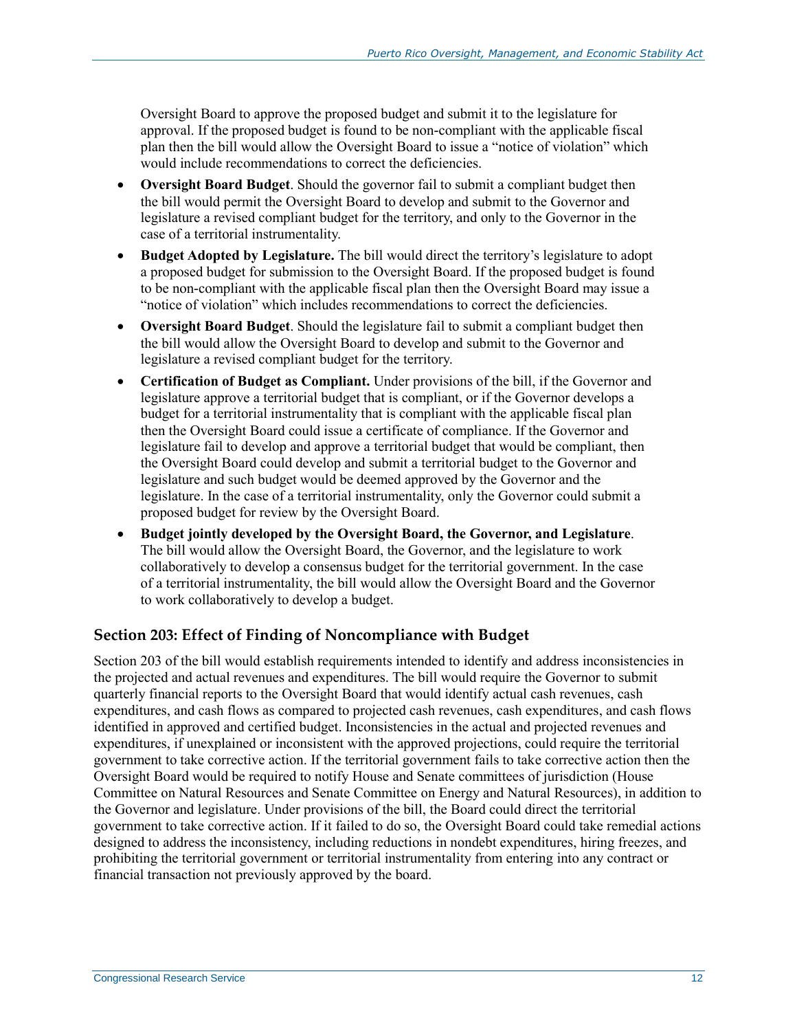Oversight Board to approve the proposed budget and submit it to the legislature for approval. If the proposed budget is found to be non-compliant with the applicable fiscal plan then the bill would allow the Oversight Board to issue a "notice of violation" which would include recommendations to correct the deficiencies.

- **Oversight Board Budget**. Should the governor fail to submit a compliant budget then the bill would permit the Oversight Board to develop and submit to the Governor and legislature a revised compliant budget for the territory, and only to the Governor in the case of a territorial instrumentality.
- **Budget Adopted by Legislature.** The bill would direct the territory's legislature to adopt a proposed budget for submission to the Oversight Board. If the proposed budget is found to be non-compliant with the applicable fiscal plan then the Oversight Board may issue a "notice of violation" which includes recommendations to correct the deficiencies.
- **Oversight Board Budget**. Should the legislature fail to submit a compliant budget then the bill would allow the Oversight Board to develop and submit to the Governor and legislature a revised compliant budget for the territory.
- **Certification of Budget as Compliant.** Under provisions of the bill, if the Governor and legislature approve a territorial budget that is compliant, or if the Governor develops a budget for a territorial instrumentality that is compliant with the applicable fiscal plan then the Oversight Board could issue a certificate of compliance. If the Governor and legislature fail to develop and approve a territorial budget that would be compliant, then the Oversight Board could develop and submit a territorial budget to the Governor and legislature and such budget would be deemed approved by the Governor and the legislature. In the case of a territorial instrumentality, only the Governor could submit a proposed budget for review by the Oversight Board.
- **Budget jointly developed by the Oversight Board, the Governor, and Legislature**. The bill would allow the Oversight Board, the Governor, and the legislature to work collaboratively to develop a consensus budget for the territorial government. In the case of a territorial instrumentality, the bill would allow the Oversight Board and the Governor to work collaboratively to develop a budget.

## Section 203: Effect of Finding of Noncompliance with Budget

Section 203 of the bill would establish requirements intended to identify and address inconsistencies in the projected and actual revenues and expenditures. The bill would require the Governor to submit quarterly financial reports to the Oversight Board that would identify actual cash revenues, cash expenditures, and cash flows as compared to projected cash revenues, cash expenditures, and cash flows identified in approved and certified budget. Inconsistencies in the actual and projected revenues and expenditures, if unexplained or inconsistent with the approved projections, could require the territorial government to take corrective action. If the territorial government fails to take corrective action then the Oversight Board would be required to notify House and Senate committees of jurisdiction (House Committee on Natural Resources and Senate Committee on Energy and Natural Resources), in addition to the Governor and legislature. Under provisions of the bill, the Board could direct the territorial government to take corrective action. If it failed to do so, the Oversight Board could take remedial actions designed to address the inconsistency, including reductions in nondebt expenditures, hiring freezes, and prohibiting the territorial government or territorial instrumentality from entering into any contract or financial transaction not previously approved by the board.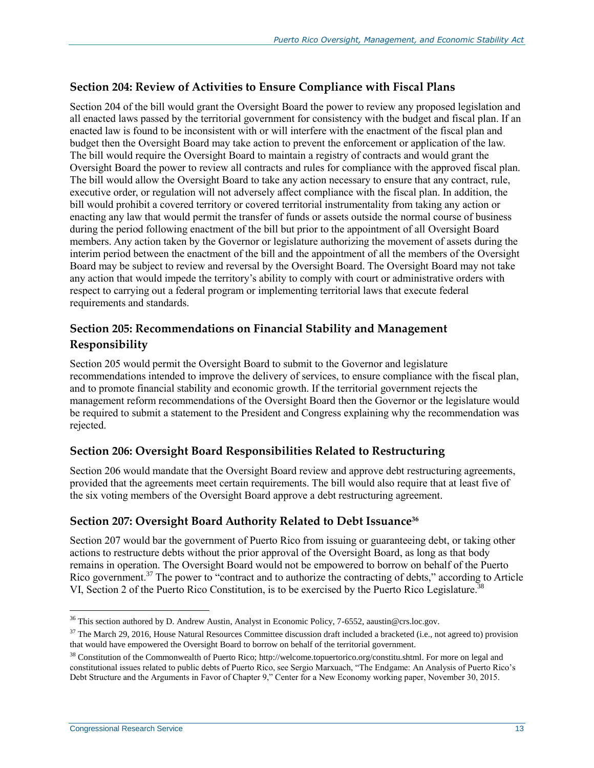## Section 204: Review of Activities to Ensure Compliance with Fiscal Plans

Section 204 of the bill would grant the Oversight Board the power to review any proposed legislation and all enacted laws passed by the territorial government for consistency with the budget and fiscal plan. If an enacted law is found to be inconsistent with or will interfere with the enactment of the fiscal plan and budget then the Oversight Board may take action to prevent the enforcement or application of the law. The bill would require the Oversight Board to maintain a registry of contracts and would grant the Oversight Board the power to review all contracts and rules for compliance with the approved fiscal plan. The bill would allow the Oversight Board to take any action necessary to ensure that any contract, rule, executive order, or regulation will not adversely affect compliance with the fiscal plan. In addition, the bill would prohibit a covered territory or covered territorial instrumentality from taking any action or enacting any law that would permit the transfer of funds or assets outside the normal course of business during the period following enactment of the bill but prior to the appointment of all Oversight Board members. Any action taken by the Governor or legislature authorizing the movement of assets during the interim period between the enactment of the bill and the appointment of all the members of the Oversight Board may be subject to review and reversal by the Oversight Board. The Oversight Board may not take any action that would impede the territory's ability to comply with court or administrative orders with respect to carrying out a federal program or implementing territorial laws that execute federal requirements and standards.

## Section 205: Recommendations on Financial Stability and Management Responsibility

Section 205 would permit the Oversight Board to submit to the Governor and legislature recommendations intended to improve the delivery of services, to ensure compliance with the fiscal plan, and to promote financial stability and economic growth. If the territorial government rejects the management reform recommendations of the Oversight Board then the Governor or the legislature would be required to submit a statement to the President and Congress explaining why the recommendation was rejected.

## Section 206: Oversight Board Responsibilities Related to Restructuring

Section 206 would mandate that the Oversight Board review and approve debt restructuring agreements, provided that the agreements meet certain requirements. The bill would also require that at least five of the six voting members of the Oversight Board approve a debt restructuring agreement.

## Section 207: Oversight Board Authority Related to Debt Issuance[36]

Section 207 would bar the government of Puerto Rico from issuing or guaranteeing debt, or taking other actions to restructure debts without the prior approval of the Oversight Board, as long as that body remains in operation. The Oversight Board would not be empowered to borrow on behalf of the Puerto Rico government.[37] The power to "contract and to authorize the contracting of debts," according to Article VI, Section 2 of the Puerto Rico Constitution, is to be exercised by the Puerto Rico Legislature.[38]

---

[36] This section authored by D. Andrew Austin, Analyst in Economic Policy, 7-6552, aaustin@crs.loc.gov.

[37] The March 29, 2016, House Natural Resources Committee discussion draft included a bracketed (i.e., not agreed to) provision that would have empowered the Oversight Board to borrow on behalf of the territorial government.

[38] Constitution of the Commonwealth of Puerto Rico; http://welcome.topuertorico.org/constitu.shtml. For more on legal and constitutional issues related to public debts of Puerto Rico, see Sergio Marxuach, "The Endgame: An Analysis of Puerto Rico's Debt Structure and the Arguments in Favor of Chapter 9," Center for a New Economy working paper, November 30, 2015.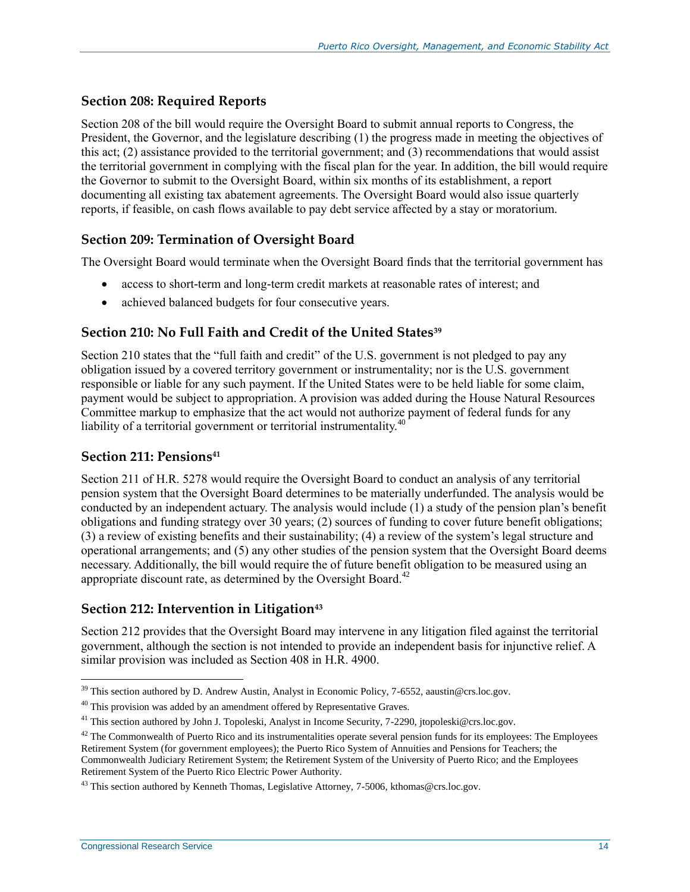### Section 208: Required Reports

Section 208 of the bill would require the Oversight Board to submit annual reports to Congress, the President, the Governor, and the legislature describing (1) the progress made in meeting the objectives of this act; (2) assistance provided to the territorial government; and (3) recommendations that would assist the territorial government in complying with the fiscal plan for the year. In addition, the bill would require the Governor to submit to the Oversight Board, within six months of its establishment, a report documenting all existing tax abatement agreements. The Oversight Board would also issue quarterly reports, if feasible, on cash flows available to pay debt service affected by a stay or moratorium.

### Section 209: Termination of Oversight Board

The Oversight Board would terminate when the Oversight Board finds that the territorial government has

- access to short-term and long-term credit markets at reasonable rates of interest; and
- achieved balanced budgets for four consecutive years.

### Section 210: No Full Faith and Credit of the United States[39]

Section 210 states that the "full faith and credit" of the U.S. government is not pledged to pay any obligation issued by a covered territory government or instrumentality; nor is the U.S. government responsible or liable for any such payment. If the United States were to be held liable for some claim, payment would be subject to appropriation. A provision was added during the House Natural Resources Committee markup to emphasize that the act would not authorize payment of federal funds for any liability of a territorial government or territorial instrumentality.[40]

### Section 211: Pensions[41]

Section 211 of H.R. 5278 would require the Oversight Board to conduct an analysis of any territorial pension system that the Oversight Board determines to be materially underfunded. The analysis would be conducted by an independent actuary. The analysis would include (1) a study of the pension plan's benefit obligations and funding strategy over 30 years; (2) sources of funding to cover future benefit obligations; (3) a review of existing benefits and their sustainability; (4) a review of the system's legal structure and operational arrangements; and (5) any other studies of the pension system that the Oversight Board deems necessary. Additionally, the bill would require the of future benefit obligation to be measured using an appropriate discount rate, as determined by the Oversight Board.[42]

### Section 212: Intervention in Litigation[43]

Section 212 provides that the Oversight Board may intervene in any litigation filed against the territorial government, although the section is not intended to provide an independent basis for injunctive relief. A similar provision was included as Section 408 in H.R. 4900.

---

[39] This section authored by D. Andrew Austin, Analyst in Economic Policy, 7-6552, aaustin@crs.loc.gov.

[40] This provision was added by an amendment offered by Representative Graves.

[41] This section authored by John J. Topoleski, Analyst in Income Security, 7-2290, jtopoleski@crs.loc.gov.

[42] The Commonwealth of Puerto Rico and its instrumentalities operate several pension funds for its employees: The Employees Retirement System (for government employees); the Puerto Rico System of Annuities and Pensions for Teachers; the Commonwealth Judiciary Retirement System; the Retirement System of the University of Puerto Rico; and the Employees Retirement System of the Puerto Rico Electric Power Authority.

[43] This section authored by Kenneth Thomas, Legislative Attorney, 7-5006, kthomas@crs.loc.gov.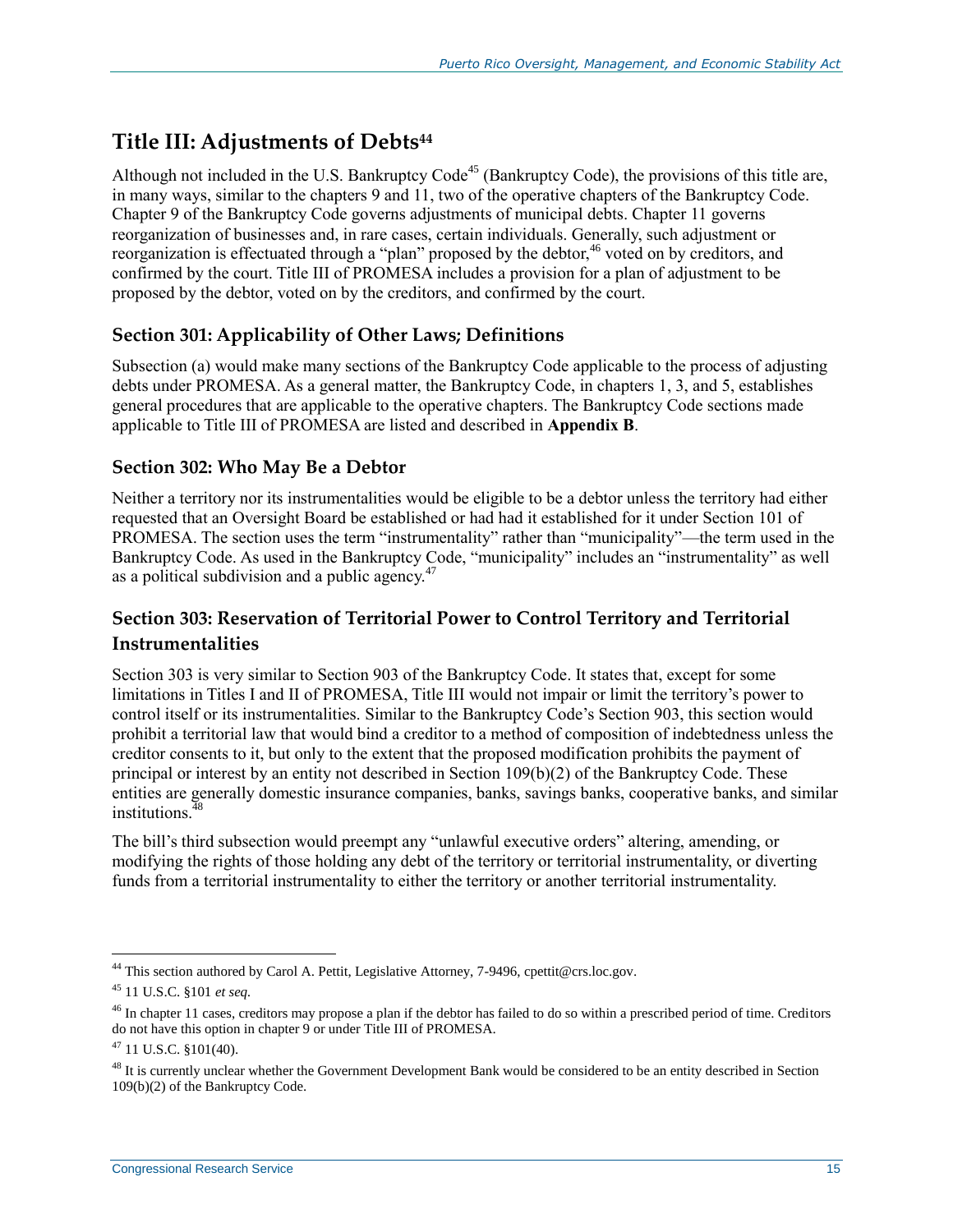## Title III: Adjustments of Debts[44]

Although not included in the U.S. Bankruptcy Code[45] (Bankruptcy Code), the provisions of this title are, in many ways, similar to the chapters 9 and 11, two of the operative chapters of the Bankruptcy Code. Chapter 9 of the Bankruptcy Code governs adjustments of municipal debts. Chapter 11 governs reorganization of businesses and, in rare cases, certain individuals. Generally, such adjustment or reorganization is effectuated through a "plan" proposed by the debtor,[46] voted on by creditors, and confirmed by the court. Title III of PROMESA includes a provision for a plan of adjustment to be proposed by the debtor, voted on by the creditors, and confirmed by the court.

### Section 301: Applicability of Other Laws; Definitions

Subsection (a) would make many sections of the Bankruptcy Code applicable to the process of adjusting debts under PROMESA. As a general matter, the Bankruptcy Code, in chapters 1, 3, and 5, establishes general procedures that are applicable to the operative chapters. The Bankruptcy Code sections made applicable to Title III of PROMESA are listed and described in **Appendix B**.

### Section 302: Who May Be a Debtor

Neither a territory nor its instrumentalities would be eligible to be a debtor unless the territory had either requested that an Oversight Board be established or had had it established for it under Section 101 of PROMESA. The section uses the term "instrumentality" rather than "municipality"—the term used in the Bankruptcy Code. As used in the Bankruptcy Code, "municipality" includes an "instrumentality" as well as a political subdivision and a public agency.[47]

### Section 303: Reservation of Territorial Power to Control Territory and Territorial Instrumentalities

Section 303 is very similar to Section 903 of the Bankruptcy Code. It states that, except for some limitations in Titles I and II of PROMESA, Title III would not impair or limit the territory's power to control itself or its instrumentalities. Similar to the Bankruptcy Code's Section 903, this section would prohibit a territorial law that would bind a creditor to a method of composition of indebtedness unless the creditor consents to it, but only to the extent that the proposed modification prohibits the payment of principal or interest by an entity not described in Section 109(b)(2) of the Bankruptcy Code. These entities are generally domestic insurance companies, banks, savings banks, cooperative banks, and similar institutions.[48]

The bill's third subsection would preempt any "unlawful executive orders" altering, amending, or modifying the rights of those holding any debt of the territory or territorial instrumentality, or diverting funds from a territorial instrumentality to either the territory or another territorial instrumentality.

---

[44] This section authored by Carol A. Pettit, Legislative Attorney, 7-9496, cpettit@crs.loc.gov.

[45] 11 U.S.C. §101 *et seq.*

[46] In chapter 11 cases, creditors may propose a plan if the debtor has failed to do so within a prescribed period of time. Creditors do not have this option in chapter 9 or under Title III of PROMESA.

[47] 11 U.S.C. §101(40).

[48] It is currently unclear whether the Government Development Bank would be considered to be an entity described in Section 109(b)(2) of the Bankruptcy Code.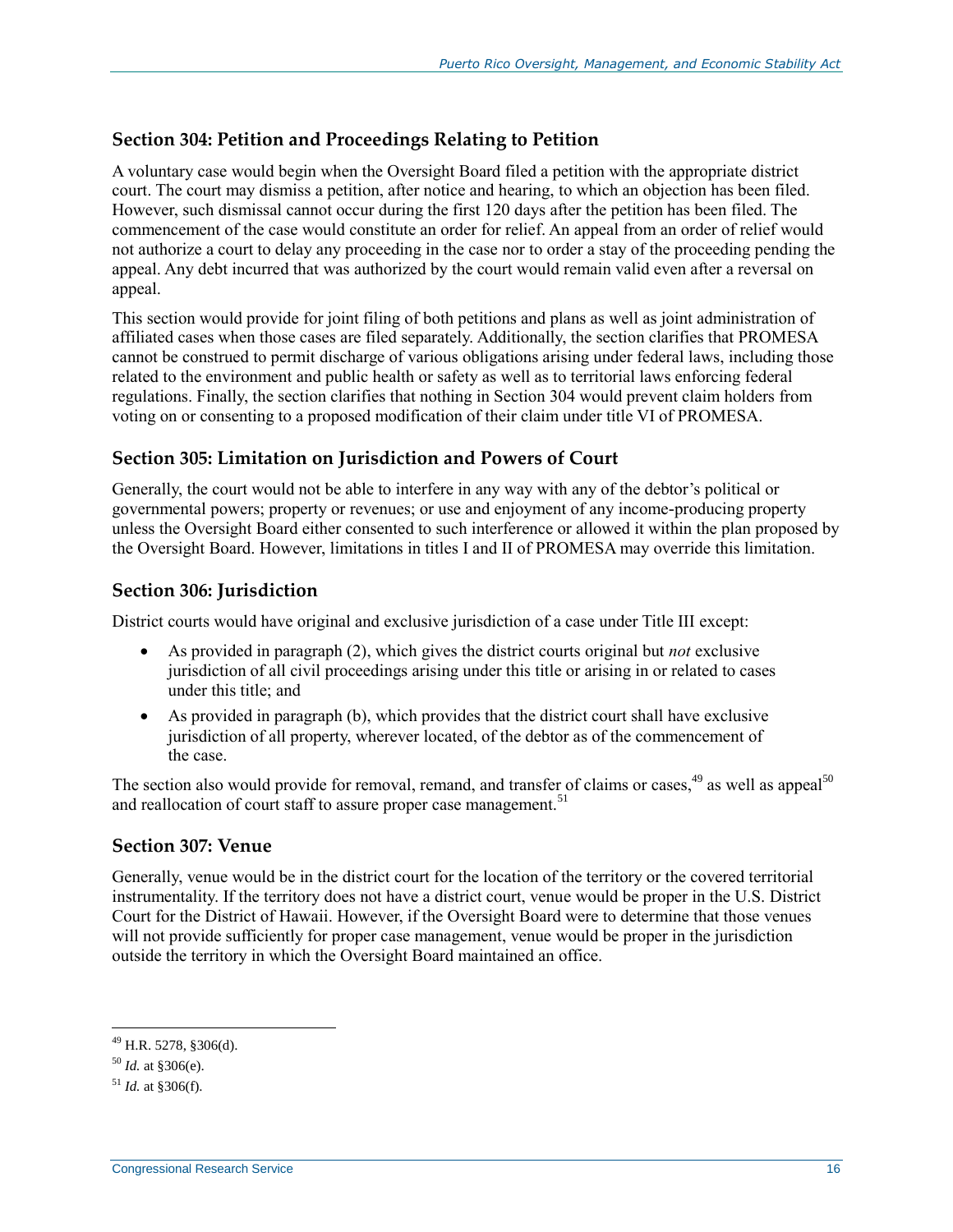### Section 304: Petition and Proceedings Relating to Petition

A voluntary case would begin when the Oversight Board filed a petition with the appropriate district court. The court may dismiss a petition, after notice and hearing, to which an objection has been filed. However, such dismissal cannot occur during the first 120 days after the petition has been filed. The commencement of the case would constitute an order for relief. An appeal from an order of relief would not authorize a court to delay any proceeding in the case nor to order a stay of the proceeding pending the appeal. Any debt incurred that was authorized by the court would remain valid even after a reversal on appeal.

This section would provide for joint filing of both petitions and plans as well as joint administration of affiliated cases when those cases are filed separately. Additionally, the section clarifies that PROMESA cannot be construed to permit discharge of various obligations arising under federal laws, including those related to the environment and public health or safety as well as to territorial laws enforcing federal regulations. Finally, the section clarifies that nothing in Section 304 would prevent claim holders from voting on or consenting to a proposed modification of their claim under title VI of PROMESA.

### Section 305: Limitation on Jurisdiction and Powers of Court

Generally, the court would not be able to interfere in any way with any of the debtor's political or governmental powers; property or revenues; or use and enjoyment of any income-producing property unless the Oversight Board either consented to such interference or allowed it within the plan proposed by the Oversight Board. However, limitations in titles I and II of PROMESA may override this limitation.

### Section 306: Jurisdiction

District courts would have original and exclusive jurisdiction of a case under Title III except:

- As provided in paragraph (2), which gives the district courts original but *not* exclusive jurisdiction of all civil proceedings arising under this title or arising in or related to cases under this title; and
- As provided in paragraph (b), which provides that the district court shall have exclusive jurisdiction of all property, wherever located, of the debtor as of the commencement of the case.

The section also would provide for removal, remand, and transfer of claims or cases,[49] as well as appeal[50] and reallocation of court staff to assure proper case management.[51]

### Section 307: Venue

Generally, venue would be in the district court for the location of the territory or the covered territorial instrumentality. If the territory does not have a district court, venue would be proper in the U.S. District Court for the District of Hawaii. However, if the Oversight Board were to determine that those venues will not provide sufficiently for proper case management, venue would be proper in the jurisdiction outside the territory in which the Oversight Board maintained an office.

---

[49] H.R. 5278, §306(d).

[50] *Id.* at §306(e).

[51] *Id.* at §306(f).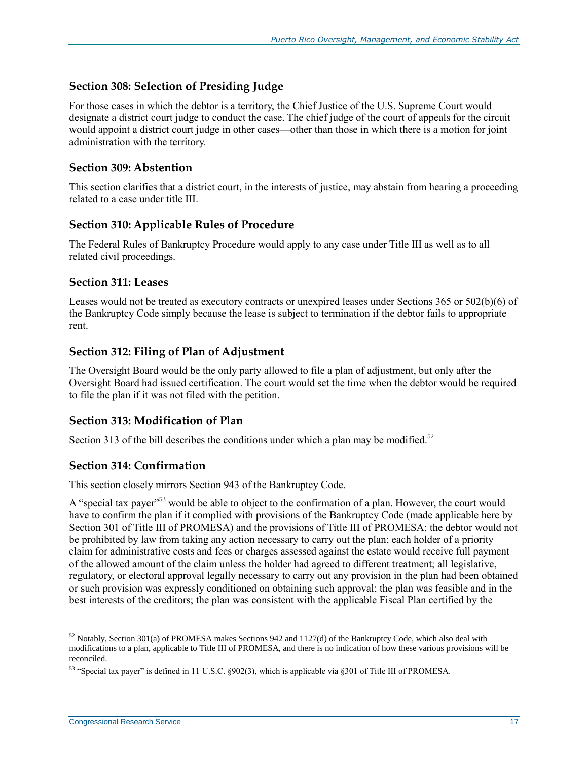### Section 308: Selection of Presiding Judge

For those cases in which the debtor is a territory, the Chief Justice of the U.S. Supreme Court would designate a district court judge to conduct the case. The chief judge of the court of appeals for the circuit would appoint a district court judge in other cases—other than those in which there is a motion for joint administration with the territory.

### Section 309: Abstention

This section clarifies that a district court, in the interests of justice, may abstain from hearing a proceeding related to a case under title III.

### Section 310: Applicable Rules of Procedure

The Federal Rules of Bankruptcy Procedure would apply to any case under Title III as well as to all related civil proceedings.

### Section 311: Leases

Leases would not be treated as executory contracts or unexpired leases under Sections 365 or 502(b)(6) of the Bankruptcy Code simply because the lease is subject to termination if the debtor fails to appropriate rent.

### Section 312: Filing of Plan of Adjustment

The Oversight Board would be the only party allowed to file a plan of adjustment, but only after the Oversight Board had issued certification. The court would set the time when the debtor would be required to file the plan if it was not filed with the petition.

### Section 313: Modification of Plan

Section 313 of the bill describes the conditions under which a plan may be modified.[52]

### Section 314: Confirmation

This section closely mirrors Section 943 of the Bankruptcy Code.

A "special tax payer"[53] would be able to object to the confirmation of a plan. However, the court would have to confirm the plan if it complied with provisions of the Bankruptcy Code (made applicable here by Section 301 of Title III of PROMESA) and the provisions of Title III of PROMESA; the debtor would not be prohibited by law from taking any action necessary to carry out the plan; each holder of a priority claim for administrative costs and fees or charges assessed against the estate would receive full payment of the allowed amount of the claim unless the holder had agreed to different treatment; all legislative, regulatory, or electoral approval legally necessary to carry out any provision in the plan had been obtained or such provision was expressly conditioned on obtaining such approval; the plan was feasible and in the best interests of the creditors; the plan was consistent with the applicable Fiscal Plan certified by the

---

[52] Notably, Section 301(a) of PROMESA makes Sections 942 and 1127(d) of the Bankruptcy Code, which also deal with modifications to a plan, applicable to Title III of PROMESA, and there is no indication of how these various provisions will be reconciled.

[53] "Special tax payer" is defined in 11 U.S.C. §902(3), which is applicable via §301 of Title III of PROMESA.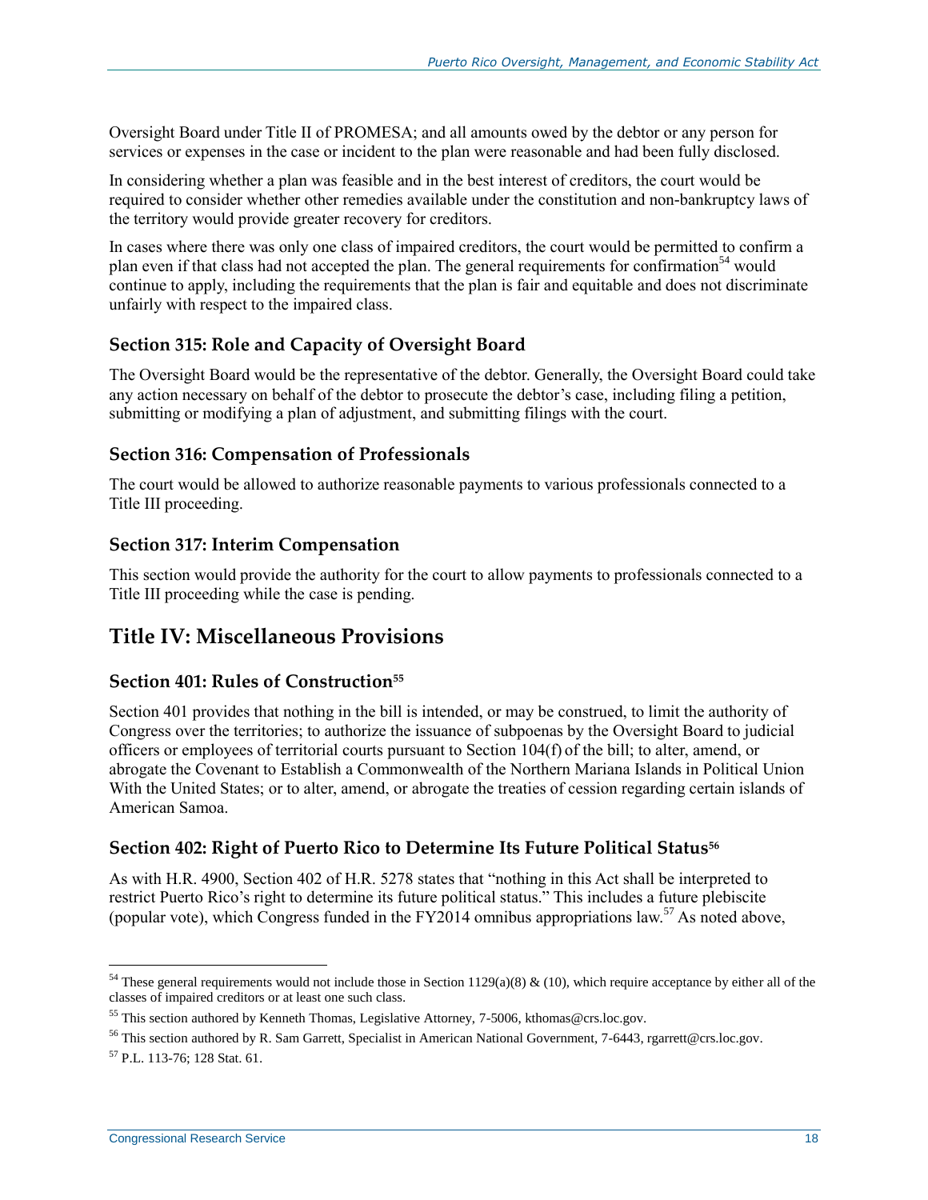Oversight Board under Title II of PROMESA; and all amounts owed by the debtor or any person for services or expenses in the case or incident to the plan were reasonable and had been fully disclosed.

In considering whether a plan was feasible and in the best interest of creditors, the court would be required to consider whether other remedies available under the constitution and non-bankruptcy laws of the territory would provide greater recovery for creditors.

In cases where there was only one class of impaired creditors, the court would be permitted to confirm a plan even if that class had not accepted the plan. The general requirements for confirmation[54] would continue to apply, including the requirements that the plan is fair and equitable and does not discriminate unfairly with respect to the impaired class.

### Section 315: Role and Capacity of Oversight Board

The Oversight Board would be the representative of the debtor. Generally, the Oversight Board could take any action necessary on behalf of the debtor to prosecute the debtor's case, including filing a petition, submitting or modifying a plan of adjustment, and submitting filings with the court.

### Section 316: Compensation of Professionals

The court would be allowed to authorize reasonable payments to various professionals connected to a Title III proceeding.

### Section 317: Interim Compensation

This section would provide the authority for the court to allow payments to professionals connected to a Title III proceeding while the case is pending.

## Title IV: Miscellaneous Provisions

### Section 401: Rules of Construction[55]

Section 401 provides that nothing in the bill is intended, or may be construed, to limit the authority of Congress over the territories; to authorize the issuance of subpoenas by the Oversight Board to judicial officers or employees of territorial courts pursuant to Section 104(f) of the bill; to alter, amend, or abrogate the Covenant to Establish a Commonwealth of the Northern Mariana Islands in Political Union With the United States; or to alter, amend, or abrogate the treaties of cession regarding certain islands of American Samoa.

### Section 402: Right of Puerto Rico to Determine Its Future Political Status[56]

As with H.R. 4900, Section 402 of H.R. 5278 states that "nothing in this Act shall be interpreted to restrict Puerto Rico's right to determine its future political status." This includes a future plebiscite (popular vote), which Congress funded in the FY2014 omnibus appropriations law.[57] As noted above,

---

[54] These general requirements would not include those in Section 1129(a)(8) & (10), which require acceptance by either all of the classes of impaired creditors or at least one such class.

[55] This section authored by Kenneth Thomas, Legislative Attorney, 7-5006, kthomas@crs.loc.gov.

[56] This section authored by R. Sam Garrett, Specialist in American National Government, 7-6443, rgarrett@crs.loc.gov.

[57] P.L. 113-76; 128 Stat. 61.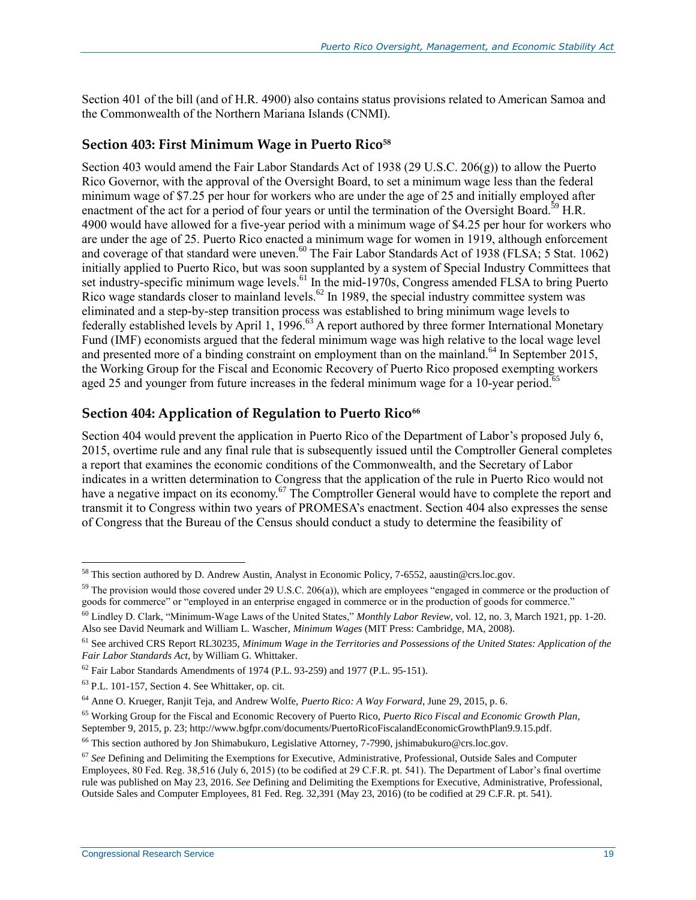Section 401 of the bill (and of H.R. 4900) also contains status provisions related to American Samoa and the Commonwealth of the Northern Mariana Islands (CNMI).

### Section 403: First Minimum Wage in Puerto Rico[58]

Section 403 would amend the Fair Labor Standards Act of 1938 (29 U.S.C. 206(g)) to allow the Puerto Rico Governor, with the approval of the Oversight Board, to set a minimum wage less than the federal minimum wage of $7.25 per hour for workers who are under the age of 25 and initially employed after enactment of the act for a period of four years or until the termination of the Oversight Board.[59] H.R. 4900 would have allowed for a five-year period with a minimum wage of $4.25 per hour for workers who are under the age of 25. Puerto Rico enacted a minimum wage for women in 1919, although enforcement and coverage of that standard were uneven.[60] The Fair Labor Standards Act of 1938 (FLSA; 5 Stat. 1062) initially applied to Puerto Rico, but was soon supplanted by a system of Special Industry Committees that set industry-specific minimum wage levels.[61] In the mid-1970s, Congress amended FLSA to bring Puerto Rico wage standards closer to mainland levels.[62] In 1989, the special industry committee system was eliminated and a step-by-step transition process was established to bring minimum wage levels to federally established levels by April 1, 1996.[63] A report authored by three former International Monetary Fund (IMF) economists argued that the federal minimum wage was high relative to the local wage level and presented more of a binding constraint on employment than on the mainland.[64] In September 2015, the Working Group for the Fiscal and Economic Recovery of Puerto Rico proposed exempting workers aged 25 and younger from future increases in the federal minimum wage for a 10-year period.[65]

### Section 404: Application of Regulation to Puerto Rico[66]

Section 404 would prevent the application in Puerto Rico of the Department of Labor's proposed July 6, 2015, overtime rule and any final rule that is subsequently issued until the Comptroller General completes a report that examines the economic conditions of the Commonwealth, and the Secretary of Labor indicates in a written determination to Congress that the application of the rule in Puerto Rico would not have a negative impact on its economy.[67] The Comptroller General would have to complete the report and transmit it to Congress within two years of PROMESA's enactment. Section 404 also expresses the sense of Congress that the Bureau of the Census should conduct a study to determine the feasibility of

---

[58] This section authored by D. Andrew Austin, Analyst in Economic Policy, 7-6552, aaustin@crs.loc.gov.

[59] The provision would those covered under 29 U.S.C. 206(a)), which are employees "engaged in commerce or the production of goods for commerce" or "employed in an enterprise engaged in commerce or in the production of goods for commerce."

[60] Lindley D. Clark, "Minimum-Wage Laws of the United States," *Monthly Labor Review*, vol. 12, no. 3, March 1921, pp. 1-20. Also see David Neumark and William L. Wascher, *Minimum Wages* (MIT Press: Cambridge, MA, 2008).

[61] See archived CRS Report RL30235, *Minimum Wage in the Territories and Possessions of the United States: Application of the Fair Labor Standards Act*, by William G. Whittaker.

[62] Fair Labor Standards Amendments of 1974 (P.L. 93-259) and 1977 (P.L. 95-151).

[63] P.L. 101-157, Section 4. See Whittaker, op. cit.

[64] Anne O. Krueger, Ranjit Teja, and Andrew Wolfe, *Puerto Rico: A Way Forward*, June 29, 2015, p. 6.

[65] Working Group for the Fiscal and Economic Recovery of Puerto Rico, *Puerto Rico Fiscal and Economic Growth Plan*, September 9, 2015, p. 23; http://www.bgfpr.com/documents/PuertoRicoFiscalandEconomicGrowthPlan9.9.15.pdf.

[66] This section authored by Jon Shimabukuro, Legislative Attorney, 7-7990, jshimabukuro@crs.loc.gov.

[67] *See* Defining and Delimiting the Exemptions for Executive, Administrative, Professional, Outside Sales and Computer Employees, 80 Fed. Reg. 38,516 (July 6, 2015) (to be codified at 29 C.F.R. pt. 541). The Department of Labor's final overtime rule was published on May 23, 2016. *See* Defining and Delimiting the Exemptions for Executive, Administrative, Professional, Outside Sales and Computer Employees, 81 Fed. Reg. 32,391 (May 23, 2016) (to be codified at 29 C.F.R. pt. 541).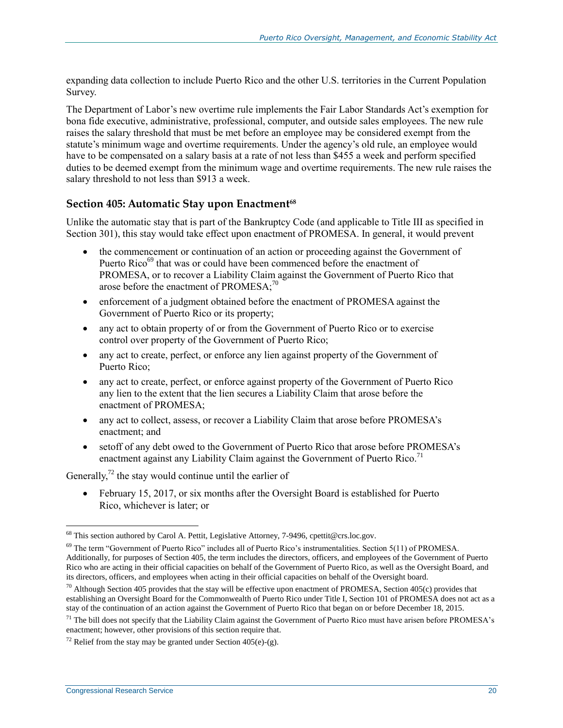expanding data collection to include Puerto Rico and the other U.S. territories in the Current Population Survey.

The Department of Labor's new overtime rule implements the Fair Labor Standards Act's exemption for bona fide executive, administrative, professional, computer, and outside sales employees. The new rule raises the salary threshold that must be met before an employee may be considered exempt from the statute's minimum wage and overtime requirements. Under the agency's old rule, an employee would have to be compensated on a salary basis at a rate of not less than $455 a week and perform specified duties to be deemed exempt from the minimum wage and overtime requirements. The new rule raises the salary threshold to not less than $913 a week.

### Section 405: Automatic Stay upon Enactment[68]

Unlike the automatic stay that is part of the Bankruptcy Code (and applicable to Title III as specified in Section 301), this stay would take effect upon enactment of PROMESA. In general, it would prevent

- the commencement or continuation of an action or proceeding against the Government of Puerto Rico[69] that was or could have been commenced before the enactment of PROMESA, or to recover a Liability Claim against the Government of Puerto Rico that arose before the enactment of PROMESA;[70]
- enforcement of a judgment obtained before the enactment of PROMESA against the Government of Puerto Rico or its property;
- any act to obtain property of or from the Government of Puerto Rico or to exercise control over property of the Government of Puerto Rico;
- any act to create, perfect, or enforce any lien against property of the Government of Puerto Rico;
- any act to create, perfect, or enforce against property of the Government of Puerto Rico any lien to the extent that the lien secures a Liability Claim that arose before the enactment of PROMESA;
- any act to collect, assess, or recover a Liability Claim that arose before PROMESA's enactment; and
- setoff of any debt owed to the Government of Puerto Rico that arose before PROMESA's enactment against any Liability Claim against the Government of Puerto Rico.[71]

Generally,[72] the stay would continue until the earlier of

- February 15, 2017, or six months after the Oversight Board is established for Puerto Rico, whichever is later; or

---

[68] This section authored by Carol A. Pettit, Legislative Attorney, 7-9496, cpettit@crs.loc.gov.

[69] The term "Government of Puerto Rico" includes all of Puerto Rico's instrumentalities. Section 5(11) of PROMESA. Additionally, for purposes of Section 405, the term includes the directors, officers, and employees of the Government of Puerto Rico who are acting in their official capacities on behalf of the Government of Puerto Rico, as well as the Oversight Board, and its directors, officers, and employees when acting in their official capacities on behalf of the Oversight board.

[70] Although Section 405 provides that the stay will be effective upon enactment of PROMESA, Section 405(c) provides that establishing an Oversight Board for the Commonwealth of Puerto Rico under Title I, Section 101 of PROMESA does not act as a stay of the continuation of an action against the Government of Puerto Rico that began on or before December 18, 2015.

[71] The bill does not specify that the Liability Claim against the Government of Puerto Rico must have arisen before PROMESA's enactment; however, other provisions of this section require that.

[72] Relief from the stay may be granted under Section 405(e)-(g).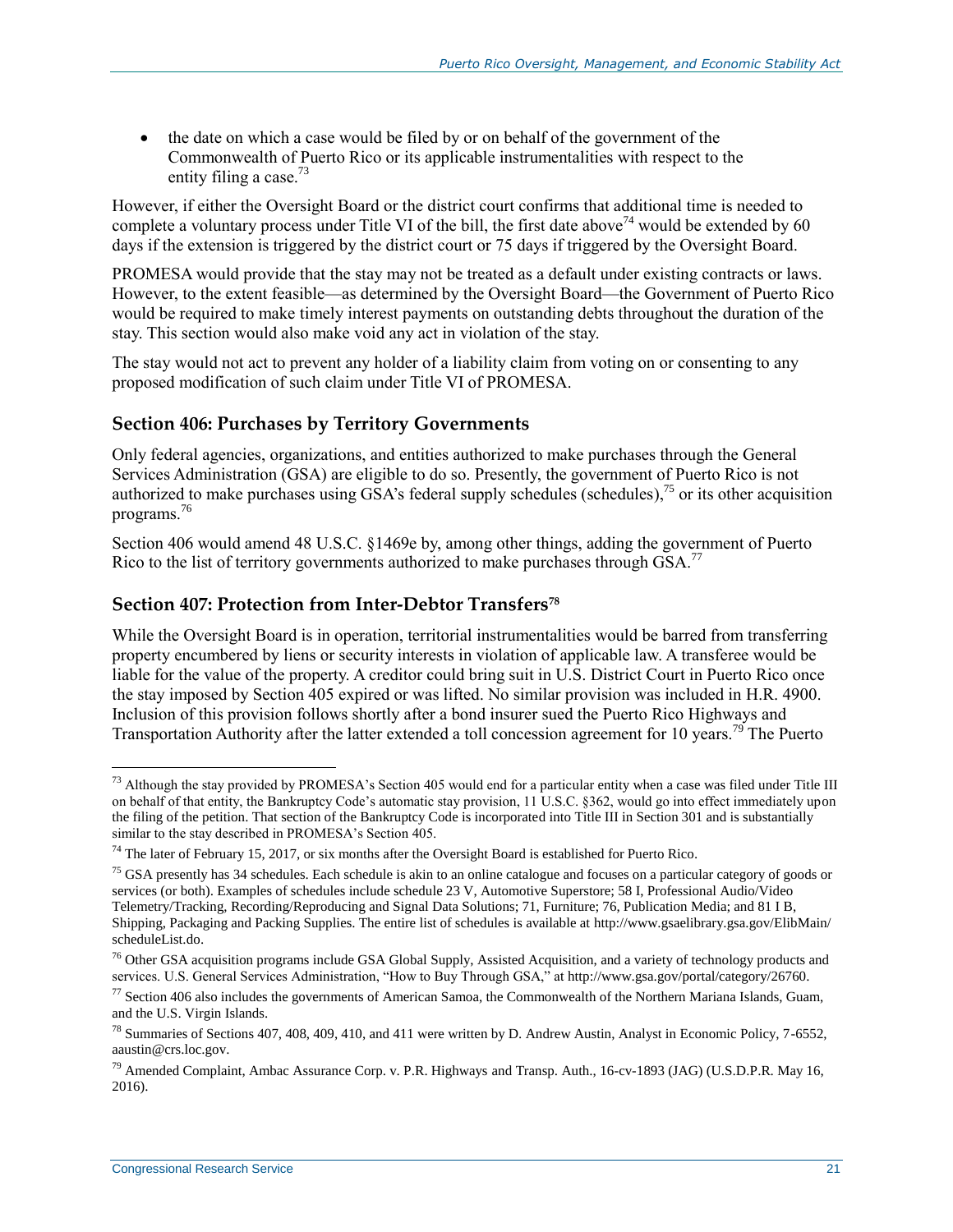- the date on which a case would be filed by or on behalf of the government of the Commonwealth of Puerto Rico or its applicable instrumentalities with respect to the entity filing a case.[73]

However, if either the Oversight Board or the district court confirms that additional time is needed to complete a voluntary process under Title VI of the bill, the first date above[74] would be extended by 60 days if the extension is triggered by the district court or 75 days if triggered by the Oversight Board.

PROMESA would provide that the stay may not be treated as a default under existing contracts or laws. However, to the extent feasible—as determined by the Oversight Board—the Government of Puerto Rico would be required to make timely interest payments on outstanding debts throughout the duration of the stay. This section would also make void any act in violation of the stay.

The stay would not act to prevent any holder of a liability claim from voting on or consenting to any proposed modification of such claim under Title VI of PROMESA.

### Section 406: Purchases by Territory Governments

Only federal agencies, organizations, and entities authorized to make purchases through the General Services Administration (GSA) are eligible to do so. Presently, the government of Puerto Rico is not authorized to make purchases using GSA's federal supply schedules (schedules),[75] or its other acquisition programs.[76]

Section 406 would amend 48 U.S.C. §1469e by, among other things, adding the government of Puerto Rico to the list of territory governments authorized to make purchases through GSA.[77]

### Section 407: Protection from Inter-Debtor Transfers[78]

While the Oversight Board is in operation, territorial instrumentalities would be barred from transferring property encumbered by liens or security interests in violation of applicable law. A transferee would be liable for the value of the property. A creditor could bring suit in U.S. District Court in Puerto Rico once the stay imposed by Section 405 expired or was lifted. No similar provision was included in H.R. 4900. Inclusion of this provision follows shortly after a bond insurer sued the Puerto Rico Highways and Transportation Authority after the latter extended a toll concession agreement for 10 years.[79] The Puerto

---

[73] Although the stay provided by PROMESA's Section 405 would end for a particular entity when a case was filed under Title III on behalf of that entity, the Bankruptcy Code's automatic stay provision, 11 U.S.C. §362, would go into effect immediately upon the filing of the petition. That section of the Bankruptcy Code is incorporated into Title III in Section 301 and is substantially similar to the stay described in PROMESA's Section 405.

[74] The later of February 15, 2017, or six months after the Oversight Board is established for Puerto Rico.

[75] GSA presently has 34 schedules. Each schedule is akin to an online catalogue and focuses on a particular category of goods or services (or both). Examples of schedules include schedule 23 V, Automotive Superstore; 58 I, Professional Audio/Video Telemetry/Tracking, Recording/Reproducing and Signal Data Solutions; 71, Furniture; 76, Publication Media; and 81 I B, Shipping, Packaging and Packing Supplies. The entire list of schedules is available at http://www.gsaelibrary.gsa.gov/ElibMain/scheduleList.do.

[76] Other GSA acquisition programs include GSA Global Supply, Assisted Acquisition, and a variety of technology products and services. U.S. General Services Administration, "How to Buy Through GSA," at http://www.gsa.gov/portal/category/26760.

[77] Section 406 also includes the governments of American Samoa, the Commonwealth of the Northern Mariana Islands, Guam, and the U.S. Virgin Islands.

[78] Summaries of Sections 407, 408, 409, 410, and 411 were written by D. Andrew Austin, Analyst in Economic Policy, 7-6552, aaustin@crs.loc.gov.

[79] Amended Complaint, Ambac Assurance Corp. v. P.R. Highways and Transp. Auth., 16-cv-1893 (JAG) (U.S.D.P.R. May 16, 2016).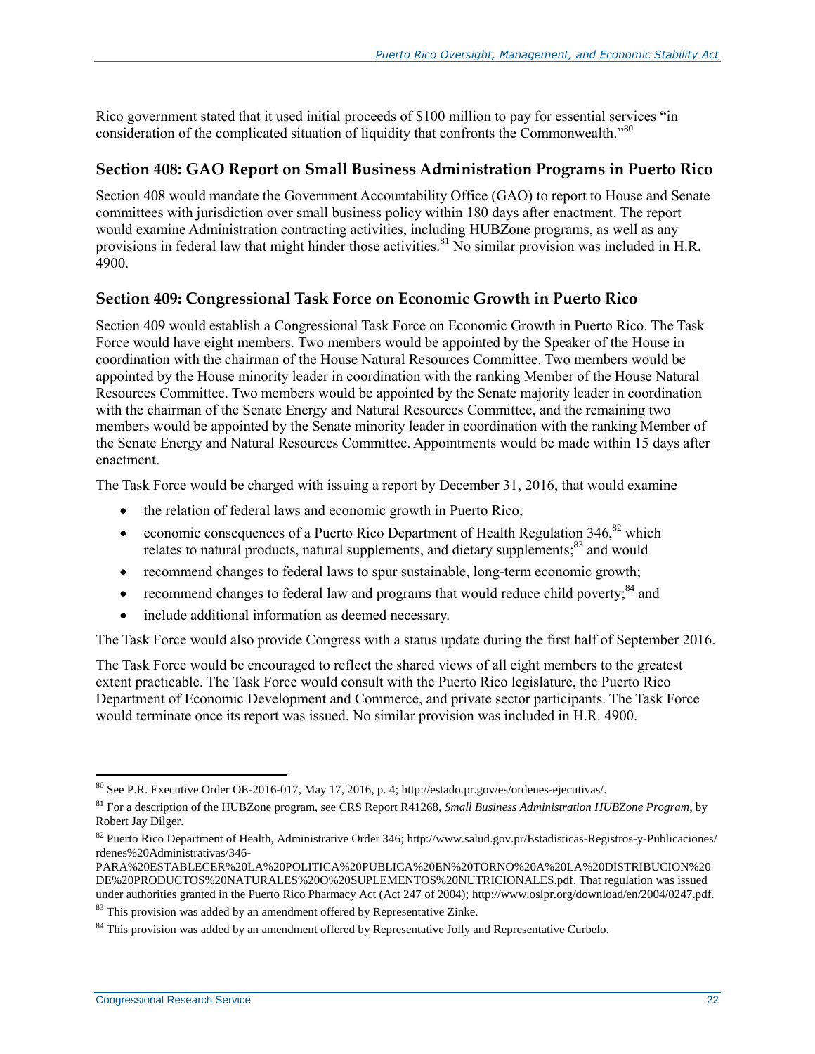Rico government stated that it used initial proceeds of $100 million to pay for essential services "in consideration of the complicated situation of liquidity that confronts the Commonwealth."[80]

### Section 408: GAO Report on Small Business Administration Programs in Puerto Rico

Section 408 would mandate the Government Accountability Office (GAO) to report to House and Senate committees with jurisdiction over small business policy within 180 days after enactment. The report would examine Administration contracting activities, including HUBZone programs, as well as any provisions in federal law that might hinder those activities.[81] No similar provision was included in H.R. 4900.

### Section 409: Congressional Task Force on Economic Growth in Puerto Rico

Section 409 would establish a Congressional Task Force on Economic Growth in Puerto Rico. The Task Force would have eight members. Two members would be appointed by the Speaker of the House in coordination with the chairman of the House Natural Resources Committee. Two members would be appointed by the House minority leader in coordination with the ranking Member of the House Natural Resources Committee. Two members would be appointed by the Senate majority leader in coordination with the chairman of the Senate Energy and Natural Resources Committee, and the remaining two members would be appointed by the Senate minority leader in coordination with the ranking Member of the Senate Energy and Natural Resources Committee. Appointments would be made within 15 days after enactment.

The Task Force would be charged with issuing a report by December 31, 2016, that would examine

- the relation of federal laws and economic growth in Puerto Rico;
- economic consequences of a Puerto Rico Department of Health Regulation 346,[82] which relates to natural products, natural supplements, and dietary supplements;[83] and would
- recommend changes to federal laws to spur sustainable, long-term economic growth;
- recommend changes to federal law and programs that would reduce child poverty;[84] and
- include additional information as deemed necessary.

The Task Force would also provide Congress with a status update during the first half of September 2016.

The Task Force would be encouraged to reflect the shared views of all eight members to the greatest extent practicable. The Task Force would consult with the Puerto Rico legislature, the Puerto Rico Department of Economic Development and Commerce, and private sector participants. The Task Force would terminate once its report was issued. No similar provision was included in H.R. 4900.

---

[80] See P.R. Executive Order OE-2016-017, May 17, 2016, p. 4; http://estado.pr.gov/es/ordenes-ejecutivas/.

[81] For a description of the HUBZone program, see CRS Report R41268, *Small Business Administration HUBZone Program*, by Robert Jay Dilger.

[82] Puerto Rico Department of Health, Administrative Order 346; http://www.salud.gov.pr/Estadisticas-Registros-y-Publicaciones/rdenes%20Administrativas/346-PARA%20ESTABLECER%20LA%20POLITICA%20PUBLICA%20EN%20TORNO%20A%20LA%20DISTRIBUCION%20DE%20PRODUCTOS%20NATURALES%20O%20SUPLEMENTOS%20NUTRICIONALES.pdf. That regulation was issued under authorities granted in the Puerto Rico Pharmacy Act (Act 247 of 2004); http://www.oslpr.org/download/en/2004/0247.pdf.

[83] This provision was added by an amendment offered by Representative Zinke.

[84] This provision was added by an amendment offered by Representative Jolly and Representative Curbelo.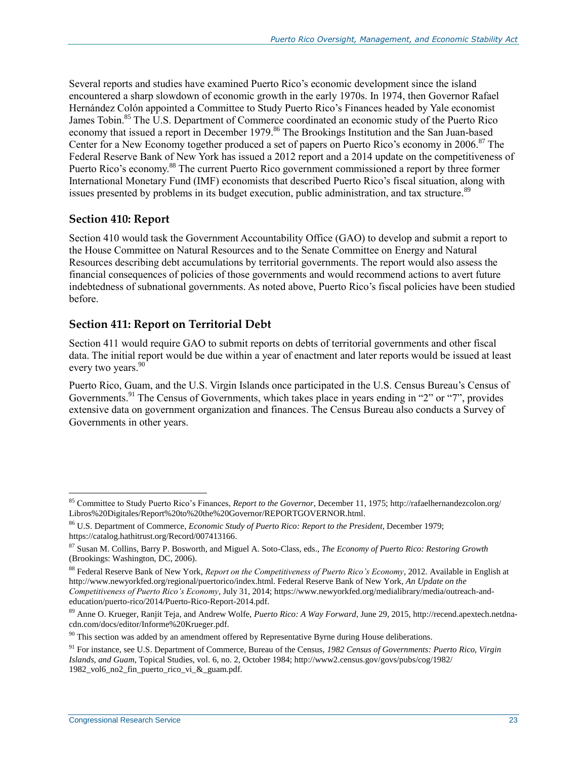Several reports and studies have examined Puerto Rico's economic development since the island encountered a sharp slowdown of economic growth in the early 1970s. In 1974, then Governor Rafael Hernández Colón appointed a Committee to Study Puerto Rico's Finances headed by Yale economist James Tobin.[85] The U.S. Department of Commerce coordinated an economic study of the Puerto Rico economy that issued a report in December 1979.[86] The Brookings Institution and the San Juan-based Center for a New Economy together produced a set of papers on Puerto Rico's economy in 2006.[87] The Federal Reserve Bank of New York has issued a 2012 report and a 2014 update on the competitiveness of Puerto Rico's economy.[88] The current Puerto Rico government commissioned a report by three former International Monetary Fund (IMF) economists that described Puerto Rico's fiscal situation, along with issues presented by problems in its budget execution, public administration, and tax structure.[89]

### Section 410: Report

Section 410 would task the Government Accountability Office (GAO) to develop and submit a report to the House Committee on Natural Resources and to the Senate Committee on Energy and Natural Resources describing debt accumulations by territorial governments. The report would also assess the financial consequences of policies of those governments and would recommend actions to avert future indebtedness of subnational governments. As noted above, Puerto Rico's fiscal policies have been studied before.

### Section 411: Report on Territorial Debt

Section 411 would require GAO to submit reports on debts of territorial governments and other fiscal data. The initial report would be due within a year of enactment and later reports would be issued at least every two years.[90]

Puerto Rico, Guam, and the U.S. Virgin Islands once participated in the U.S. Census Bureau's Census of Governments.[91] The Census of Governments, which takes place in years ending in "2" or "7", provides extensive data on government organization and finances. The Census Bureau also conducts a Survey of Governments in other years.

---

[85] Committee to Study Puerto Rico's Finances, *Report to the Governor*, December 11, 1975; http://rafaelhernandezcolon.org/Libros%20Digitales/Report%20to%20the%20Governor/REPORTGOVERNOR.html.

[86] U.S. Department of Commerce, *Economic Study of Puerto Rico: Report to the President*, December 1979; https://catalog.hathitrust.org/Record/007413166.

[87] Susan M. Collins, Barry P. Bosworth, and Miguel A. Soto-Class, eds., *The Economy of Puerto Rico: Restoring Growth* (Brookings: Washington, DC, 2006).

[88] Federal Reserve Bank of New York, *Report on the Competitiveness of Puerto Rico's Economy*, 2012. Available in English at http://www.newyorkfed.org/regional/puertorico/index.html. Federal Reserve Bank of New York, *An Update on the Competitiveness of Puerto Rico's Economy*, July 31, 2014; https://www.newyorkfed.org/medialibrary/media/outreach-and-education/puerto-rico/2014/Puerto-Rico-Report-2014.pdf.

[89] Anne O. Krueger, Ranjit Teja, and Andrew Wolfe, *Puerto Rico: A Way Forward*, June 29, 2015, http://recend.apextech.netdna-cdn.com/docs/editor/Informe%20Krueger.pdf.

[90] This section was added by an amendment offered by Representative Byrne during House deliberations.

[91] For instance, see U.S. Department of Commerce, Bureau of the Census, *1982 Census of Governments: Puerto Rico, Virgin Islands, and Guam*, Topical Studies, vol. 6, no. 2, October 1984; http://www2.census.gov/govs/pubs/cog/1982/1982_vol6_no2_fin_puerto_rico_vi_&_guam.pdf.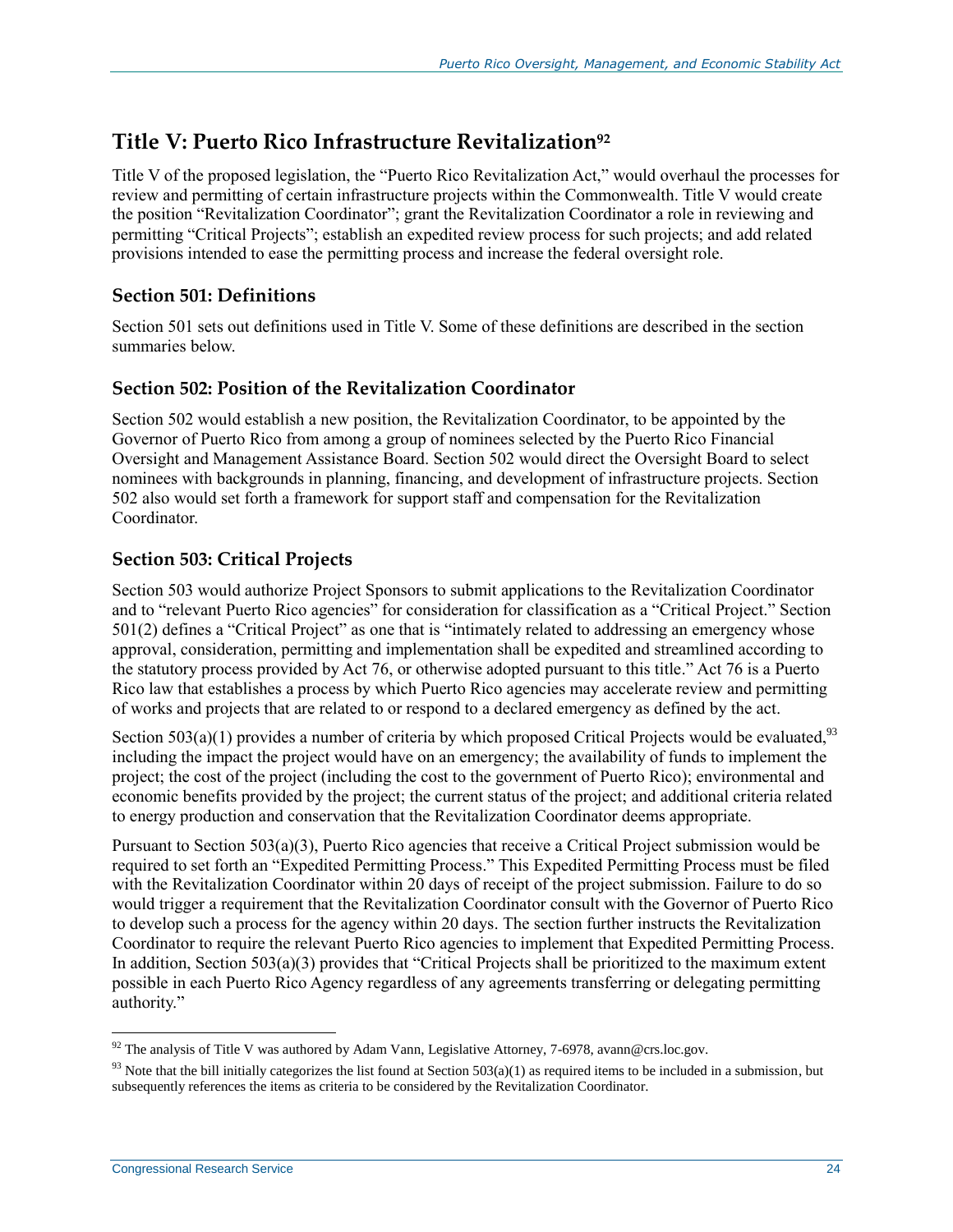## Title V: Puerto Rico Infrastructure Revitalization[92]

Title V of the proposed legislation, the "Puerto Rico Revitalization Act," would overhaul the processes for review and permitting of certain infrastructure projects within the Commonwealth. Title V would create the position "Revitalization Coordinator"; grant the Revitalization Coordinator a role in reviewing and permitting "Critical Projects"; establish an expedited review process for such projects; and add related provisions intended to ease the permitting process and increase the federal oversight role.

### Section 501: Definitions

Section 501 sets out definitions used in Title V. Some of these definitions are described in the section summaries below.

### Section 502: Position of the Revitalization Coordinator

Section 502 would establish a new position, the Revitalization Coordinator, to be appointed by the Governor of Puerto Rico from among a group of nominees selected by the Puerto Rico Financial Oversight and Management Assistance Board. Section 502 would direct the Oversight Board to select nominees with backgrounds in planning, financing, and development of infrastructure projects. Section 502 also would set forth a framework for support staff and compensation for the Revitalization Coordinator.

### Section 503: Critical Projects

Section 503 would authorize Project Sponsors to submit applications to the Revitalization Coordinator and to "relevant Puerto Rico agencies" for consideration for classification as a "Critical Project." Section 501(2) defines a "Critical Project" as one that is "intimately related to addressing an emergency whose approval, consideration, permitting and implementation shall be expedited and streamlined according to the statutory process provided by Act 76, or otherwise adopted pursuant to this title." Act 76 is a Puerto Rico law that establishes a process by which Puerto Rico agencies may accelerate review and permitting of works and projects that are related to or respond to a declared emergency as defined by the act.

Section 503(a)(1) provides a number of criteria by which proposed Critical Projects would be evaluated,[93] including the impact the project would have on an emergency; the availability of funds to implement the project; the cost of the project (including the cost to the government of Puerto Rico); environmental and economic benefits provided by the project; the current status of the project; and additional criteria related to energy production and conservation that the Revitalization Coordinator deems appropriate.

Pursuant to Section 503(a)(3), Puerto Rico agencies that receive a Critical Project submission would be required to set forth an "Expedited Permitting Process." This Expedited Permitting Process must be filed with the Revitalization Coordinator within 20 days of receipt of the project submission. Failure to do so would trigger a requirement that the Revitalization Coordinator consult with the Governor of Puerto Rico to develop such a process for the agency within 20 days. The section further instructs the Revitalization Coordinator to require the relevant Puerto Rico agencies to implement that Expedited Permitting Process. In addition, Section 503(a)(3) provides that "Critical Projects shall be prioritized to the maximum extent possible in each Puerto Rico Agency regardless of any agreements transferring or delegating permitting authority."

---

[92] The analysis of Title V was authored by Adam Vann, Legislative Attorney, 7-6978, avann@crs.loc.gov.

[93] Note that the bill initially categorizes the list found at Section 503(a)(1) as required items to be included in a submission, but subsequently references the items as criteria to be considered by the Revitalization Coordinator.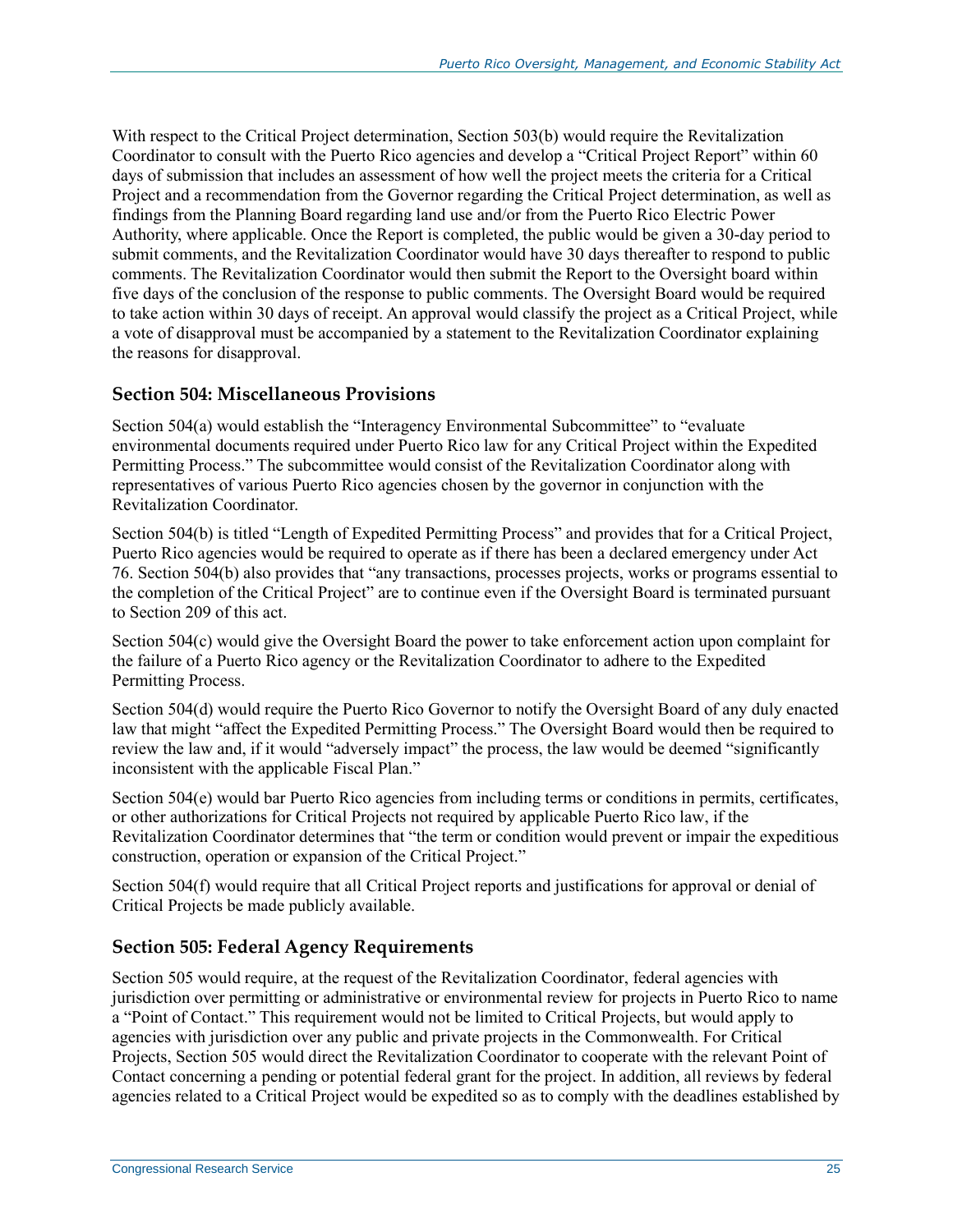With respect to the Critical Project determination, Section 503(b) would require the Revitalization Coordinator to consult with the Puerto Rico agencies and develop a "Critical Project Report" within 60 days of submission that includes an assessment of how well the project meets the criteria for a Critical Project and a recommendation from the Governor regarding the Critical Project determination, as well as findings from the Planning Board regarding land use and/or from the Puerto Rico Electric Power Authority, where applicable. Once the Report is completed, the public would be given a 30-day period to submit comments, and the Revitalization Coordinator would have 30 days thereafter to respond to public comments. The Revitalization Coordinator would then submit the Report to the Oversight board within five days of the conclusion of the response to public comments. The Oversight Board would be required to take action within 30 days of receipt. An approval would classify the project as a Critical Project, while a vote of disapproval must be accompanied by a statement to the Revitalization Coordinator explaining the reasons for disapproval.

## Section 504: Miscellaneous Provisions

Section 504(a) would establish the "Interagency Environmental Subcommittee" to "evaluate environmental documents required under Puerto Rico law for any Critical Project within the Expedited Permitting Process." The subcommittee would consist of the Revitalization Coordinator along with representatives of various Puerto Rico agencies chosen by the governor in conjunction with the Revitalization Coordinator.

Section 504(b) is titled "Length of Expedited Permitting Process" and provides that for a Critical Project, Puerto Rico agencies would be required to operate as if there has been a declared emergency under Act 76. Section 504(b) also provides that "any transactions, processes projects, works or programs essential to the completion of the Critical Project" are to continue even if the Oversight Board is terminated pursuant to Section 209 of this act.

Section 504(c) would give the Oversight Board the power to take enforcement action upon complaint for the failure of a Puerto Rico agency or the Revitalization Coordinator to adhere to the Expedited Permitting Process.

Section 504(d) would require the Puerto Rico Governor to notify the Oversight Board of any duly enacted law that might "affect the Expedited Permitting Process." The Oversight Board would then be required to review the law and, if it would "adversely impact" the process, the law would be deemed "significantly inconsistent with the applicable Fiscal Plan."

Section 504(e) would bar Puerto Rico agencies from including terms or conditions in permits, certificates, or other authorizations for Critical Projects not required by applicable Puerto Rico law, if the Revitalization Coordinator determines that "the term or condition would prevent or impair the expeditious construction, operation or expansion of the Critical Project."

Section 504(f) would require that all Critical Project reports and justifications for approval or denial of Critical Projects be made publicly available.

## Section 505: Federal Agency Requirements

Section 505 would require, at the request of the Revitalization Coordinator, federal agencies with jurisdiction over permitting or administrative or environmental review for projects in Puerto Rico to name a "Point of Contact." This requirement would not be limited to Critical Projects, but would apply to agencies with jurisdiction over any public and private projects in the Commonwealth. For Critical Projects, Section 505 would direct the Revitalization Coordinator to cooperate with the relevant Point of Contact concerning a pending or potential federal grant for the project. In addition, all reviews by federal agencies related to a Critical Project would be expedited so as to comply with the deadlines established by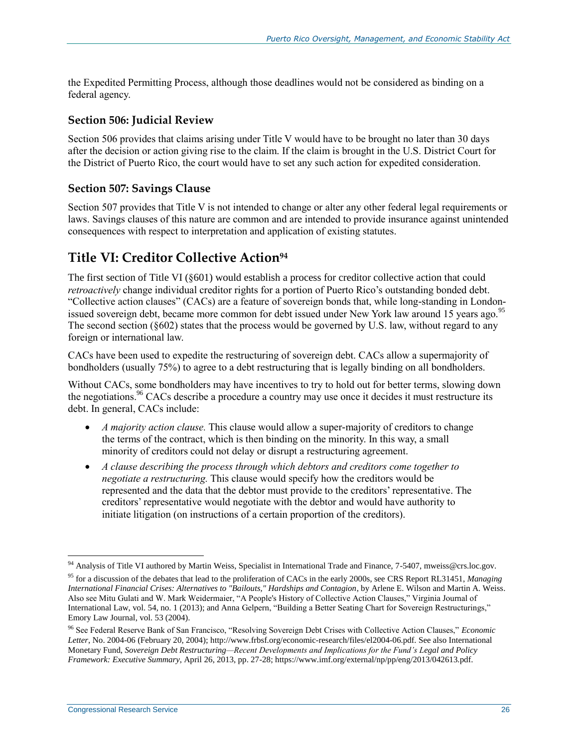the Expedited Permitting Process, although those deadlines would not be considered as binding on a federal agency.

### Section 506: Judicial Review

Section 506 provides that claims arising under Title V would have to be brought no later than 30 days after the decision or action giving rise to the claim. If the claim is brought in the U.S. District Court for the District of Puerto Rico, the court would have to set any such action for expedited consideration.

### Section 507: Savings Clause

Section 507 provides that Title V is not intended to change or alter any other federal legal requirements or laws. Savings clauses of this nature are common and are intended to provide insurance against unintended consequences with respect to interpretation and application of existing statutes.

## Title VI: Creditor Collective Action[94]

The first section of Title VI (§601) would establish a process for creditor collective action that could *retroactively* change individual creditor rights for a portion of Puerto Rico's outstanding bonded debt. "Collective action clauses" (CACs) are a feature of sovereign bonds that, while long-standing in London-issued sovereign debt, became more common for debt issued under New York law around 15 years ago.[95] The second section (§602) states that the process would be governed by U.S. law, without regard to any foreign or international law.

CACs have been used to expedite the restructuring of sovereign debt. CACs allow a supermajority of bondholders (usually 75%) to agree to a debt restructuring that is legally binding on all bondholders.

Without CACs, some bondholders may have incentives to try to hold out for better terms, slowing down the negotiations.[96] CACs describe a procedure a country may use once it decides it must restructure its debt. In general, CACs include:

- *A majority action clause.* This clause would allow a super-majority of creditors to change the terms of the contract, which is then binding on the minority. In this way, a small minority of creditors could not delay or disrupt a restructuring agreement.
- *A clause describing the process through which debtors and creditors come together to negotiate a restructuring.* This clause would specify how the creditors would be represented and the data that the debtor must provide to the creditors' representative. The creditors' representative would negotiate with the debtor and would have authority to initiate litigation (on instructions of a certain proportion of the creditors).

---

[94] Analysis of Title VI authored by Martin Weiss, Specialist in International Trade and Finance, 7-5407, mweiss@crs.loc.gov.

[95] for a discussion of the debates that lead to the proliferation of CACs in the early 2000s, see CRS Report RL31451, *Managing International Financial Crises: Alternatives to "Bailouts," Hardships and Contagion*, by Arlene E. Wilson and Martin A. Weiss. Also see Mitu Gulati and W. Mark Weidermaier, "A People's History of Collective Action Clauses," Virginia Journal of International Law, vol. 54, no. 1 (2013); and Anna Gelpern, "Building a Better Seating Chart for Sovereign Restructurings," Emory Law Journal, vol. 53 (2004).

[96] See Federal Reserve Bank of San Francisco, "Resolving Sovereign Debt Crises with Collective Action Clauses," *Economic Letter*, No. 2004-06 (February 20, 2004); http://www.frbsf.org/economic-research/files/el2004-06.pdf. See also International Monetary Fund, *Sovereign Debt Restructuring—Recent Developments and Implications for the Fund's Legal and Policy Framework: Executive Summary*, April 26, 2013, pp. 27-28; https://www.imf.org/external/np/pp/eng/2013/042613.pdf.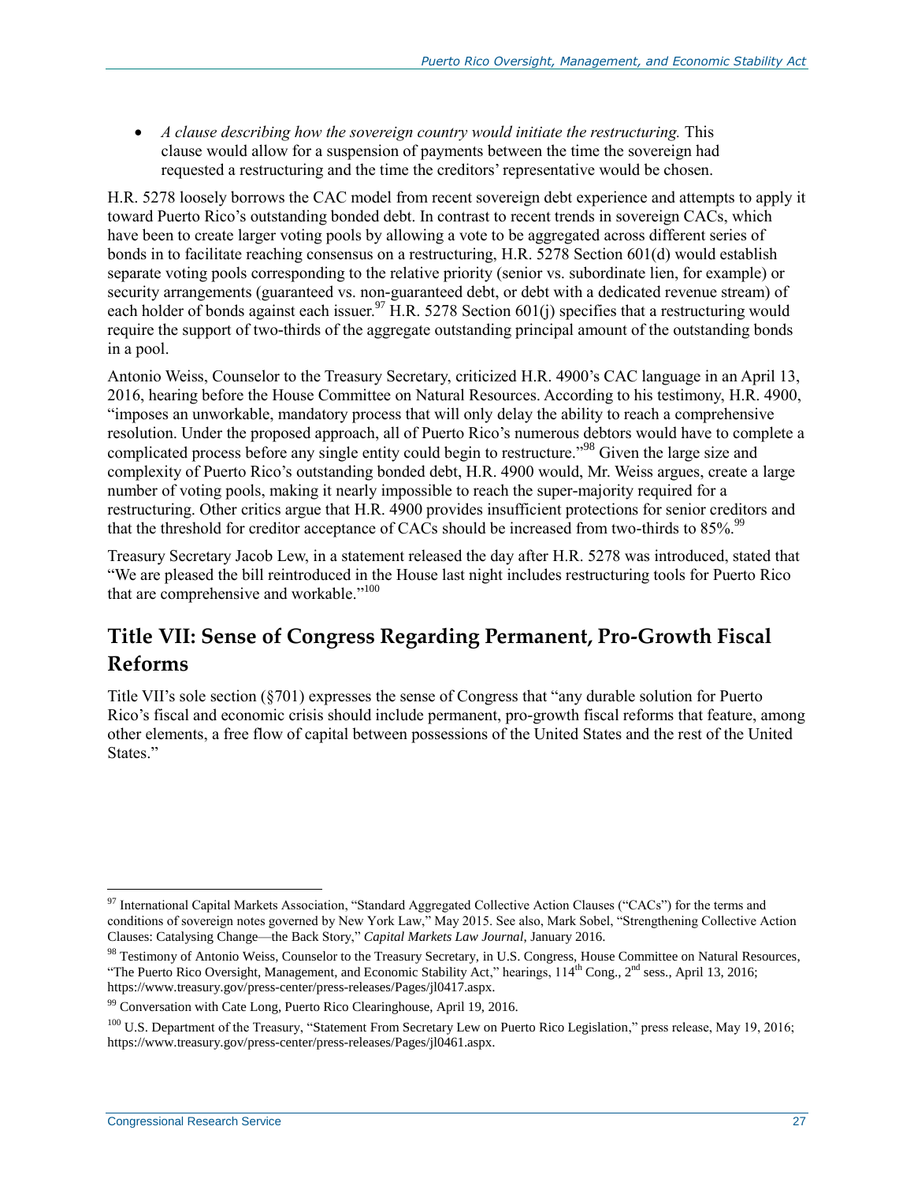- *A clause describing how the sovereign country would initiate the restructuring.* This clause would allow for a suspension of payments between the time the sovereign had requested a restructuring and the time the creditors' representative would be chosen.

H.R. 5278 loosely borrows the CAC model from recent sovereign debt experience and attempts to apply it toward Puerto Rico's outstanding bonded debt. In contrast to recent trends in sovereign CACs, which have been to create larger voting pools by allowing a vote to be aggregated across different series of bonds in to facilitate reaching consensus on a restructuring, H.R. 5278 Section 601(d) would establish separate voting pools corresponding to the relative priority (senior vs. subordinate lien, for example) or security arrangements (guaranteed vs. non-guaranteed debt, or debt with a dedicated revenue stream) of each holder of bonds against each issuer.[97] H.R. 5278 Section 601(j) specifies that a restructuring would require the support of two-thirds of the aggregate outstanding principal amount of the outstanding bonds in a pool.

Antonio Weiss, Counselor to the Treasury Secretary, criticized H.R. 4900's CAC language in an April 13, 2016, hearing before the House Committee on Natural Resources. According to his testimony, H.R. 4900, "imposes an unworkable, mandatory process that will only delay the ability to reach a comprehensive resolution. Under the proposed approach, all of Puerto Rico's numerous debtors would have to complete a complicated process before any single entity could begin to restructure."[98] Given the large size and complexity of Puerto Rico's outstanding bonded debt, H.R. 4900 would, Mr. Weiss argues, create a large number of voting pools, making it nearly impossible to reach the super-majority required for a restructuring. Other critics argue that H.R. 4900 provides insufficient protections for senior creditors and that the threshold for creditor acceptance of CACs should be increased from two-thirds to 85%.[99]

Treasury Secretary Jacob Lew, in a statement released the day after H.R. 5278 was introduced, stated that "We are pleased the bill reintroduced in the House last night includes restructuring tools for Puerto Rico that are comprehensive and workable."[100]

## Title VII: Sense of Congress Regarding Permanent, Pro-Growth Fiscal Reforms

Title VII's sole section (§701) expresses the sense of Congress that "any durable solution for Puerto Rico's fiscal and economic crisis should include permanent, pro-growth fiscal reforms that feature, among other elements, a free flow of capital between possessions of the United States and the rest of the United States."

---

[97] International Capital Markets Association, "Standard Aggregated Collective Action Clauses ("CACs") for the terms and conditions of sovereign notes governed by New York Law," May 2015. See also, Mark Sobel, "Strengthening Collective Action Clauses: Catalysing Change—the Back Story," *Capital Markets Law Journal*, January 2016.

[98] Testimony of Antonio Weiss, Counselor to the Treasury Secretary, in U.S. Congress, House Committee on Natural Resources, "The Puerto Rico Oversight, Management, and Economic Stability Act," hearings, 114th Cong., 2nd sess., April 13, 2016; https://www.treasury.gov/press-center/press-releases/Pages/jl0417.aspx.

[99] Conversation with Cate Long, Puerto Rico Clearinghouse, April 19, 2016.

[100] U.S. Department of the Treasury, "Statement From Secretary Lew on Puerto Rico Legislation," press release, May 19, 2016; https://www.treasury.gov/press-center/press-releases/Pages/jl0461.aspx.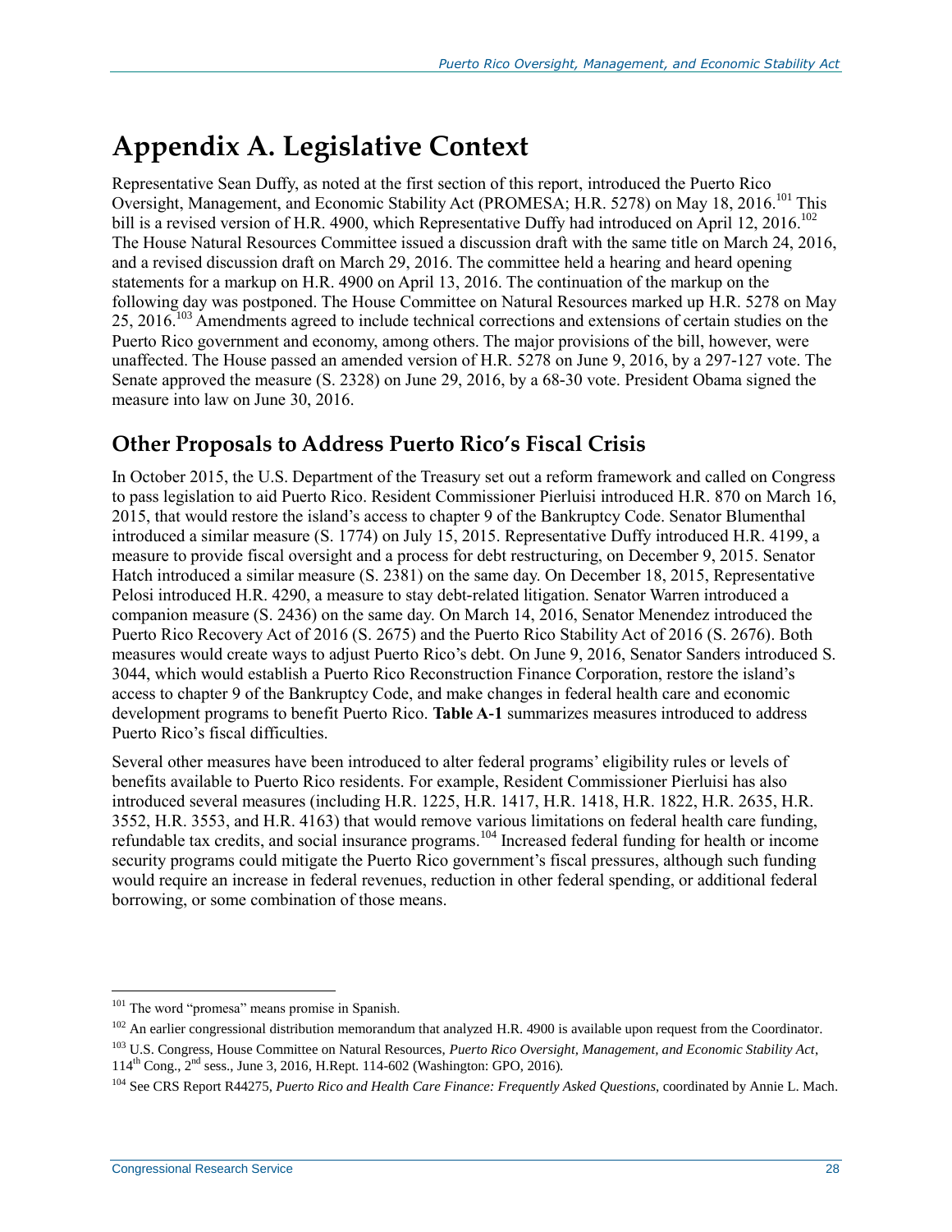# Appendix A. Legislative Context

Representative Sean Duffy, as noted at the first section of this report, introduced the Puerto Rico Oversight, Management, and Economic Stability Act (PROMESA; H.R. 5278) on May 18, 2016.[101] This bill is a revised version of H.R. 4900, which Representative Duffy had introduced on April 12, 2016.[102] The House Natural Resources Committee issued a discussion draft with the same title on March 24, 2016, and a revised discussion draft on March 29, 2016. The committee held a hearing and heard opening statements for a markup on H.R. 4900 on April 13, 2016. The continuation of the markup on the following day was postponed. The House Committee on Natural Resources marked up H.R. 5278 on May 25, 2016.[103] Amendments agreed to include technical corrections and extensions of certain studies on the Puerto Rico government and economy, among others. The major provisions of the bill, however, were unaffected. The House passed an amended version of H.R. 5278 on June 9, 2016, by a 297-127 vote. The Senate approved the measure (S. 2328) on June 29, 2016, by a 68-30 vote. President Obama signed the measure into law on June 30, 2016.

## Other Proposals to Address Puerto Rico's Fiscal Crisis

In October 2015, the U.S. Department of the Treasury set out a reform framework and called on Congress to pass legislation to aid Puerto Rico. Resident Commissioner Pierluisi introduced H.R. 870 on March 16, 2015, that would restore the island's access to chapter 9 of the Bankruptcy Code. Senator Blumenthal introduced a similar measure (S. 1774) on July 15, 2015. Representative Duffy introduced H.R. 4199, a measure to provide fiscal oversight and a process for debt restructuring, on December 9, 2015. Senator Hatch introduced a similar measure (S. 2381) on the same day. On December 18, 2015, Representative Pelosi introduced H.R. 4290, a measure to stay debt-related litigation. Senator Warren introduced a companion measure (S. 2436) on the same day. On March 14, 2016, Senator Menendez introduced the Puerto Rico Recovery Act of 2016 (S. 2675) and the Puerto Rico Stability Act of 2016 (S. 2676). Both measures would create ways to adjust Puerto Rico's debt. On June 9, 2016, Senator Sanders introduced S. 3044, which would establish a Puerto Rico Reconstruction Finance Corporation, restore the island's access to chapter 9 of the Bankruptcy Code, and make changes in federal health care and economic development programs to benefit Puerto Rico. **Table A-1** summarizes measures introduced to address Puerto Rico's fiscal difficulties.

Several other measures have been introduced to alter federal programs' eligibility rules or levels of benefits available to Puerto Rico residents. For example, Resident Commissioner Pierluisi has also introduced several measures (including H.R. 1225, H.R. 1417, H.R. 1418, H.R. 1822, H.R. 2635, H.R. 3552, H.R. 3553, and H.R. 4163) that would remove various limitations on federal health care funding, refundable tax credits, and social insurance programs.[104] Increased federal funding for health or income security programs could mitigate the Puerto Rico government's fiscal pressures, although such funding would require an increase in federal revenues, reduction in other federal spending, or additional federal borrowing, or some combination of those means.

---

[101] The word "promesa" means promise in Spanish.

[102] An earlier congressional distribution memorandum that analyzed H.R. 4900 is available upon request from the Coordinator.

[103] U.S. Congress, House Committee on Natural Resources, *Puerto Rico Oversight, Management, and Economic Stability Act*, 114th Cong., 2nd sess., June 3, 2016, H.Rept. 114-602 (Washington: GPO, 2016).

[104] See CRS Report R44275, *Puerto Rico and Health Care Finance: Frequently Asked Questions*, coordinated by Annie L. Mach.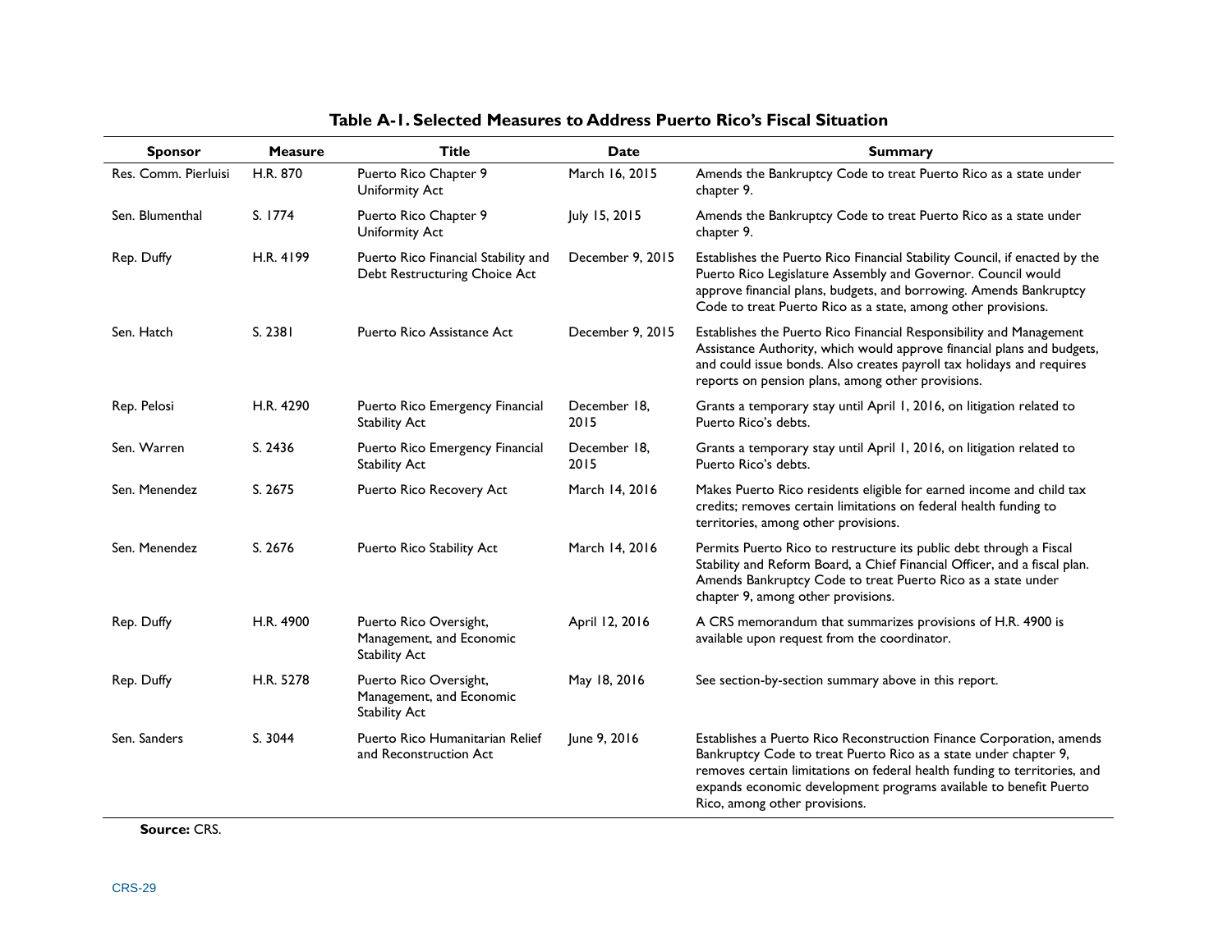**Table A-1. Selected Measures to Address Puerto Rico's Fiscal Situation**

| Sponsor | Measure | Title | Date | Summary |
| --- | --- | --- | --- | --- |
| Res. Comm. Pierluisi | H.R. 870 | Puerto Rico Chapter 9 Uniformity Act | March 16, 2015 | Amends the Bankruptcy Code to treat Puerto Rico as a state under chapter 9. |
| Sen. Blumenthal | S. 1774 | Puerto Rico Chapter 9 Uniformity Act | July 15, 2015 | Amends the Bankruptcy Code to treat Puerto Rico as a state under chapter 9. |
| Rep. Duffy | H.R. 4199 | Puerto Rico Financial Stability and Debt Restructuring Choice Act | December 9, 2015 | Establishes the Puerto Rico Financial Stability Council, if enacted by the Puerto Rico Legislature Assembly and Governor. Council would approve financial plans, budgets, and borrowing. Amends Bankruptcy Code to treat Puerto Rico as a state, among other provisions. |
| Sen. Hatch | S. 2381 | Puerto Rico Assistance Act | December 9, 2015 | Establishes the Puerto Rico Financial Responsibility and Management Assistance Authority, which would approve financial plans and budgets, and could issue bonds. Also creates payroll tax holidays and requires reports on pension plans, among other provisions. |
| Rep. Pelosi | H.R. 4290 | Puerto Rico Emergency Financial Stability Act | December 18, 2015 | Grants a temporary stay until April 1, 2016, on litigation related to Puerto Rico's debts. |
| Sen. Warren | S. 2436 | Puerto Rico Emergency Financial Stability Act | December 18, 2015 | Grants a temporary stay until April 1, 2016, on litigation related to Puerto Rico's debts. |
| Sen. Menendez | S. 2675 | Puerto Rico Recovery Act | March 14, 2016 | Makes Puerto Rico residents eligible for earned income and child tax credits; removes certain limitations on federal health funding to territories, among other provisions. |
| Sen. Menendez | S. 2676 | Puerto Rico Stability Act | March 14, 2016 | Permits Puerto Rico to restructure its public debt through a Fiscal Stability and Reform Board, a Chief Financial Officer, and a fiscal plan. Amends Bankruptcy Code to treat Puerto Rico as a state under chapter 9, among other provisions. |
| Rep. Duffy | H.R. 4900 | Puerto Rico Oversight, Management, and Economic Stability Act | April 12, 2016 | A CRS memorandum that summarizes provisions of H.R. 4900 is available upon request from the coordinator. |
| Rep. Duffy | H.R. 5278 | Puerto Rico Oversight, Management, and Economic Stability Act | May 18, 2016 | See section-by-section summary above in this report. |
| Sen. Sanders | S. 3044 | Puerto Rico Humanitarian Relief and Reconstruction Act | June 9, 2016 | Establishes a Puerto Rico Reconstruction Finance Corporation, amends Bankruptcy Code to treat Puerto Rico as a state under chapter 9, removes certain limitations on federal health funding to territories, and expands economic development programs available to benefit Puerto Rico, among other provisions. |

**Source:** CRS.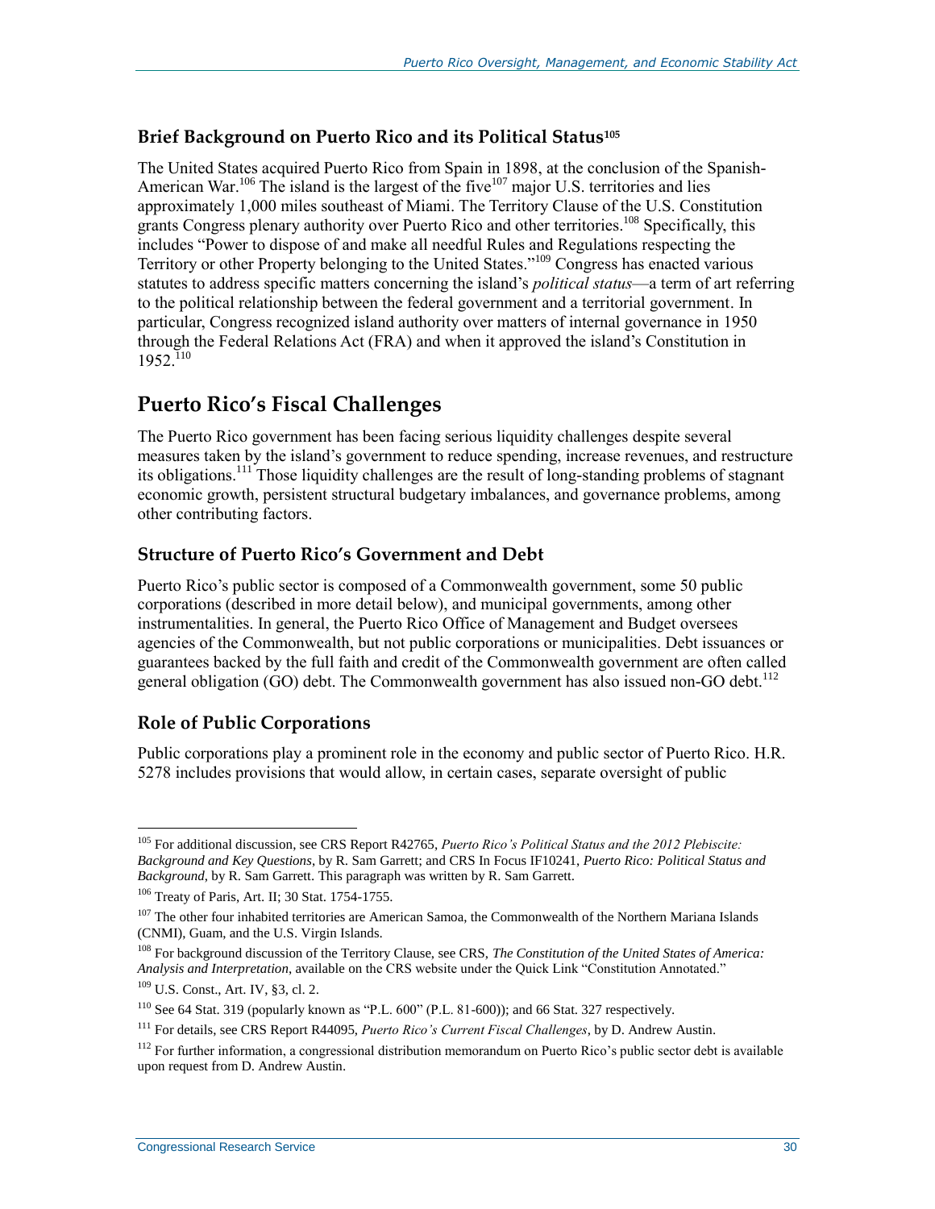### Brief Background on Puerto Rico and its Political Status[105]

The United States acquired Puerto Rico from Spain in 1898, at the conclusion of the Spanish-American War.[106] The island is the largest of the five[107] major U.S. territories and lies approximately 1,000 miles southeast of Miami. The Territory Clause of the U.S. Constitution grants Congress plenary authority over Puerto Rico and other territories.[108] Specifically, this includes "Power to dispose of and make all needful Rules and Regulations respecting the Territory or other Property belonging to the United States."[109] Congress has enacted various statutes to address specific matters concerning the island's *political status*—a term of art referring to the political relationship between the federal government and a territorial government. In particular, Congress recognized island authority over matters of internal governance in 1950 through the Federal Relations Act (FRA) and when it approved the island's Constitution in 1952.[110]

## Puerto Rico's Fiscal Challenges

The Puerto Rico government has been facing serious liquidity challenges despite several measures taken by the island's government to reduce spending, increase revenues, and restructure its obligations.[111] Those liquidity challenges are the result of long-standing problems of stagnant economic growth, persistent structural budgetary imbalances, and governance problems, among other contributing factors.

### Structure of Puerto Rico's Government and Debt

Puerto Rico's public sector is composed of a Commonwealth government, some 50 public corporations (described in more detail below), and municipal governments, among other instrumentalities. In general, the Puerto Rico Office of Management and Budget oversees agencies of the Commonwealth, but not public corporations or municipalities. Debt issuances or guarantees backed by the full faith and credit of the Commonwealth government are often called general obligation (GO) debt. The Commonwealth government has also issued non-GO debt.[112]

### Role of Public Corporations

Public corporations play a prominent role in the economy and public sector of Puerto Rico. H.R. 5278 includes provisions that would allow, in certain cases, separate oversight of public

---

[105] For additional discussion, see CRS Report R42765, *Puerto Rico's Political Status and the 2012 Plebiscite: Background and Key Questions*, by R. Sam Garrett; and CRS In Focus IF10241, *Puerto Rico: Political Status and Background*, by R. Sam Garrett. This paragraph was written by R. Sam Garrett.

[106] Treaty of Paris, Art. II; 30 Stat. 1754-1755.

[107] The other four inhabited territories are American Samoa, the Commonwealth of the Northern Mariana Islands (CNMI), Guam, and the U.S. Virgin Islands.

[108] For background discussion of the Territory Clause, see CRS, *The Constitution of the United States of America: Analysis and Interpretation*, available on the CRS website under the Quick Link "Constitution Annotated."

[109] U.S. Const., Art. IV, §3, cl. 2.

[110] See 64 Stat. 319 (popularly known as "P.L. 600" (P.L. 81-600)); and 66 Stat. 327 respectively.

[111] For details, see CRS Report R44095, *Puerto Rico's Current Fiscal Challenges*, by D. Andrew Austin.

[112] For further information, a congressional distribution memorandum on Puerto Rico's public sector debt is available upon request from D. Andrew Austin.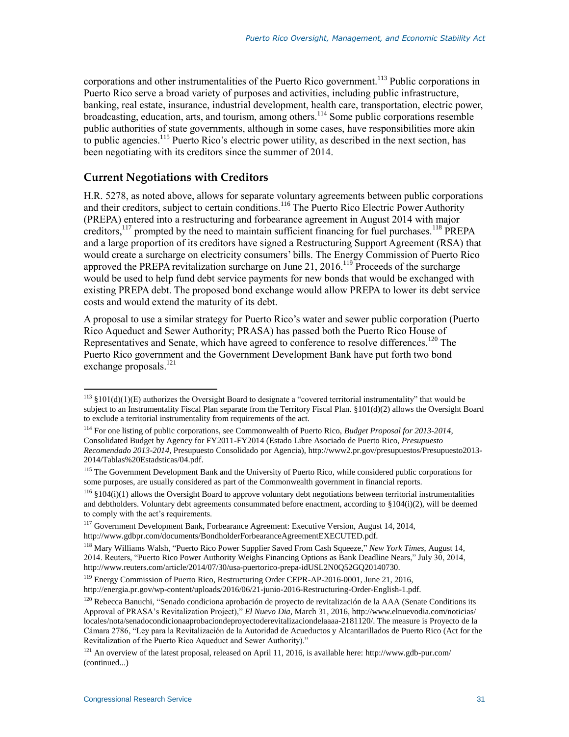corporations and other instrumentalities of the Puerto Rico government.[113] Public corporations in Puerto Rico serve a broad variety of purposes and activities, including public infrastructure, banking, real estate, insurance, industrial development, health care, transportation, electric power, broadcasting, education, arts, and tourism, among others.[114] Some public corporations resemble public authorities of state governments, although in some cases, have responsibilities more akin to public agencies.[115] Puerto Rico's electric power utility, as described in the next section, has been negotiating with its creditors since the summer of 2014.

## Current Negotiations with Creditors

H.R. 5278, as noted above, allows for separate voluntary agreements between public corporations and their creditors, subject to certain conditions.[116] The Puerto Rico Electric Power Authority (PREPA) entered into a restructuring and forbearance agreement in August 2014 with major creditors,[117] prompted by the need to maintain sufficient financing for fuel purchases.[118] PREPA and a large proportion of its creditors have signed a Restructuring Support Agreement (RSA) that would create a surcharge on electricity consumers' bills. The Energy Commission of Puerto Rico approved the PREPA revitalization surcharge on June 21, 2016.[119] Proceeds of the surcharge would be used to help fund debt service payments for new bonds that would be exchanged with existing PREPA debt. The proposed bond exchange would allow PREPA to lower its debt service costs and would extend the maturity of its debt.

A proposal to use a similar strategy for Puerto Rico's water and sewer public corporation (Puerto Rico Aqueduct and Sewer Authority; PRASA) has passed both the Puerto Rico House of Representatives and Senate, which have agreed to conference to resolve differences.[120] The Puerto Rico government and the Government Development Bank have put forth two bond exchange proposals.[121]

---

[113] §101(d)(1)(E) authorizes the Oversight Board to designate a "covered territorial instrumentality" that would be subject to an Instrumentality Fiscal Plan separate from the Territory Fiscal Plan. §101(d)(2) allows the Oversight Board to exclude a territorial instrumentality from requirements of the act.

[114] For one listing of public corporations, see Commonwealth of Puerto Rico, *Budget Proposal for 2013-2014*, Consolidated Budget by Agency for FY2011-FY2014 (Estado Libre Asociado de Puerto Rico, *Presupuesto Recomendado 2013-2014*, Presupuesto Consolidado por Agencia), http://www2.pr.gov/presupuestos/Presupuesto2013-2014/Tablas%20Estadsticas/04.pdf.

[115] The Government Development Bank and the University of Puerto Rico, while considered public corporations for some purposes, are usually considered as part of the Commonwealth government in financial reports.

[116] §104(i)(1) allows the Oversight Board to approve voluntary debt negotiations between territorial instrumentalities and debtholders. Voluntary debt agreements consummated before enactment, according to §104(i)(2), will be deemed to comply with the act's requirements.

[117] Government Development Bank, Forbearance Agreement: Executive Version, August 14, 2014, http://www.gdbpr.com/documents/BondholderForbearanceAgreementEXECUTED.pdf.

[118] Mary Williams Walsh, "Puerto Rico Power Supplier Saved From Cash Squeeze," *New York Times*, August 14, 2014. Reuters, "Puerto Rico Power Authority Weighs Financing Options as Bank Deadline Nears," July 30, 2014, http://www.reuters.com/article/2014/07/30/usa-puertorico-prepa-idUSL2N0Q52GQ20140730.

[119] Energy Commission of Puerto Rico, Restructuring Order CEPR-AP-2016-0001, June 21, 2016, http://energia.pr.gov/wp-content/uploads/2016/06/21-junio-2016-Restructuring-Order-English-1.pdf.

[120] Rebecca Banuchi, "Senado condiciona aprobación de proyecto de revitalización de la AAA (Senate Conditions its Approval of PRASA's Revitalization Project)," *El Nuevo Dia*, March 31, 2016, http://www.elnuevodia.com/noticias/locales/nota/senadocondicionaaprobaciondeproyectoderevitalizaciondelaaaa-2181120/. The measure is Proyecto de la Cámara 2786, "Ley para la Revitalización de la Autoridad de Acueductos y Alcantarillados de Puerto Rico (Act for the Revitalization of the Puerto Rico Aqueduct and Sewer Authority)."

[121] An overview of the latest proposal, released on April 11, 2016, is available here: http://www.gdb-pur.com/ (continued...)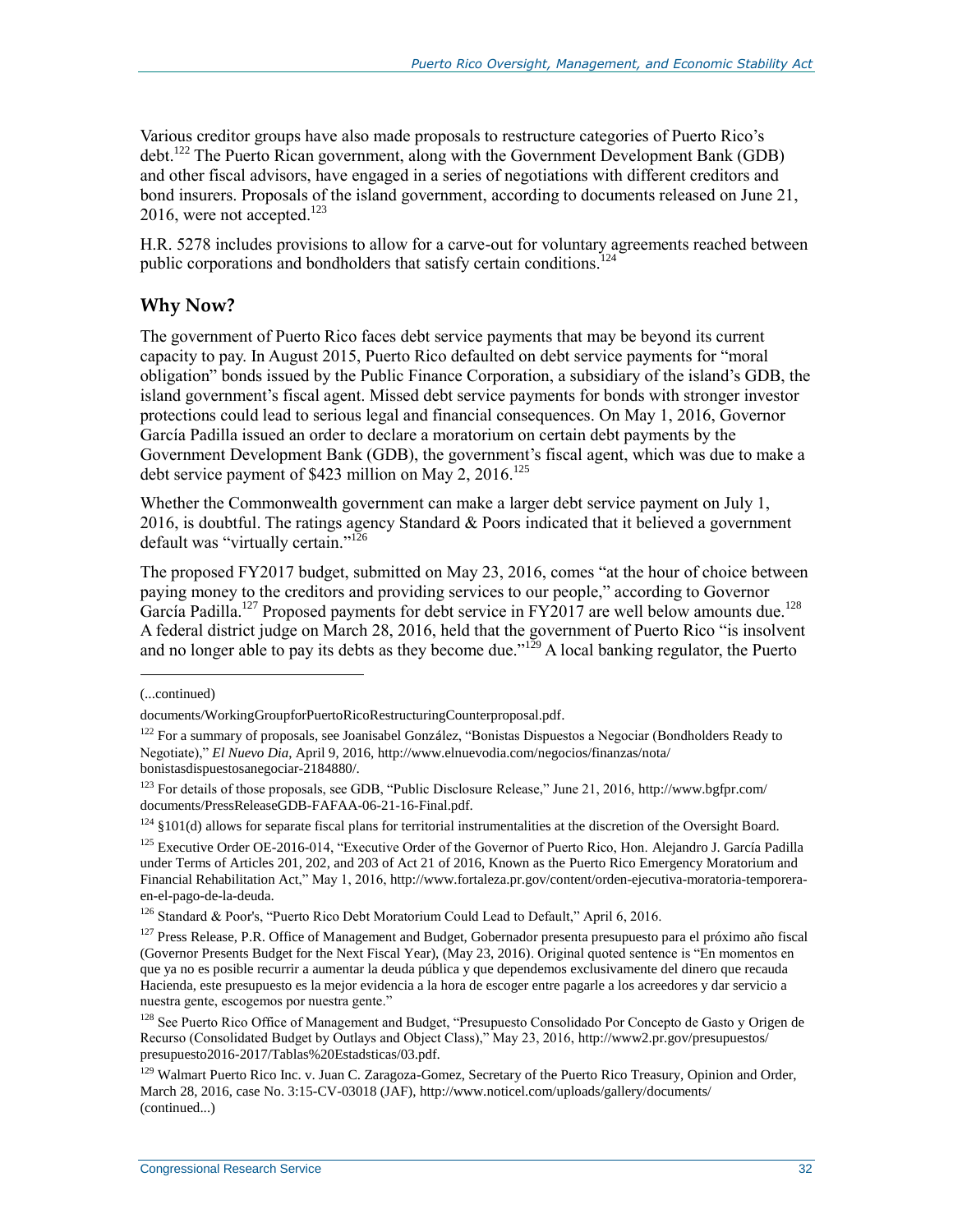Various creditor groups have also made proposals to restructure categories of Puerto Rico's debt.[122] The Puerto Rican government, along with the Government Development Bank (GDB) and other fiscal advisors, have engaged in a series of negotiations with different creditors and bond insurers. Proposals of the island government, according to documents released on June 21, 2016, were not accepted.[123]

H.R. 5278 includes provisions to allow for a carve-out for voluntary agreements reached between public corporations and bondholders that satisfy certain conditions.[124]

## Why Now?

The government of Puerto Rico faces debt service payments that may be beyond its current capacity to pay. In August 2015, Puerto Rico defaulted on debt service payments for "moral obligation" bonds issued by the Public Finance Corporation, a subsidiary of the island's GDB, the island government's fiscal agent. Missed debt service payments for bonds with stronger investor protections could lead to serious legal and financial consequences. On May 1, 2016, Governor García Padilla issued an order to declare a moratorium on certain debt payments by the Government Development Bank (GDB), the government's fiscal agent, which was due to make a debt service payment of $423 million on May 2, 2016.[125]

Whether the Commonwealth government can make a larger debt service payment on July 1, 2016, is doubtful. The ratings agency Standard & Poors indicated that it believed a government default was "virtually certain."[126]

The proposed FY2017 budget, submitted on May 23, 2016, comes "at the hour of choice between paying money to the creditors and providing services to our people," according to Governor García Padilla.[127] Proposed payments for debt service in FY2017 are well below amounts due.[128] A federal district judge on March 28, 2016, held that the government of Puerto Rico "is insolvent and no longer able to pay its debts as they become due."[129] A local banking regulator, the Puerto

---

(...continued)

documents/WorkingGroupforPuertoRicoRestructuringCounterproposal.pdf.

[122] For a summary of proposals, see Joanisabel González, "Bonistas Dispuestos a Negociar (Bondholders Ready to Negotiate)," *El Nuevo Dia*, April 9, 2016, http://www.elnuevodia.com/negocios/finanzas/nota/bonistasdispuestosanegociar-2184880/.

[123] For details of those proposals, see GDB, "Public Disclosure Release," June 21, 2016, http://www.bgfpr.com/documents/PressReleaseGDB-FAFAA-06-21-16-Final.pdf.

[124] §101(d) allows for separate fiscal plans for territorial instrumentalities at the discretion of the Oversight Board.

[125] Executive Order OE-2016-014, "Executive Order of the Governor of Puerto Rico, Hon. Alejandro J. García Padilla under Terms of Articles 201, 202, and 203 of Act 21 of 2016, Known as the Puerto Rico Emergency Moratorium and Financial Rehabilitation Act," May 1, 2016, http://www.fortaleza.pr.gov/content/orden-ejecutiva-moratoria-temporera-en-el-pago-de-la-deuda.

[126] Standard & Poor's, "Puerto Rico Debt Moratorium Could Lead to Default," April 6, 2016.

[127] Press Release, P.R. Office of Management and Budget, Gobernador presenta presupuesto para el próximo año fiscal (Governor Presents Budget for the Next Fiscal Year), (May 23, 2016). Original quoted sentence is "En momentos en que ya no es posible recurrir a aumentar la deuda pública y que dependemos exclusivamente del dinero que recauda Hacienda, este presupuesto es la mejor evidencia a la hora de escoger entre pagarle a los acreedores y dar servicio a nuestra gente, escogemos por nuestra gente."

[128] See Puerto Rico Office of Management and Budget, "Presupuesto Consolidado Por Concepto de Gasto y Origen de Recurso (Consolidated Budget by Outlays and Object Class)," May 23, 2016, http://www2.pr.gov/presupuestos/presupuesto2016-2017/Tablas%20Estadsticas/03.pdf.

[129] Walmart Puerto Rico Inc. v. Juan C. Zaragoza-Gomez, Secretary of the Puerto Rico Treasury, Opinion and Order, March 28, 2016, case No. 3:15-CV-03018 (JAF), http://www.noticel.com/uploads/gallery/documents/ (continued...)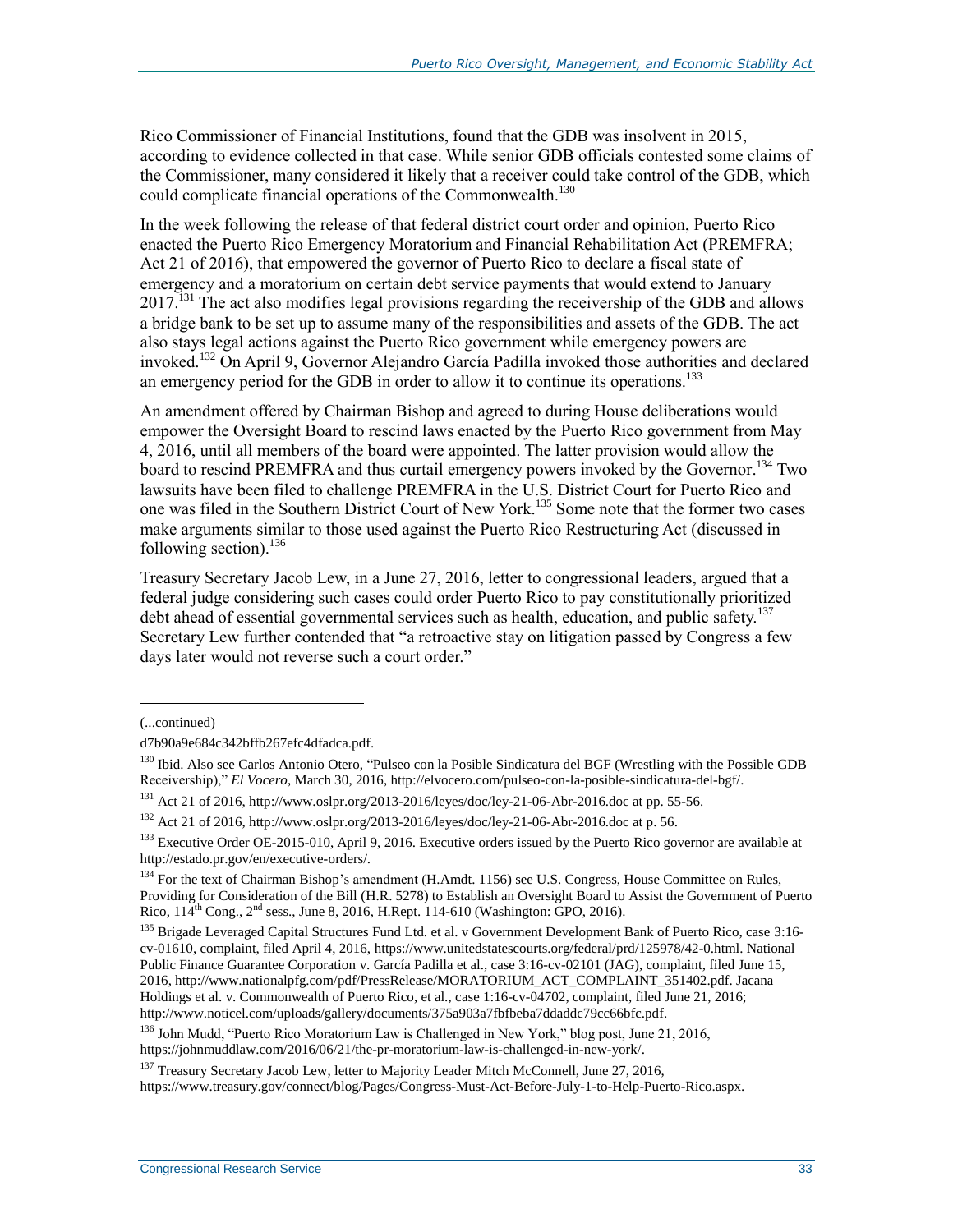Rico Commissioner of Financial Institutions, found that the GDB was insolvent in 2015, according to evidence collected in that case. While senior GDB officials contested some claims of the Commissioner, many considered it likely that a receiver could take control of the GDB, which could complicate financial operations of the Commonwealth.[130]

In the week following the release of that federal district court order and opinion, Puerto Rico enacted the Puerto Rico Emergency Moratorium and Financial Rehabilitation Act (PREMFRA; Act 21 of 2016), that empowered the governor of Puerto Rico to declare a fiscal state of emergency and a moratorium on certain debt service payments that would extend to January 2017.[131] The act also modifies legal provisions regarding the receivership of the GDB and allows a bridge bank to be set up to assume many of the responsibilities and assets of the GDB. The act also stays legal actions against the Puerto Rico government while emergency powers are invoked.[132] On April 9, Governor Alejandro García Padilla invoked those authorities and declared an emergency period for the GDB in order to allow it to continue its operations.[133]

An amendment offered by Chairman Bishop and agreed to during House deliberations would empower the Oversight Board to rescind laws enacted by the Puerto Rico government from May 4, 2016, until all members of the board were appointed. The latter provision would allow the board to rescind PREMFRA and thus curtail emergency powers invoked by the Governor.[134] Two lawsuits have been filed to challenge PREMFRA in the U.S. District Court for Puerto Rico and one was filed in the Southern District Court of New York.[135] Some note that the former two cases make arguments similar to those used against the Puerto Rico Restructuring Act (discussed in following section).[136]

Treasury Secretary Jacob Lew, in a June 27, 2016, letter to congressional leaders, argued that a federal judge considering such cases could order Puerto Rico to pay constitutionally prioritized debt ahead of essential governmental services such as health, education, and public safety.[137] Secretary Lew further contended that "a retroactive stay on litigation passed by Congress a few days later would not reverse such a court order."

---

(...continued)

d7b90a9e684c342bffb267efc4dfadca.pdf.

[130] Ibid. Also see Carlos Antonio Otero, "Pulseo con la Posible Sindicatura del BGF (Wrestling with the Possible GDB Receivership)," *El Vocero*, March 30, 2016, http://elvocero.com/pulseo-con-la-posible-sindicatura-del-bgf/.

[131] Act 21 of 2016, http://www.oslpr.org/2013-2016/leyes/doc/ley-21-06-Abr-2016.doc at pp. 55-56.

[132] Act 21 of 2016, http://www.oslpr.org/2013-2016/leyes/doc/ley-21-06-Abr-2016.doc at p. 56.

[133] Executive Order OE-2015-010, April 9, 2016. Executive orders issued by the Puerto Rico governor are available at http://estado.pr.gov/en/executive-orders/.

[134] For the text of Chairman Bishop's amendment (H.Amdt. 1156) see U.S. Congress, House Committee on Rules, Providing for Consideration of the Bill (H.R. 5278) to Establish an Oversight Board to Assist the Government of Puerto Rico, 114th Cong., 2nd sess., June 8, 2016, H.Rept. 114-610 (Washington: GPO, 2016).

[135] Brigade Leveraged Capital Structures Fund Ltd. et al. v Government Development Bank of Puerto Rico, case 3:16-cv-01610, complaint, filed April 4, 2016, https://www.unitedstatescourts.org/federal/prd/125978/42-0.html. National Public Finance Guarantee Corporation v. García Padilla et al., case 3:16-cv-02101 (JAG), complaint, filed June 15, 2016, http://www.nationalpfg.com/pdf/PressRelease/MORATORIUM_ACT_COMPLAINT_351402.pdf. Jacana Holdings et al. v. Commonwealth of Puerto Rico, et al., case 1:16-cv-04702, complaint, filed June 21, 2016; http://www.noticel.com/uploads/gallery/documents/375a903a7fbfbeba7ddaddc79cc66bfc.pdf.

[136] John Mudd, "Puerto Rico Moratorium Law is Challenged in New York," blog post, June 21, 2016, https://johnmuddlaw.com/2016/06/21/the-pr-moratorium-law-is-challenged-in-new-york/.

[137] Treasury Secretary Jacob Lew, letter to Majority Leader Mitch McConnell, June 27, 2016, https://www.treasury.gov/connect/blog/Pages/Congress-Must-Act-Before-July-1-to-Help-Puerto-Rico.aspx.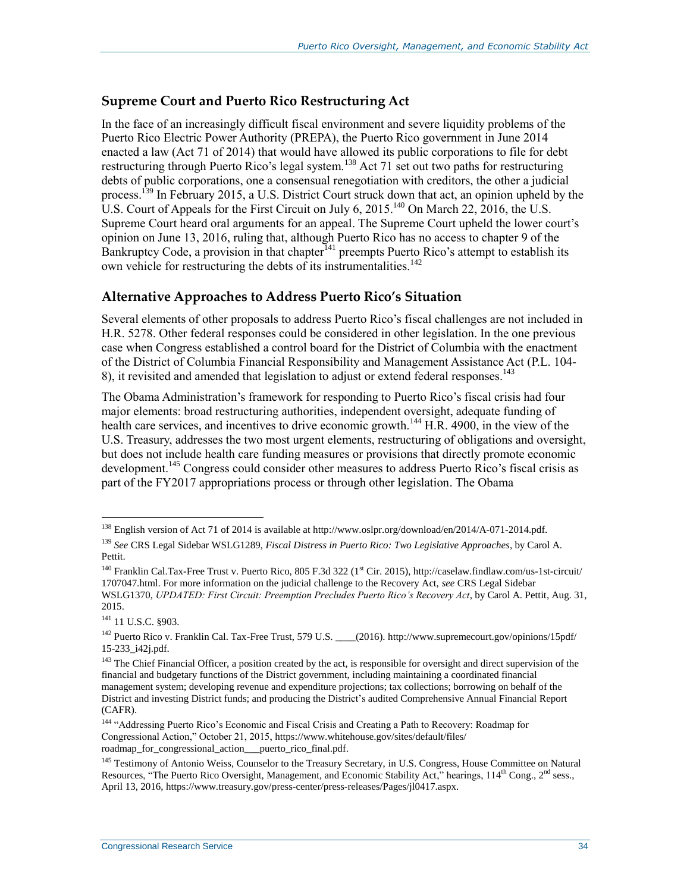## Supreme Court and Puerto Rico Restructuring Act

In the face of an increasingly difficult fiscal environment and severe liquidity problems of the Puerto Rico Electric Power Authority (PREPA), the Puerto Rico government in June 2014 enacted a law (Act 71 of 2014) that would have allowed its public corporations to file for debt restructuring through Puerto Rico's legal system.[138] Act 71 set out two paths for restructuring debts of public corporations, one a consensual renegotiation with creditors, the other a judicial process.[139] In February 2015, a U.S. District Court struck down that act, an opinion upheld by the U.S. Court of Appeals for the First Circuit on July 6, 2015.[140] On March 22, 2016, the U.S. Supreme Court heard oral arguments for an appeal. The Supreme Court upheld the lower court's opinion on June 13, 2016, ruling that, although Puerto Rico has no access to chapter 9 of the Bankruptcy Code, a provision in that chapter[141] preempts Puerto Rico's attempt to establish its own vehicle for restructuring the debts of its instrumentalities.[142]

## Alternative Approaches to Address Puerto Rico's Situation

Several elements of other proposals to address Puerto Rico's fiscal challenges are not included in H.R. 5278. Other federal responses could be considered in other legislation. In the one previous case when Congress established a control board for the District of Columbia with the enactment of the District of Columbia Financial Responsibility and Management Assistance Act (P.L. 104-8), it revisited and amended that legislation to adjust or extend federal responses.[143]

The Obama Administration's framework for responding to Puerto Rico's fiscal crisis had four major elements: broad restructuring authorities, independent oversight, adequate funding of health care services, and incentives to drive economic growth.[144] H.R. 4900, in the view of the U.S. Treasury, addresses the two most urgent elements, restructuring of obligations and oversight, but does not include health care funding measures or provisions that directly promote economic development.[145] Congress could consider other measures to address Puerto Rico's fiscal crisis as part of the FY2017 appropriations process or through other legislation. The Obama

---

[138] English version of Act 71 of 2014 is available at http://www.oslpr.org/download/en/2014/A-071-2014.pdf.

[139] *See* CRS Legal Sidebar WSLG1289, *Fiscal Distress in Puerto Rico: Two Legislative Approaches*, by Carol A. Pettit.

[140] Franklin Cal.Tax-Free Trust v. Puerto Rico, 805 F.3d 322 (1st Cir. 2015), http://caselaw.findlaw.com/us-1st-circuit/1707047.html. For more information on the judicial challenge to the Recovery Act, *see* CRS Legal Sidebar WSLG1370, *UPDATED: First Circuit: Preemption Precludes Puerto Rico's Recovery Act*, by Carol A. Pettit, Aug. 31, 2015.

[141] 11 U.S.C. §903.

[142] Puerto Rico v. Franklin Cal. Tax-Free Trust, 579 U.S. ____(2016). http://www.supremecourt.gov/opinions/15pdf/15-233_i42j.pdf.

[143] The Chief Financial Officer, a position created by the act, is responsible for oversight and direct supervision of the financial and budgetary functions of the District government, including maintaining a coordinated financial management system; developing revenue and expenditure projections; tax collections; borrowing on behalf of the District and investing District funds; and producing the District's audited Comprehensive Annual Financial Report (CAFR).

[144] "Addressing Puerto Rico's Economic and Fiscal Crisis and Creating a Path to Recovery: Roadmap for Congressional Action," October 21, 2015, https://www.whitehouse.gov/sites/default/files/roadmap_for_congressional_action___puerto_rico_final.pdf.

[145] Testimony of Antonio Weiss, Counselor to the Treasury Secretary, in U.S. Congress, House Committee on Natural Resources, "The Puerto Rico Oversight, Management, and Economic Stability Act," hearings, 114th Cong., 2nd sess., April 13, 2016, https://www.treasury.gov/press-center/press-releases/Pages/jl0417.aspx.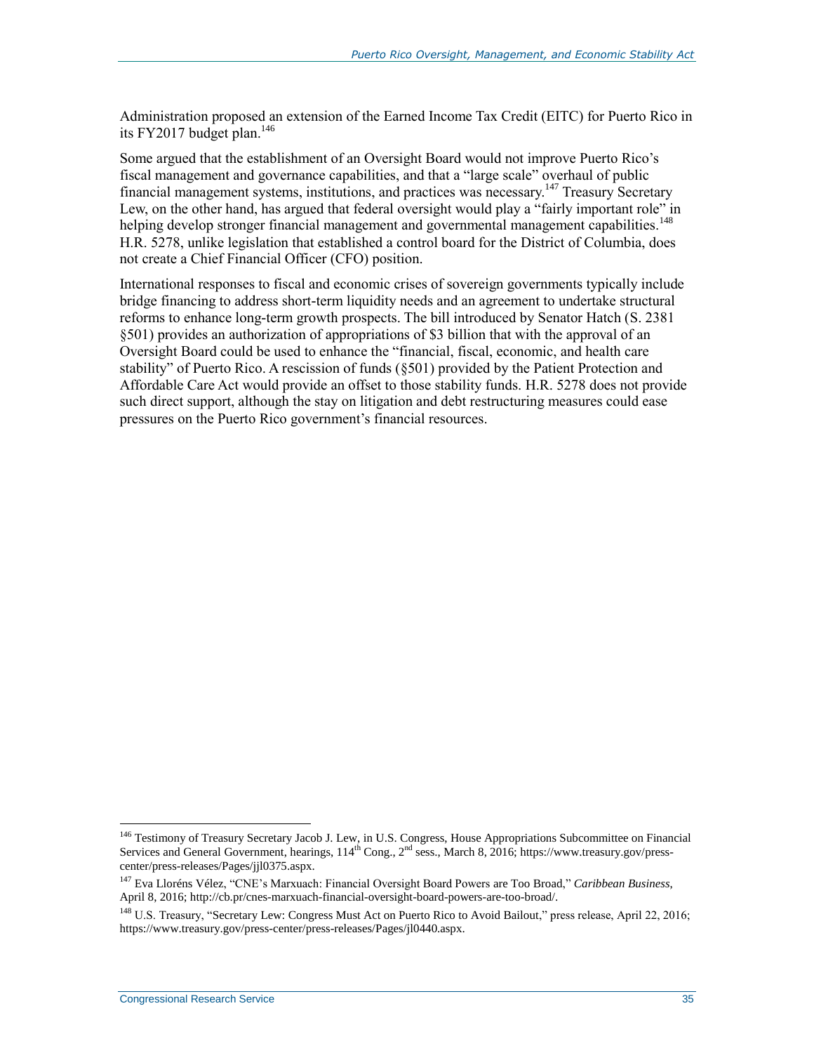Administration proposed an extension of the Earned Income Tax Credit (EITC) for Puerto Rico in its FY2017 budget plan.[146]

Some argued that the establishment of an Oversight Board would not improve Puerto Rico's fiscal management and governance capabilities, and that a "large scale" overhaul of public financial management systems, institutions, and practices was necessary.[147] Treasury Secretary Lew, on the other hand, has argued that federal oversight would play a "fairly important role" in helping develop stronger financial management and governmental management capabilities.[148] H.R. 5278, unlike legislation that established a control board for the District of Columbia, does not create a Chief Financial Officer (CFO) position.

International responses to fiscal and economic crises of sovereign governments typically include bridge financing to address short-term liquidity needs and an agreement to undertake structural reforms to enhance long-term growth prospects. The bill introduced by Senator Hatch (S. 2381 §501) provides an authorization of appropriations of $3 billion that with the approval of an Oversight Board could be used to enhance the "financial, fiscal, economic, and health care stability" of Puerto Rico. A rescission of funds (§501) provided by the Patient Protection and Affordable Care Act would provide an offset to those stability funds. H.R. 5278 does not provide such direct support, although the stay on litigation and debt restructuring measures could ease pressures on the Puerto Rico government's financial resources.

---

[146] Testimony of Treasury Secretary Jacob J. Lew, in U.S. Congress, House Appropriations Subcommittee on Financial Services and General Government, hearings, 114th Cong., 2nd sess., March 8, 2016; https://www.treasury.gov/press-center/press-releases/Pages/jjl0375.aspx.

[147] Eva Lloréns Vélez, "CNE's Marxuach: Financial Oversight Board Powers are Too Broad," *Caribbean Business*, April 8, 2016; http://cb.pr/cnes-marxuach-financial-oversight-board-powers-are-too-broad/.

[148] U.S. Treasury, "Secretary Lew: Congress Must Act on Puerto Rico to Avoid Bailout," press release, April 22, 2016; https://www.treasury.gov/press-center/press-releases/Pages/jl0440.aspx.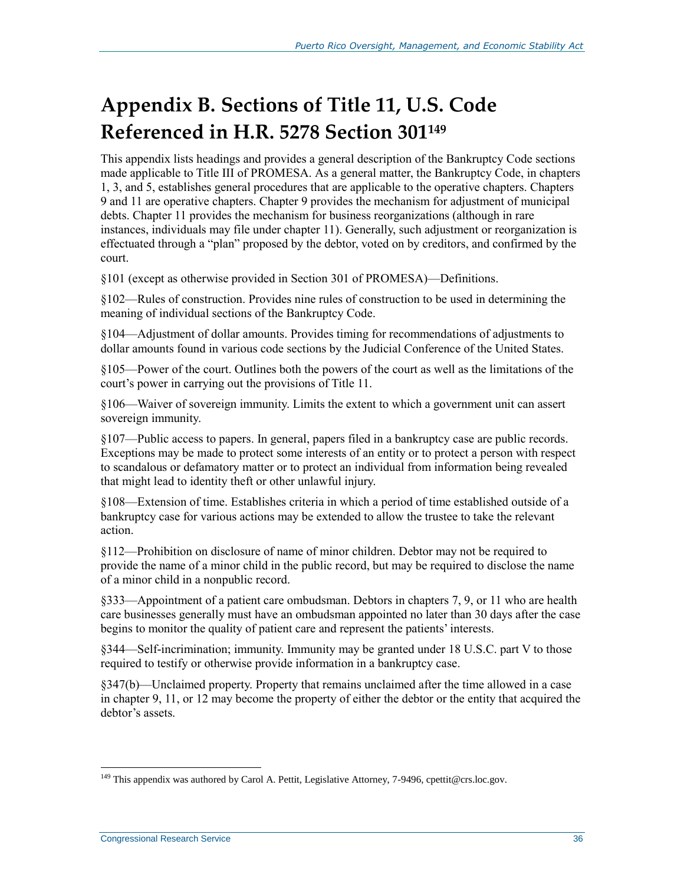# Appendix B. Sections of Title 11, U.S. Code Referenced in H.R. 5278 Section 301[149]

This appendix lists headings and provides a general description of the Bankruptcy Code sections made applicable to Title III of PROMESA. As a general matter, the Bankruptcy Code, in chapters 1, 3, and 5, establishes general procedures that are applicable to the operative chapters. Chapters 9 and 11 are operative chapters. Chapter 9 provides the mechanism for adjustment of municipal debts. Chapter 11 provides the mechanism for business reorganizations (although in rare instances, individuals may file under chapter 11). Generally, such adjustment or reorganization is effectuated through a "plan" proposed by the debtor, voted on by creditors, and confirmed by the court.

§101 (except as otherwise provided in Section 301 of PROMESA)—Definitions.

§102—Rules of construction. Provides nine rules of construction to be used in determining the meaning of individual sections of the Bankruptcy Code.

§104—Adjustment of dollar amounts. Provides timing for recommendations of adjustments to dollar amounts found in various code sections by the Judicial Conference of the United States.

§105—Power of the court. Outlines both the powers of the court as well as the limitations of the court's power in carrying out the provisions of Title 11.

§106—Waiver of sovereign immunity. Limits the extent to which a government unit can assert sovereign immunity.

§107—Public access to papers. In general, papers filed in a bankruptcy case are public records. Exceptions may be made to protect some interests of an entity or to protect a person with respect to scandalous or defamatory matter or to protect an individual from information being revealed that might lead to identity theft or other unlawful injury.

§108—Extension of time. Establishes criteria in which a period of time established outside of a bankruptcy case for various actions may be extended to allow the trustee to take the relevant action.

§112—Prohibition on disclosure of name of minor children. Debtor may not be required to provide the name of a minor child in the public record, but may be required to disclose the name of a minor child in a nonpublic record.

§333—Appointment of a patient care ombudsman. Debtors in chapters 7, 9, or 11 who are health care businesses generally must have an ombudsman appointed no later than 30 days after the case begins to monitor the quality of patient care and represent the patients' interests.

§344—Self-incrimination; immunity. Immunity may be granted under 18 U.S.C. part V to those required to testify or otherwise provide information in a bankruptcy case.

§347(b)—Unclaimed property. Property that remains unclaimed after the time allowed in a case in chapter 9, 11, or 12 may become the property of either the debtor or the entity that acquired the debtor's assets.

---

[149] This appendix was authored by Carol A. Pettit, Legislative Attorney, 7-9496, cpettit@crs.loc.gov.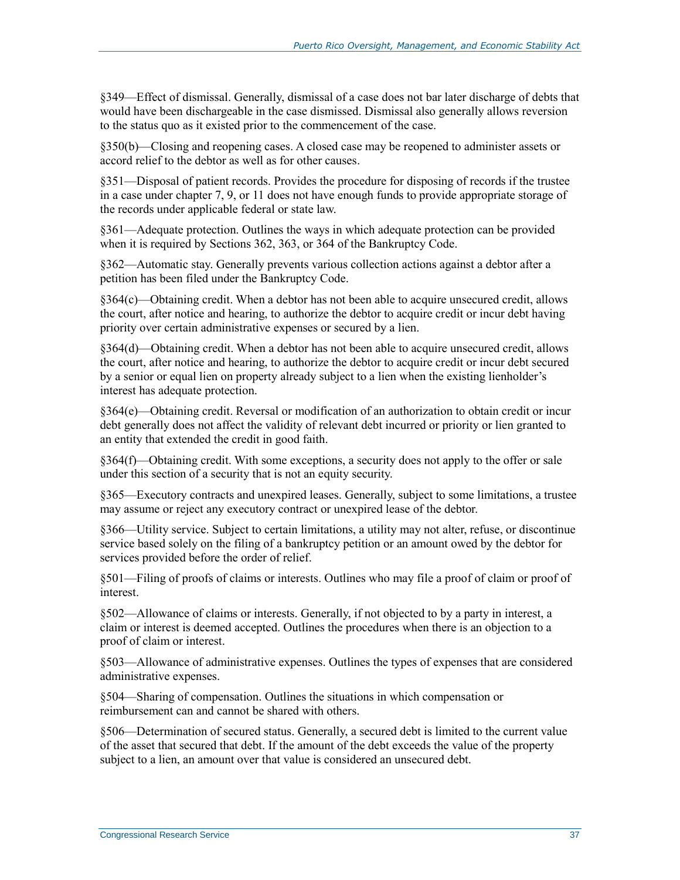§349—Effect of dismissal. Generally, dismissal of a case does not bar later discharge of debts that would have been dischargeable in the case dismissed. Dismissal also generally allows reversion to the status quo as it existed prior to the commencement of the case.

§350(b)—Closing and reopening cases. A closed case may be reopened to administer assets or accord relief to the debtor as well as for other causes.

§351—Disposal of patient records. Provides the procedure for disposing of records if the trustee in a case under chapter 7, 9, or 11 does not have enough funds to provide appropriate storage of the records under applicable federal or state law.

§361—Adequate protection. Outlines the ways in which adequate protection can be provided when it is required by Sections 362, 363, or 364 of the Bankruptcy Code.

§362—Automatic stay. Generally prevents various collection actions against a debtor after a petition has been filed under the Bankruptcy Code.

§364(c)—Obtaining credit. When a debtor has not been able to acquire unsecured credit, allows the court, after notice and hearing, to authorize the debtor to acquire credit or incur debt having priority over certain administrative expenses or secured by a lien.

§364(d)—Obtaining credit. When a debtor has not been able to acquire unsecured credit, allows the court, after notice and hearing, to authorize the debtor to acquire credit or incur debt secured by a senior or equal lien on property already subject to a lien when the existing lienholder's interest has adequate protection.

§364(e)—Obtaining credit. Reversal or modification of an authorization to obtain credit or incur debt generally does not affect the validity of relevant debt incurred or priority or lien granted to an entity that extended the credit in good faith.

§364(f)—Obtaining credit. With some exceptions, a security does not apply to the offer or sale under this section of a security that is not an equity security.

§365—Executory contracts and unexpired leases. Generally, subject to some limitations, a trustee may assume or reject any executory contract or unexpired lease of the debtor.

§366—Utility service. Subject to certain limitations, a utility may not alter, refuse, or discontinue service based solely on the filing of a bankruptcy petition or an amount owed by the debtor for services provided before the order of relief.

§501—Filing of proofs of claims or interests. Outlines who may file a proof of claim or proof of interest.

§502—Allowance of claims or interests. Generally, if not objected to by a party in interest, a claim or interest is deemed accepted. Outlines the procedures when there is an objection to a proof of claim or interest.

§503—Allowance of administrative expenses. Outlines the types of expenses that are considered administrative expenses.

§504—Sharing of compensation. Outlines the situations in which compensation or reimbursement can and cannot be shared with others.

§506—Determination of secured status. Generally, a secured debt is limited to the current value of the asset that secured that debt. If the amount of the debt exceeds the value of the property subject to a lien, an amount over that value is considered an unsecured debt.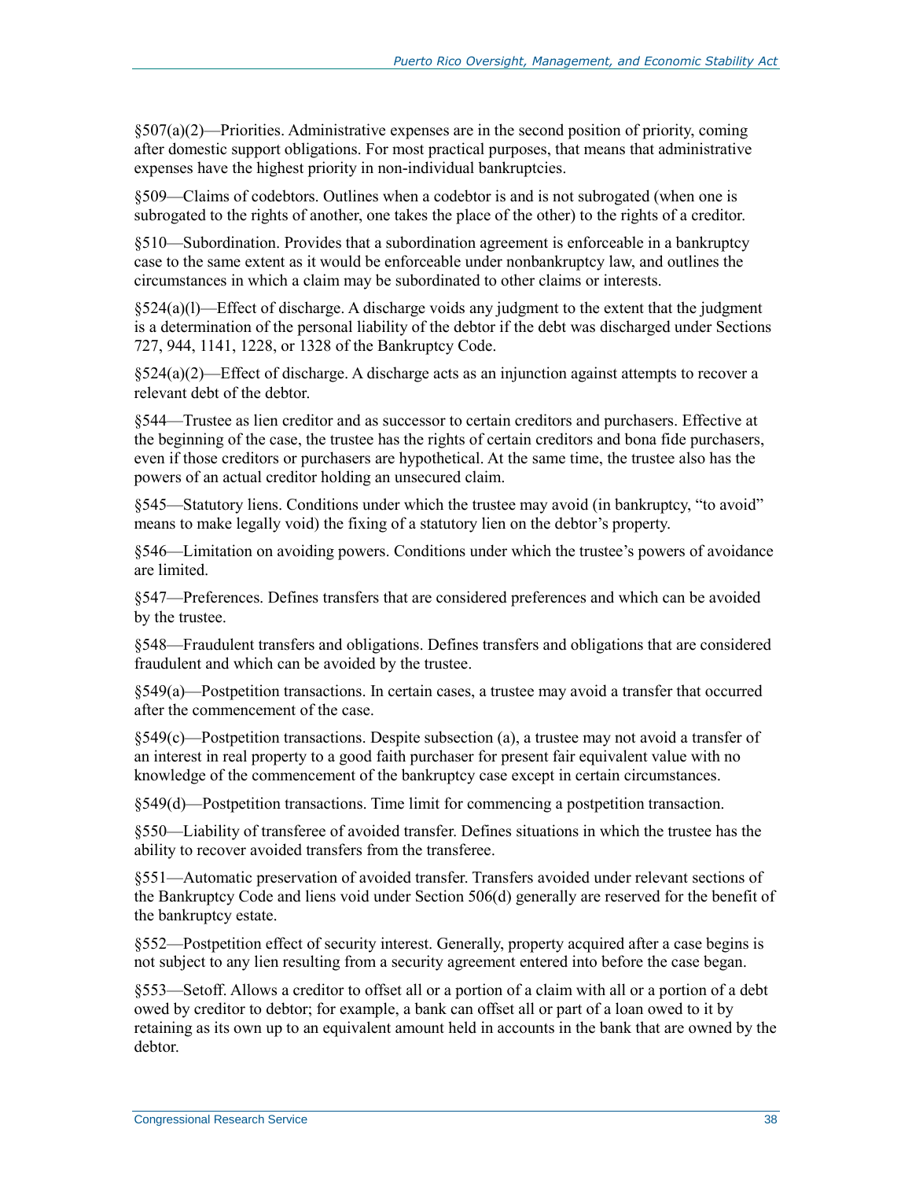§507(a)(2)—Priorities. Administrative expenses are in the second position of priority, coming after domestic support obligations. For most practical purposes, that means that administrative expenses have the highest priority in non-individual bankruptcies.

§509—Claims of codebtors. Outlines when a codebtor is and is not subrogated (when one is subrogated to the rights of another, one takes the place of the other) to the rights of a creditor.

§510—Subordination. Provides that a subordination agreement is enforceable in a bankruptcy case to the same extent as it would be enforceable under nonbankruptcy law, and outlines the circumstances in which a claim may be subordinated to other claims or interests.

§524(a)(l)—Effect of discharge. A discharge voids any judgment to the extent that the judgment is a determination of the personal liability of the debtor if the debt was discharged under Sections 727, 944, 1141, 1228, or 1328 of the Bankruptcy Code.

§524(a)(2)—Effect of discharge. A discharge acts as an injunction against attempts to recover a relevant debt of the debtor.

§544—Trustee as lien creditor and as successor to certain creditors and purchasers. Effective at the beginning of the case, the trustee has the rights of certain creditors and bona fide purchasers, even if those creditors or purchasers are hypothetical. At the same time, the trustee also has the powers of an actual creditor holding an unsecured claim.

§545—Statutory liens. Conditions under which the trustee may avoid (in bankruptcy, "to avoid" means to make legally void) the fixing of a statutory lien on the debtor's property.

§546—Limitation on avoiding powers. Conditions under which the trustee's powers of avoidance are limited.

§547—Preferences. Defines transfers that are considered preferences and which can be avoided by the trustee.

§548—Fraudulent transfers and obligations. Defines transfers and obligations that are considered fraudulent and which can be avoided by the trustee.

§549(a)—Postpetition transactions. In certain cases, a trustee may avoid a transfer that occurred after the commencement of the case.

§549(c)—Postpetition transactions. Despite subsection (a), a trustee may not avoid a transfer of an interest in real property to a good faith purchaser for present fair equivalent value with no knowledge of the commencement of the bankruptcy case except in certain circumstances.

§549(d)—Postpetition transactions. Time limit for commencing a postpetition transaction.

§550—Liability of transferee of avoided transfer. Defines situations in which the trustee has the ability to recover avoided transfers from the transferee.

§551—Automatic preservation of avoided transfer. Transfers avoided under relevant sections of the Bankruptcy Code and liens void under Section 506(d) generally are reserved for the benefit of the bankruptcy estate.

§552—Postpetition effect of security interest. Generally, property acquired after a case begins is not subject to any lien resulting from a security agreement entered into before the case began.

§553—Setoff. Allows a creditor to offset all or a portion of a claim with all or a portion of a debt owed by creditor to debtor; for example, a bank can offset all or part of a loan owed to it by retaining as its own up to an equivalent amount held in accounts in the bank that are owned by the debtor.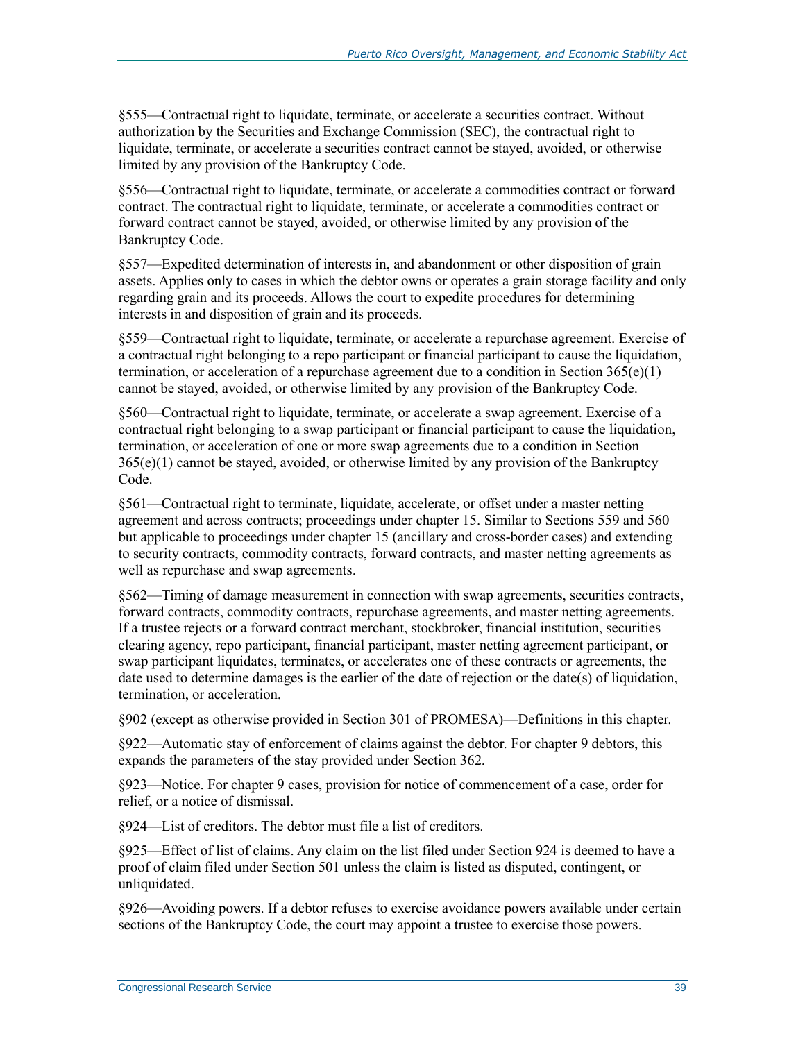§555—Contractual right to liquidate, terminate, or accelerate a securities contract. Without authorization by the Securities and Exchange Commission (SEC), the contractual right to liquidate, terminate, or accelerate a securities contract cannot be stayed, avoided, or otherwise limited by any provision of the Bankruptcy Code.

§556—Contractual right to liquidate, terminate, or accelerate a commodities contract or forward contract. The contractual right to liquidate, terminate, or accelerate a commodities contract or forward contract cannot be stayed, avoided, or otherwise limited by any provision of the Bankruptcy Code.

§557—Expedited determination of interests in, and abandonment or other disposition of grain assets. Applies only to cases in which the debtor owns or operates a grain storage facility and only regarding grain and its proceeds. Allows the court to expedite procedures for determining interests in and disposition of grain and its proceeds.

§559—Contractual right to liquidate, terminate, or accelerate a repurchase agreement. Exercise of a contractual right belonging to a repo participant or financial participant to cause the liquidation, termination, or acceleration of a repurchase agreement due to a condition in Section 365(e)(1) cannot be stayed, avoided, or otherwise limited by any provision of the Bankruptcy Code.

§560—Contractual right to liquidate, terminate, or accelerate a swap agreement. Exercise of a contractual right belonging to a swap participant or financial participant to cause the liquidation, termination, or acceleration of one or more swap agreements due to a condition in Section 365(e)(1) cannot be stayed, avoided, or otherwise limited by any provision of the Bankruptcy Code.

§561—Contractual right to terminate, liquidate, accelerate, or offset under a master netting agreement and across contracts; proceedings under chapter 15. Similar to Sections 559 and 560 but applicable to proceedings under chapter 15 (ancillary and cross-border cases) and extending to security contracts, commodity contracts, forward contracts, and master netting agreements as well as repurchase and swap agreements.

§562—Timing of damage measurement in connection with swap agreements, securities contracts, forward contracts, commodity contracts, repurchase agreements, and master netting agreements. If a trustee rejects or a forward contract merchant, stockbroker, financial institution, securities clearing agency, repo participant, financial participant, master netting agreement participant, or swap participant liquidates, terminates, or accelerates one of these contracts or agreements, the date used to determine damages is the earlier of the date of rejection or the date(s) of liquidation, termination, or acceleration.

§902 (except as otherwise provided in Section 301 of PROMESA)—Definitions in this chapter.

§922—Automatic stay of enforcement of claims against the debtor. For chapter 9 debtors, this expands the parameters of the stay provided under Section 362.

§923—Notice. For chapter 9 cases, provision for notice of commencement of a case, order for relief, or a notice of dismissal.

§924—List of creditors. The debtor must file a list of creditors.

§925—Effect of list of claims. Any claim on the list filed under Section 924 is deemed to have a proof of claim filed under Section 501 unless the claim is listed as disputed, contingent, or unliquidated.

§926—Avoiding powers. If a debtor refuses to exercise avoidance powers available under certain sections of the Bankruptcy Code, the court may appoint a trustee to exercise those powers.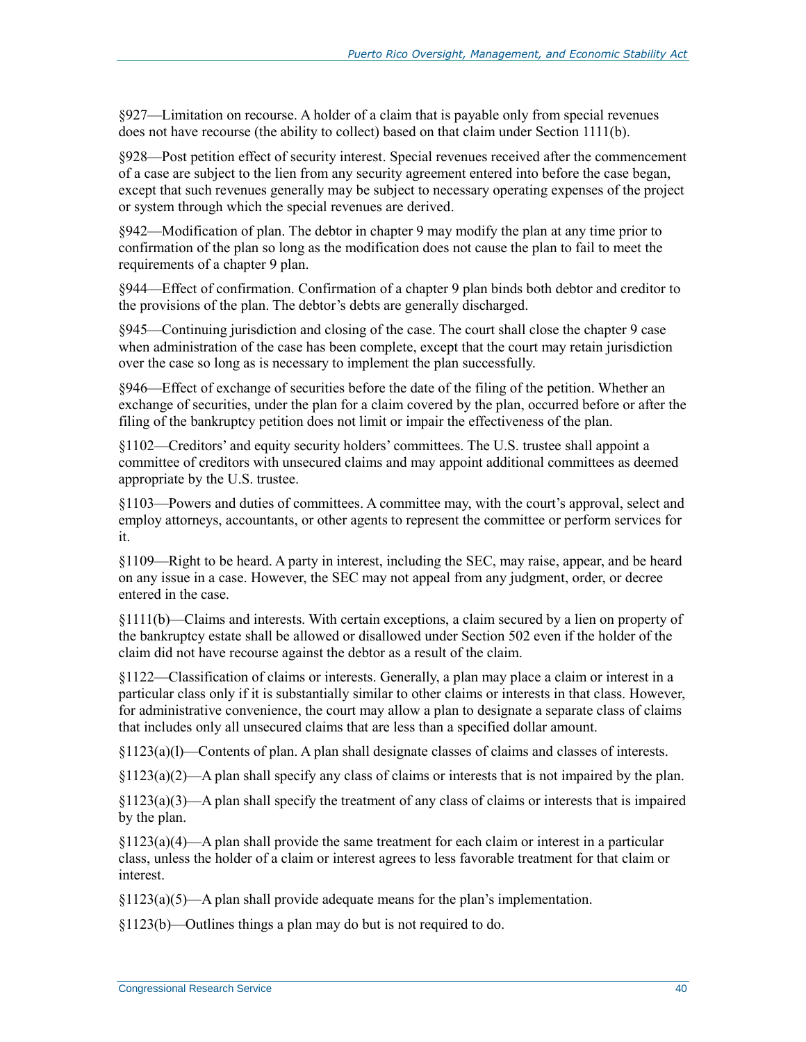§927—Limitation on recourse. A holder of a claim that is payable only from special revenues does not have recourse (the ability to collect) based on that claim under Section 1111(b).

§928—Post petition effect of security interest. Special revenues received after the commencement of a case are subject to the lien from any security agreement entered into before the case began, except that such revenues generally may be subject to necessary operating expenses of the project or system through which the special revenues are derived.

§942—Modification of plan. The debtor in chapter 9 may modify the plan at any time prior to confirmation of the plan so long as the modification does not cause the plan to fail to meet the requirements of a chapter 9 plan.

§944—Effect of confirmation. Confirmation of a chapter 9 plan binds both debtor and creditor to the provisions of the plan. The debtor's debts are generally discharged.

§945—Continuing jurisdiction and closing of the case. The court shall close the chapter 9 case when administration of the case has been complete, except that the court may retain jurisdiction over the case so long as is necessary to implement the plan successfully.

§946—Effect of exchange of securities before the date of the filing of the petition. Whether an exchange of securities, under the plan for a claim covered by the plan, occurred before or after the filing of the bankruptcy petition does not limit or impair the effectiveness of the plan.

§1102—Creditors' and equity security holders' committees. The U.S. trustee shall appoint a committee of creditors with unsecured claims and may appoint additional committees as deemed appropriate by the U.S. trustee.

§1103—Powers and duties of committees. A committee may, with the court's approval, select and employ attorneys, accountants, or other agents to represent the committee or perform services for it.

§1109—Right to be heard. A party in interest, including the SEC, may raise, appear, and be heard on any issue in a case. However, the SEC may not appeal from any judgment, order, or decree entered in the case.

§1111(b)—Claims and interests. With certain exceptions, a claim secured by a lien on property of the bankruptcy estate shall be allowed or disallowed under Section 502 even if the holder of the claim did not have recourse against the debtor as a result of the claim.

§1122—Classification of claims or interests. Generally, a plan may place a claim or interest in a particular class only if it is substantially similar to other claims or interests in that class. However, for administrative convenience, the court may allow a plan to designate a separate class of claims that includes only all unsecured claims that are less than a specified dollar amount.

§1123(a)(l)—Contents of plan. A plan shall designate classes of claims and classes of interests.

§1123(a)(2)—A plan shall specify any class of claims or interests that is not impaired by the plan.

§1123(a)(3)—A plan shall specify the treatment of any class of claims or interests that is impaired by the plan.

§1123(a)(4)—A plan shall provide the same treatment for each claim or interest in a particular class, unless the holder of a claim or interest agrees to less favorable treatment for that claim or interest.

§1123(a)(5)—A plan shall provide adequate means for the plan's implementation.

§1123(b)—Outlines things a plan may do but is not required to do.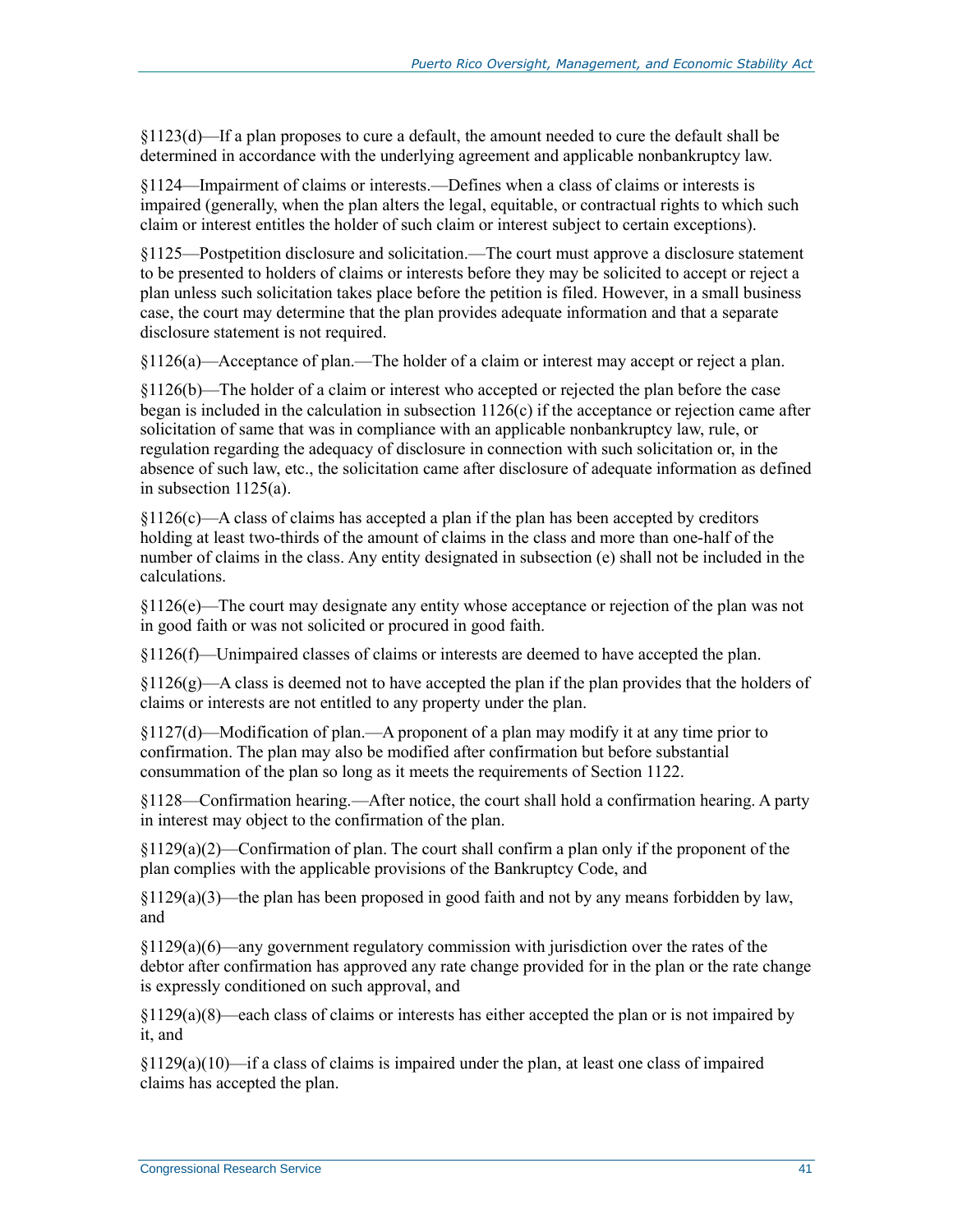§1123(d)—If a plan proposes to cure a default, the amount needed to cure the default shall be determined in accordance with the underlying agreement and applicable nonbankruptcy law.

§1124—Impairment of claims or interests.—Defines when a class of claims or interests is impaired (generally, when the plan alters the legal, equitable, or contractual rights to which such claim or interest entitles the holder of such claim or interest subject to certain exceptions).

§1125—Postpetition disclosure and solicitation.—The court must approve a disclosure statement to be presented to holders of claims or interests before they may be solicited to accept or reject a plan unless such solicitation takes place before the petition is filed. However, in a small business case, the court may determine that the plan provides adequate information and that a separate disclosure statement is not required.

§1126(a)—Acceptance of plan.—The holder of a claim or interest may accept or reject a plan.

§1126(b)—The holder of a claim or interest who accepted or rejected the plan before the case began is included in the calculation in subsection 1126(c) if the acceptance or rejection came after solicitation of same that was in compliance with an applicable nonbankruptcy law, rule, or regulation regarding the adequacy of disclosure in connection with such solicitation or, in the absence of such law, etc., the solicitation came after disclosure of adequate information as defined in subsection 1125(a).

§1126(c)—A class of claims has accepted a plan if the plan has been accepted by creditors holding at least two-thirds of the amount of claims in the class and more than one-half of the number of claims in the class. Any entity designated in subsection (e) shall not be included in the calculations.

§1126(e)—The court may designate any entity whose acceptance or rejection of the plan was not in good faith or was not solicited or procured in good faith.

§1126(f)—Unimpaired classes of claims or interests are deemed to have accepted the plan.

§1126(g)—A class is deemed not to have accepted the plan if the plan provides that the holders of claims or interests are not entitled to any property under the plan.

§1127(d)—Modification of plan.—A proponent of a plan may modify it at any time prior to confirmation. The plan may also be modified after confirmation but before substantial consummation of the plan so long as it meets the requirements of Section 1122.

§1128—Confirmation hearing.—After notice, the court shall hold a confirmation hearing. A party in interest may object to the confirmation of the plan.

§1129(a)(2)—Confirmation of plan. The court shall confirm a plan only if the proponent of the plan complies with the applicable provisions of the Bankruptcy Code, and

§1129(a)(3)—the plan has been proposed in good faith and not by any means forbidden by law, and

§1129(a)(6)—any government regulatory commission with jurisdiction over the rates of the debtor after confirmation has approved any rate change provided for in the plan or the rate change is expressly conditioned on such approval, and

§1129(a)(8)—each class of claims or interests has either accepted the plan or is not impaired by it, and

§1129(a)(10)—if a class of claims is impaired under the plan, at least one class of impaired claims has accepted the plan.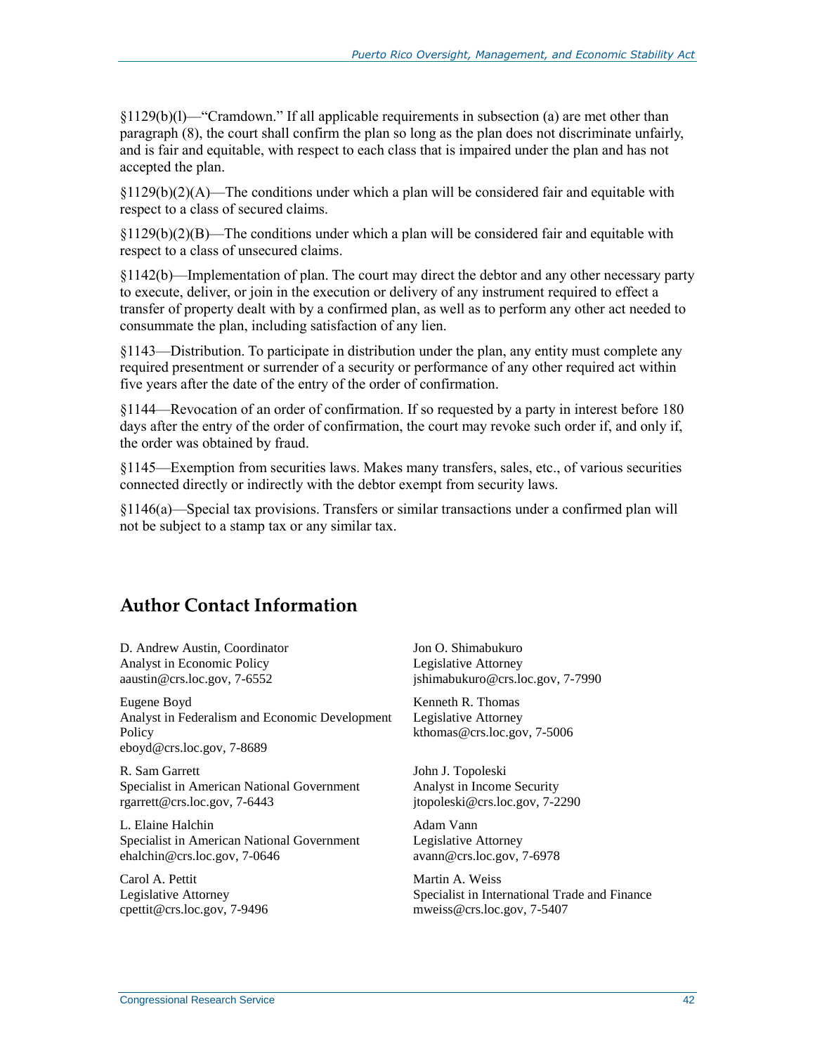§1129(b)(l)—"Cramdown." If all applicable requirements in subsection (a) are met other than paragraph (8), the court shall confirm the plan so long as the plan does not discriminate unfairly, and is fair and equitable, with respect to each class that is impaired under the plan and has not accepted the plan.

§1129(b)(2)(A)—The conditions under which a plan will be considered fair and equitable with respect to a class of secured claims.

§1129(b)(2)(B)—The conditions under which a plan will be considered fair and equitable with respect to a class of unsecured claims.

§1142(b)—Implementation of plan. The court may direct the debtor and any other necessary party to execute, deliver, or join in the execution or delivery of any instrument required to effect a transfer of property dealt with by a confirmed plan, as well as to perform any other act needed to consummate the plan, including satisfaction of any lien.

§1143—Distribution. To participate in distribution under the plan, any entity must complete any required presentment or surrender of a security or performance of any other required act within five years after the date of the entry of the order of confirmation.

§1144—Revocation of an order of confirmation. If so requested by a party in interest before 180 days after the entry of the order of confirmation, the court may revoke such order if, and only if, the order was obtained by fraud.

§1145—Exemption from securities laws. Makes many transfers, sales, etc., of various securities connected directly or indirectly with the debtor exempt from security laws.

§1146(a)—Special tax provisions. Transfers or similar transactions under a confirmed plan will not be subject to a stamp tax or any similar tax.

## Author Contact Information

D. Andrew Austin, Coordinator
Analyst in Economic Policy
aaustin@crs.loc.gov, 7-6552

Eugene Boyd
Analyst in Federalism and Economic Development Policy
eboyd@crs.loc.gov, 7-8689

R. Sam Garrett
Specialist in American National Government
rgarrett@crs.loc.gov, 7-6443

L. Elaine Halchin
Specialist in American National Government
ehalchin@crs.loc.gov, 7-0646

Carol A. Pettit
Legislative Attorney
cpettit@crs.loc.gov, 7-9496

Jon O. Shimabukuro
Legislative Attorney
jshimabukuro@crs.loc.gov, 7-7990

Kenneth R. Thomas
Legislative Attorney
kthomas@crs.loc.gov, 7-5006

John J. Topoleski
Analyst in Income Security
jtopoleski@crs.loc.gov, 7-2290

Adam Vann
Legislative Attorney
avann@crs.loc.gov, 7-6978

Martin A. Weiss
Specialist in International Trade and Finance
mweiss@crs.loc.gov, 7-5407